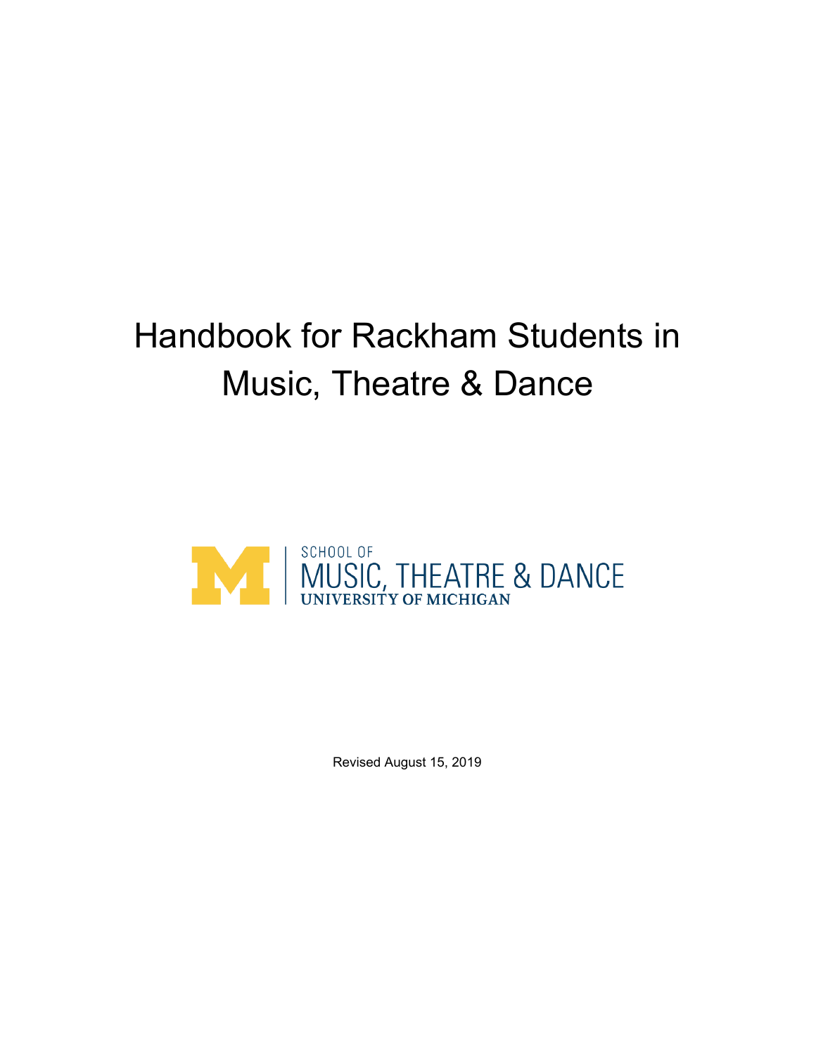# Handbook for Rackham Students in Music, Theatre & Dance

SCHOOL OF
MUSIC, THEATRE & DANCE
UNIVERSITY OF MICHIGAN

Revised August 15, 2019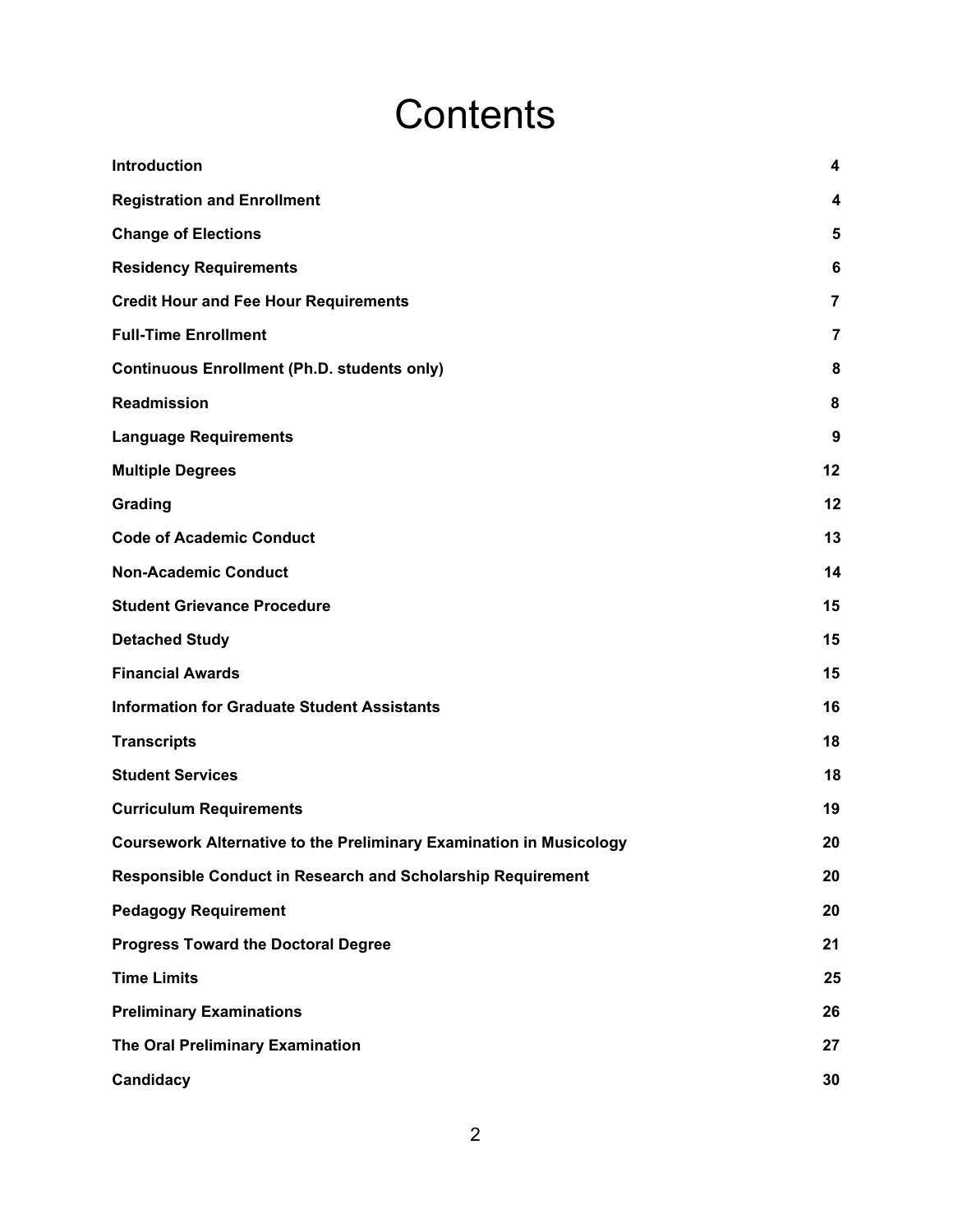# Contents

| | |
|---|---|
| **Introduction** | **4** |
| **Registration and Enrollment** | **4** |
| **Change of Elections** | **5** |
| **Residency Requirements** | **6** |
| **Credit Hour and Fee Hour Requirements** | **7** |
| **Full-Time Enrollment** | **7** |
| **Continuous Enrollment (Ph.D. students only)** | **8** |
| **Readmission** | **8** |
| **Language Requirements** | **9** |
| **Multiple Degrees** | **12** |
| **Grading** | **12** |
| **Code of Academic Conduct** | **13** |
| **Non-Academic Conduct** | **14** |
| **Student Grievance Procedure** | **15** |
| **Detached Study** | **15** |
| **Financial Awards** | **15** |
| **Information for Graduate Student Assistants** | **16** |
| **Transcripts** | **18** |
| **Student Services** | **18** |
| **Curriculum Requirements** | **19** |
| **Coursework Alternative to the Preliminary Examination in Musicology** | **20** |
| **Responsible Conduct in Research and Scholarship Requirement** | **20** |
| **Pedagogy Requirement** | **20** |
| **Progress Toward the Doctoral Degree** | **21** |
| **Time Limits** | **25** |
| **Preliminary Examinations** | **26** |
| **The Oral Preliminary Examination** | **27** |
| **Candidacy** | **30** |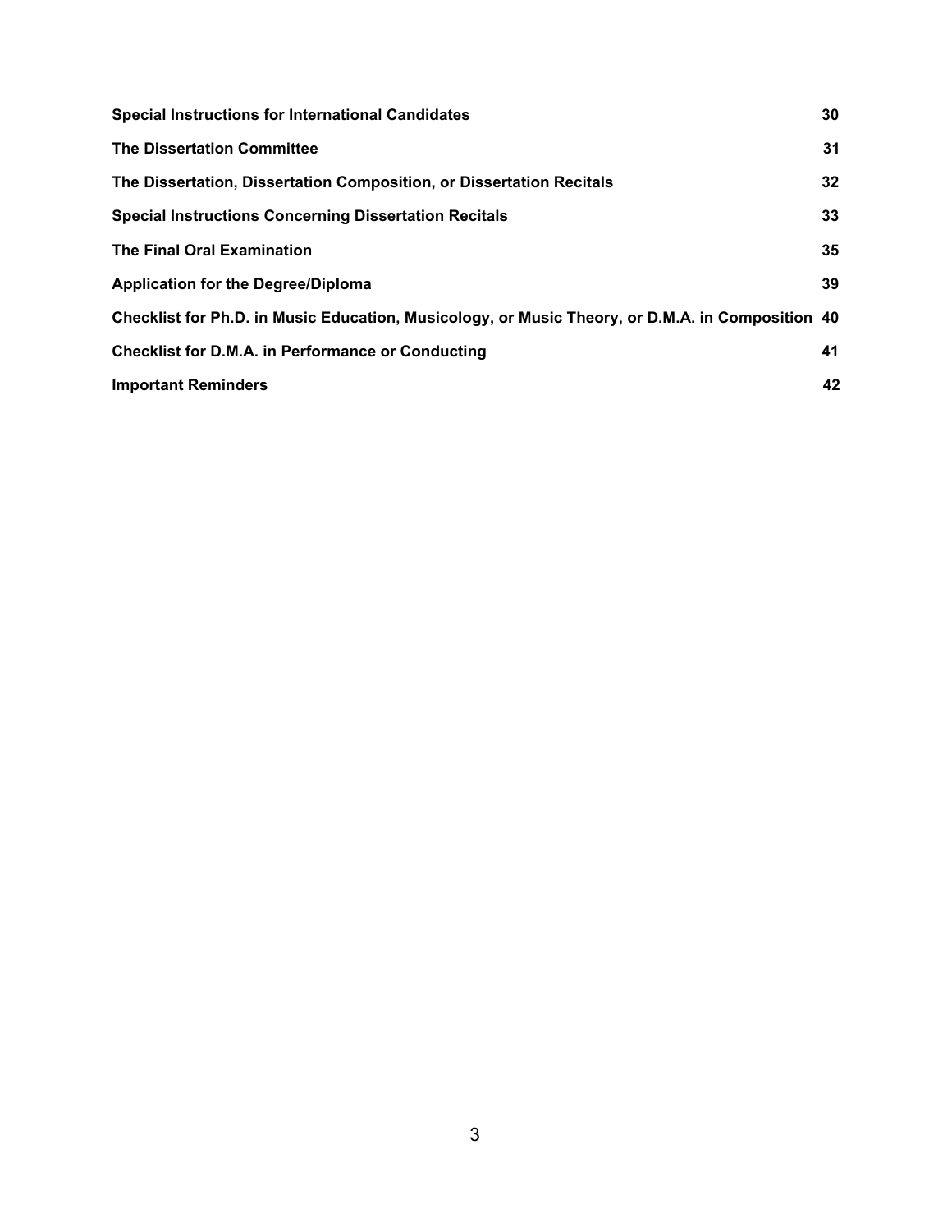| | |
|---|---|
| **Special Instructions for International Candidates** | **30** |
| **The Dissertation Committee** | **31** |
| **The Dissertation, Dissertation Composition, or Dissertation Recitals** | **32** |
| **Special Instructions Concerning Dissertation Recitals** | **33** |
| **The Final Oral Examination** | **35** |
| **Application for the Degree/Diploma** | **39** |
| **Checklist for Ph.D. in Music Education, Musicology, or Music Theory, or D.M.A. in Composition** | **40** |
| **Checklist for D.M.A. in Performance or Conducting** | **41** |
| **Important Reminders** | **42** |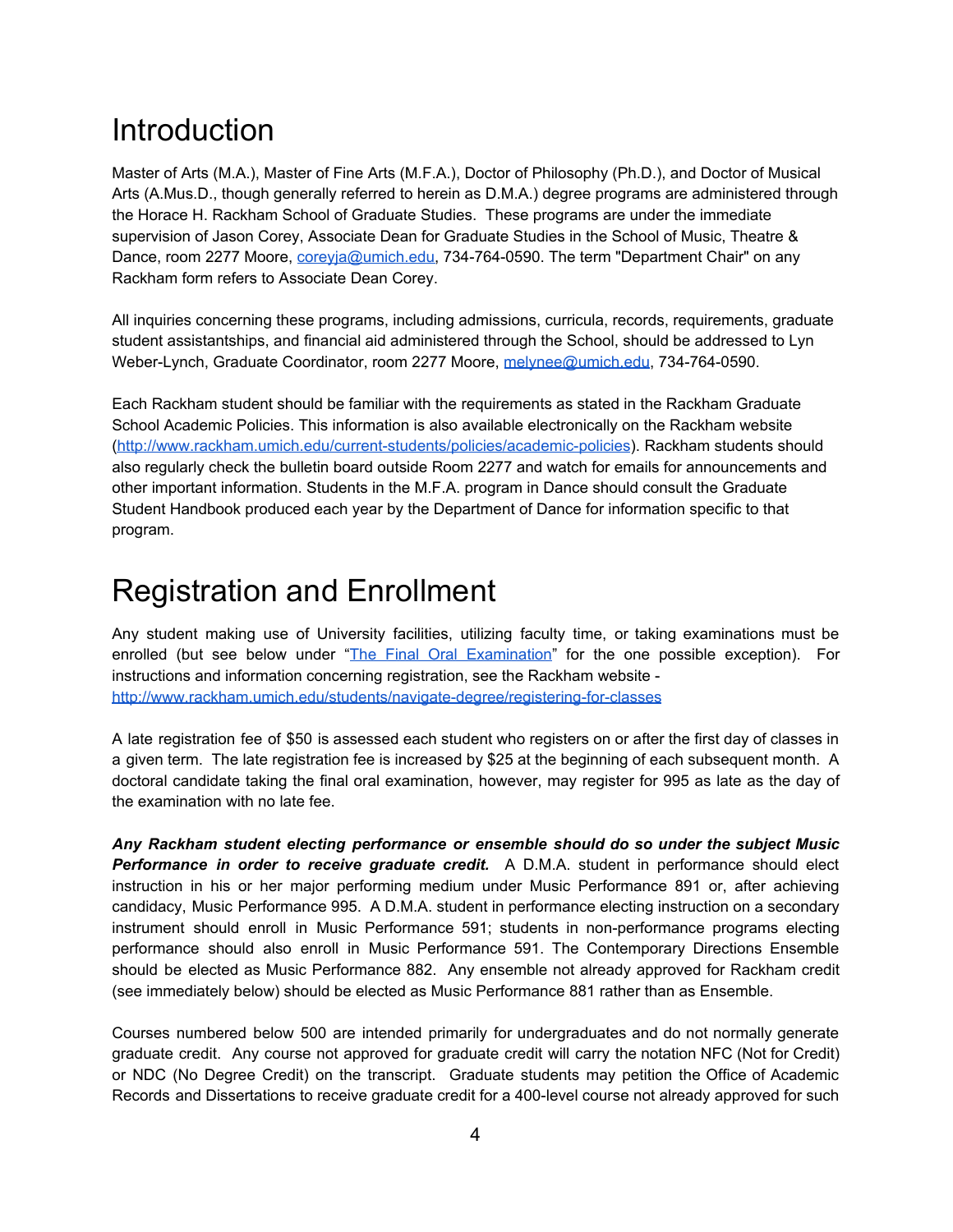# Introduction

Master of Arts (M.A.), Master of Fine Arts (M.F.A.), Doctor of Philosophy (Ph.D.), and Doctor of Musical Arts (A.Mus.D., though generally referred to herein as D.M.A.) degree programs are administered through the Horace H. Rackham School of Graduate Studies. These programs are under the immediate supervision of Jason Corey, Associate Dean for Graduate Studies in the School of Music, Theatre & Dance, room 2277 Moore, [coreyja@umich.edu](mailto:coreyja@umich.edu), 734-764-0590. The term "Department Chair" on any Rackham form refers to Associate Dean Corey.

All inquiries concerning these programs, including admissions, curricula, records, requirements, graduate student assistantships, and financial aid administered through the School, should be addressed to Lyn Weber-Lynch, Graduate Coordinator, room 2277 Moore, [melynee@umich.edu](mailto:melynee@umich.edu), 734-764-0590.

Each Rackham student should be familiar with the requirements as stated in the Rackham Graduate School Academic Policies. This information is also available electronically on the Rackham website ([http://www.rackham.umich.edu/current-students/policies/academic-policies](http://www.rackham.umich.edu/current-students/policies/academic-policies)). Rackham students should also regularly check the bulletin board outside Room 2277 and watch for emails for announcements and other important information. Students in the M.F.A. program in Dance should consult the Graduate Student Handbook produced each year by the Department of Dance for information specific to that program.

# Registration and Enrollment

Any student making use of University facilities, utilizing faculty time, or taking examinations must be enrolled (but see below under "[The Final Oral Examination]()" for the one possible exception). For instructions and information concerning registration, see the Rackham website - [http://www.rackham.umich.edu/students/navigate-degree/registering-for-classes](http://www.rackham.umich.edu/students/navigate-degree/registering-for-classes)

A late registration fee of $50 is assessed each student who registers on or after the first day of classes in a given term. The late registration fee is increased by $25 at the beginning of each subsequent month. A doctoral candidate taking the final oral examination, however, may register for 995 as late as the day of the examination with no late fee.

***Any Rackham student electing performance or ensemble should do so under the subject Music Performance in order to receive graduate credit.*** A D.M.A. student in performance should elect instruction in his or her major performing medium under Music Performance 891 or, after achieving candidacy, Music Performance 995. A D.M.A. student in performance electing instruction on a secondary instrument should enroll in Music Performance 591; students in non-performance programs electing performance should also enroll in Music Performance 591. The Contemporary Directions Ensemble should be elected as Music Performance 882. Any ensemble not already approved for Rackham credit (see immediately below) should be elected as Music Performance 881 rather than as Ensemble.

Courses numbered below 500 are intended primarily for undergraduates and do not normally generate graduate credit. Any course not approved for graduate credit will carry the notation NFC (Not for Credit) or NDC (No Degree Credit) on the transcript. Graduate students may petition the Office of Academic Records and Dissertations to receive graduate credit for a 400-level course not already approved for such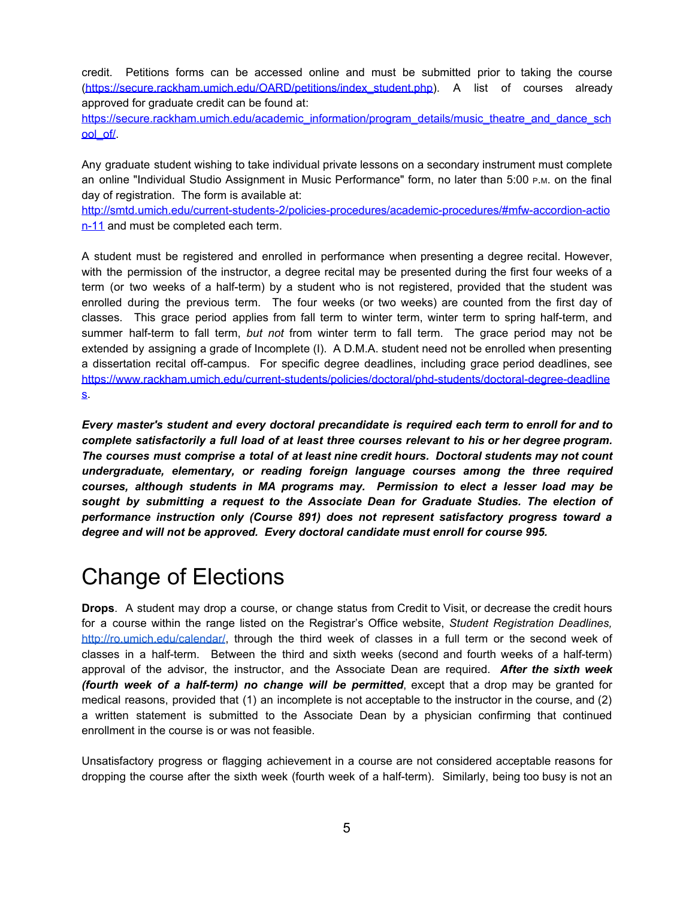credit. Petitions forms can be accessed online and must be submitted prior to taking the course (https://secure.rackham.umich.edu/OARD/petitions/index_student.php). A list of courses already approved for graduate credit can be found at: https://secure.rackham.umich.edu/academic_information/program_details/music_theatre_and_dance_school_of/.

Any graduate student wishing to take individual private lessons on a secondary instrument must complete an online "Individual Studio Assignment in Music Performance" form, no later than 5:00 P.M. on the final day of registration. The form is available at: http://smtd.umich.edu/current-students-2/policies-procedures/academic-procedures/#mfw-accordion-action-11 and must be completed each term.

A student must be registered and enrolled in performance when presenting a degree recital. However, with the permission of the instructor, a degree recital may be presented during the first four weeks of a term (or two weeks of a half-term) by a student who is not registered, provided that the student was enrolled during the previous term. The four weeks (or two weeks) are counted from the first day of classes. This grace period applies from fall term to winter term, winter term to spring half-term, and summer half-term to fall term, *but not* from winter term to fall term. The grace period may not be extended by assigning a grade of Incomplete (I). A D.M.A. student need not be enrolled when presenting a dissertation recital off-campus. For specific degree deadlines, including grace period deadlines, see https://www.rackham.umich.edu/current-students/policies/doctoral/phd-students/doctoral-degree-deadlines.

***Every master's student and every doctoral precandidate is required each term to enroll for and to complete satisfactorily a full load of at least three courses relevant to his or her degree program. The courses must comprise a total of at least nine credit hours. Doctoral students may not count undergraduate, elementary, or reading foreign language courses among the three required courses, although students in MA programs may. Permission to elect a lesser load may be sought by submitting a request to the Associate Dean for Graduate Studies. The election of performance instruction only (Course 891) does not represent satisfactory progress toward a degree and will not be approved. Every doctoral candidate must enroll for course 995.***

# Change of Elections

**Drops**. A student may drop a course, or change status from Credit to Visit, or decrease the credit hours for a course within the range listed on the Registrar's Office website, *Student Registration Deadlines,* http://ro.umich.edu/calendar/, through the third week of classes in a full term or the second week of classes in a half-term. Between the third and sixth weeks (second and fourth weeks of a half-term) approval of the advisor, the instructor, and the Associate Dean are required. ***After the sixth week (fourth week of a half-term) no change will be permitted***, except that a drop may be granted for medical reasons, provided that (1) an incomplete is not acceptable to the instructor in the course, and (2) a written statement is submitted to the Associate Dean by a physician confirming that continued enrollment in the course is or was not feasible.

Unsatisfactory progress or flagging achievement in a course are not considered acceptable reasons for dropping the course after the sixth week (fourth week of a half-term). Similarly, being too busy is not an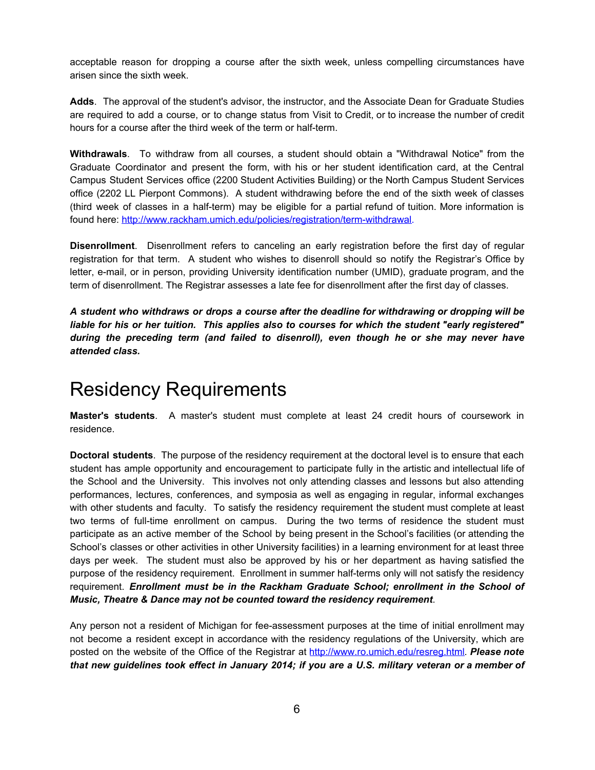acceptable reason for dropping a course after the sixth week, unless compelling circumstances have arisen since the sixth week.

**Adds**. The approval of the student's advisor, the instructor, and the Associate Dean for Graduate Studies are required to add a course, or to change status from Visit to Credit, or to increase the number of credit hours for a course after the third week of the term or half-term.

**Withdrawals**. To withdraw from all courses, a student should obtain a "Withdrawal Notice" from the Graduate Coordinator and present the form, with his or her student identification card, at the Central Campus Student Services office (2200 Student Activities Building) or the North Campus Student Services office (2202 LL Pierpont Commons). A student withdrawing before the end of the sixth week of classes (third week of classes in a half-term) may be eligible for a partial refund of tuition. More information is found here: [http://www.rackham.umich.edu/policies/registration/term-withdrawal](http://www.rackham.umich.edu/policies/registration/term-withdrawal).

**Disenrollment**. Disenrollment refers to canceling an early registration before the first day of regular registration for that term. A student who wishes to disenroll should so notify the Registrar's Office by letter, e-mail, or in person, providing University identification number (UMID), graduate program, and the term of disenrollment. The Registrar assesses a late fee for disenrollment after the first day of classes.

***A student who withdraws or drops a course after the deadline for withdrawing or dropping will be liable for his or her tuition. This applies also to courses for which the student "early registered" during the preceding term (and failed to disenroll), even though he or she may never have attended class.***

# Residency Requirements

**Master's students**. A master's student must complete at least 24 credit hours of coursework in residence.

**Doctoral students**. The purpose of the residency requirement at the doctoral level is to ensure that each student has ample opportunity and encouragement to participate fully in the artistic and intellectual life of the School and the University. This involves not only attending classes and lessons but also attending performances, lectures, conferences, and symposia as well as engaging in regular, informal exchanges with other students and faculty. To satisfy the residency requirement the student must complete at least two terms of full-time enrollment on campus. During the two terms of residence the student must participate as an active member of the School by being present in the School's facilities (or attending the School's classes or other activities in other University facilities) in a learning environment for at least three days per week. The student must also be approved by his or her department as having satisfied the purpose of the residency requirement. Enrollment in summer half-terms only will not satisfy the residency requirement. ***Enrollment must be in the Rackham Graduate School; enrollment in the School of Music, Theatre & Dance may not be counted toward the residency requirement***.

Any person not a resident of Michigan for fee-assessment purposes at the time of initial enrollment may not become a resident except in accordance with the residency regulations of the University, which are posted on the website of the Office of the Registrar at [http://www.ro.umich.edu/resreg.html](http://www.ro.umich.edu/resreg.html). ***Please note that new guidelines took effect in January 2014; if you are a U.S. military veteran or a member of***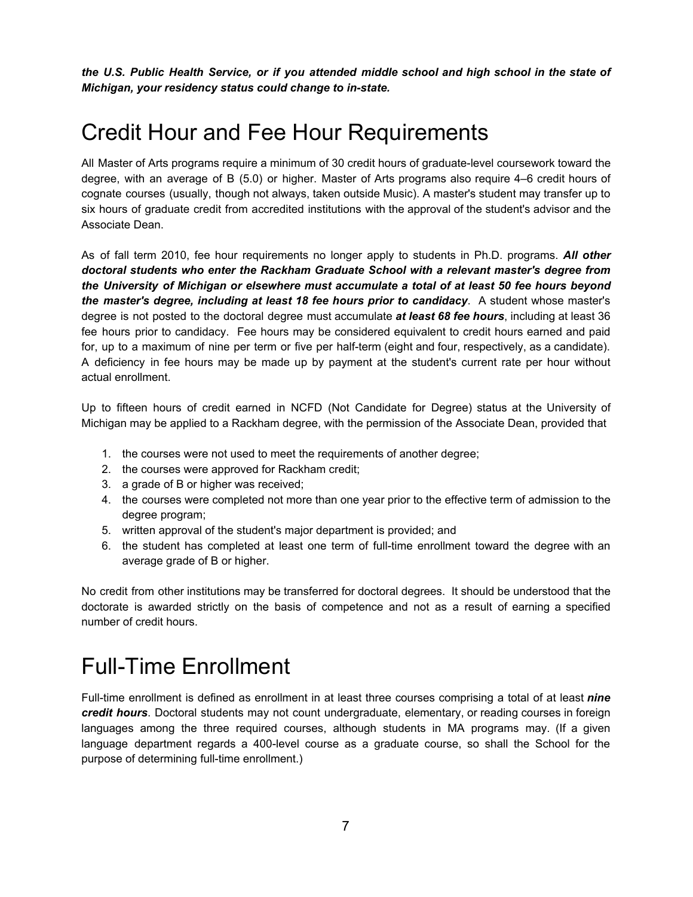***the U.S. Public Health Service, or if you attended middle school and high school in the state of Michigan, your residency status could change to in-state.***

# Credit Hour and Fee Hour Requirements

All Master of Arts programs require a minimum of 30 credit hours of graduate-level coursework toward the degree, with an average of B (5.0) or higher. Master of Arts programs also require 4–6 credit hours of cognate courses (usually, though not always, taken outside Music). A master's student may transfer up to six hours of graduate credit from accredited institutions with the approval of the student's advisor and the Associate Dean.

As of fall term 2010, fee hour requirements no longer apply to students in Ph.D. programs. ***All other doctoral students who enter the Rackham Graduate School with a relevant master's degree from the University of Michigan or elsewhere must accumulate a total of at least 50 fee hours beyond the master's degree, including at least 18 fee hours prior to candidacy***. A student whose master's degree is not posted to the doctoral degree must accumulate ***at least 68 fee hours***, including at least 36 fee hours prior to candidacy. Fee hours may be considered equivalent to credit hours earned and paid for, up to a maximum of nine per term or five per half-term (eight and four, respectively, as a candidate). A deficiency in fee hours may be made up by payment at the student's current rate per hour without actual enrollment.

Up to fifteen hours of credit earned in NCFD (Not Candidate for Degree) status at the University of Michigan may be applied to a Rackham degree, with the permission of the Associate Dean, provided that

1. the courses were not used to meet the requirements of another degree;
2. the courses were approved for Rackham credit;
3. a grade of B or higher was received;
4. the courses were completed not more than one year prior to the effective term of admission to the degree program;
5. written approval of the student's major department is provided; and
6. the student has completed at least one term of full-time enrollment toward the degree with an average grade of B or higher.

No credit from other institutions may be transferred for doctoral degrees. It should be understood that the doctorate is awarded strictly on the basis of competence and not as a result of earning a specified number of credit hours.

# Full-Time Enrollment

Full-time enrollment is defined as enrollment in at least three courses comprising a total of at least ***nine credit hours***. Doctoral students may not count undergraduate, elementary, or reading courses in foreign languages among the three required courses, although students in MA programs may. (If a given language department regards a 400-level course as a graduate course, so shall the School for the purpose of determining full-time enrollment.)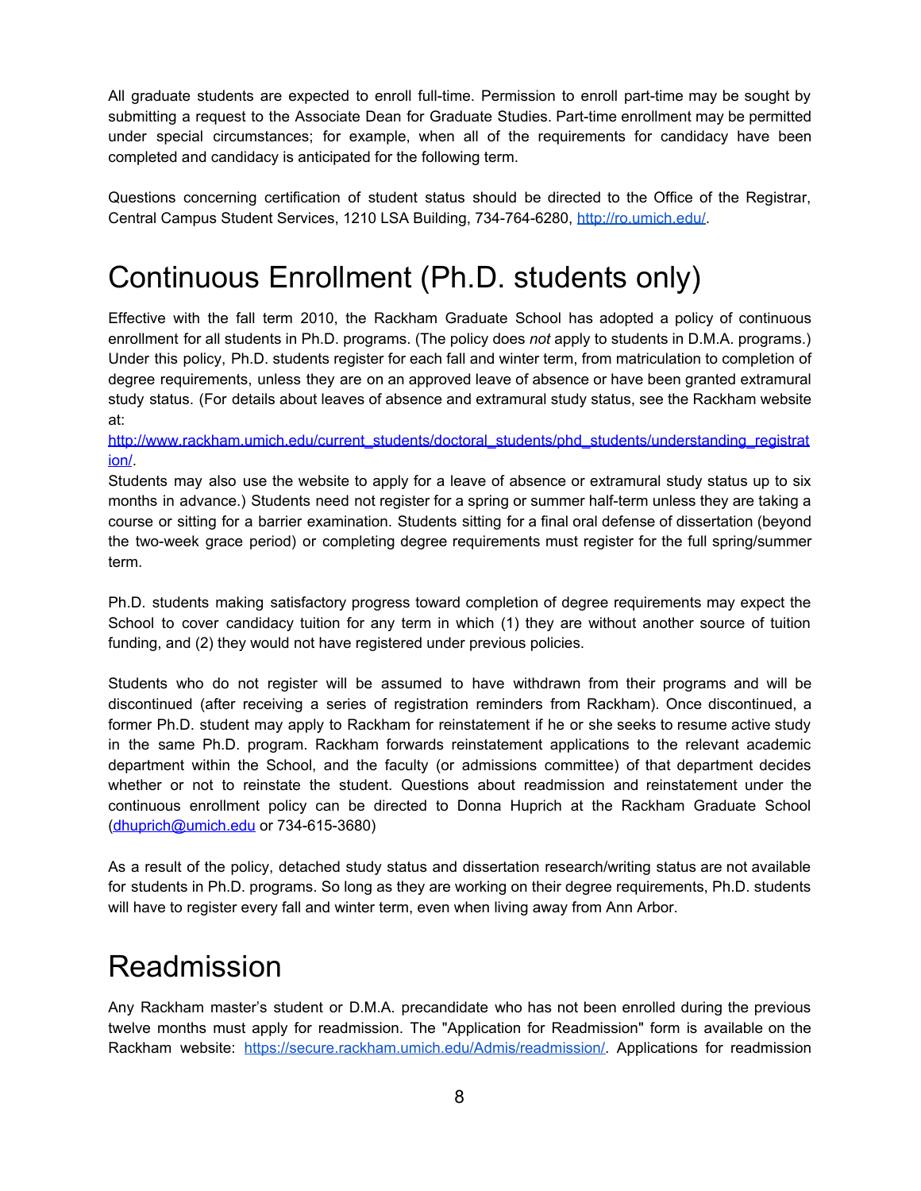All graduate students are expected to enroll full-time. Permission to enroll part-time may be sought by submitting a request to the Associate Dean for Graduate Studies. Part-time enrollment may be permitted under special circumstances; for example, when all of the requirements for candidacy have been completed and candidacy is anticipated for the following term.

Questions concerning certification of student status should be directed to the Office of the Registrar, Central Campus Student Services, 1210 LSA Building, 734-764-6280, [http://ro.umich.edu/](http://ro.umich.edu/).

# Continuous Enrollment (Ph.D. students only)

Effective with the fall term 2010, the Rackham Graduate School has adopted a policy of continuous enrollment for all students in Ph.D. programs. (The policy does *not* apply to students in D.M.A. programs.) Under this policy, Ph.D. students register for each fall and winter term, from matriculation to completion of degree requirements, unless they are on an approved leave of absence or have been granted extramural study status. (For details about leaves of absence and extramural study status, see the Rackham website at: [http://www.rackham.umich.edu/current_students/doctoral_students/phd_students/understanding_registration/](http://www.rackham.umich.edu/current_students/doctoral_students/phd_students/understanding_registration/).
Students may also use the website to apply for a leave of absence or extramural study status up to six months in advance.) Students need not register for a spring or summer half-term unless they are taking a course or sitting for a barrier examination. Students sitting for a final oral defense of dissertation (beyond the two-week grace period) or completing degree requirements must register for the full spring/summer term.

Ph.D. students making satisfactory progress toward completion of degree requirements may expect the School to cover candidacy tuition for any term in which (1) they are without another source of tuition funding, and (2) they would not have registered under previous policies.

Students who do not register will be assumed to have withdrawn from their programs and will be discontinued (after receiving a series of registration reminders from Rackham). Once discontinued, a former Ph.D. student may apply to Rackham for reinstatement if he or she seeks to resume active study in the same Ph.D. program. Rackham forwards reinstatement applications to the relevant academic department within the School, and the faculty (or admissions committee) of that department decides whether or not to reinstate the student. Questions about readmission and reinstatement under the continuous enrollment policy can be directed to Donna Huprich at the Rackham Graduate School ([dhuprich@umich.edu](mailto:dhuprich@umich.edu) or 734-615-3680)

As a result of the policy, detached study status and dissertation research/writing status are not available for students in Ph.D. programs. So long as they are working on their degree requirements, Ph.D. students will have to register every fall and winter term, even when living away from Ann Arbor.

# Readmission

Any Rackham master's student or D.M.A. precandidate who has not been enrolled during the previous twelve months must apply for readmission. The "Application for Readmission" form is available on the Rackham website: [https://secure.rackham.umich.edu/Admis/readmission/](https://secure.rackham.umich.edu/Admis/readmission/). Applications for readmission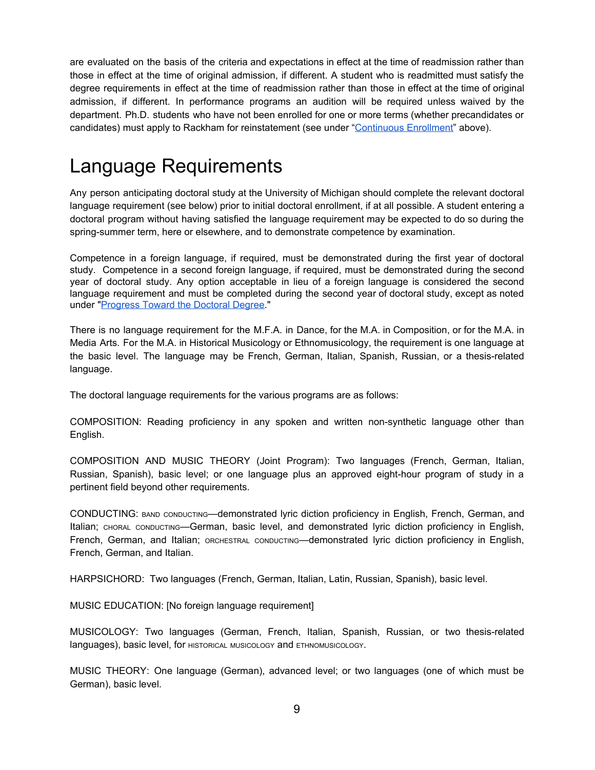are evaluated on the basis of the criteria and expectations in effect at the time of readmission rather than those in effect at the time of original admission, if different. A student who is readmitted must satisfy the degree requirements in effect at the time of readmission rather than those in effect at the time of original admission, if different. In performance programs an audition will be required unless waived by the department. Ph.D. students who have not been enrolled for one or more terms (whether precandidates or candidates) must apply to Rackham for reinstatement (see under "Continuous Enrollment" above).

# Language Requirements

Any person anticipating doctoral study at the University of Michigan should complete the relevant doctoral language requirement (see below) prior to initial doctoral enrollment, if at all possible. A student entering a doctoral program without having satisfied the language requirement may be expected to do so during the spring-summer term, here or elsewhere, and to demonstrate competence by examination.

Competence in a foreign language, if required, must be demonstrated during the first year of doctoral study. Competence in a second foreign language, if required, must be demonstrated during the second year of doctoral study. Any option acceptable in lieu of a foreign language is considered the second language requirement and must be completed during the second year of doctoral study, except as noted under "Progress Toward the Doctoral Degree."

There is no language requirement for the M.F.A. in Dance, for the M.A. in Composition, or for the M.A. in Media Arts. For the M.A. in Historical Musicology or Ethnomusicology, the requirement is one language at the basic level. The language may be French, German, Italian, Spanish, Russian, or a thesis-related language.

The doctoral language requirements for the various programs are as follows:

COMPOSITION: Reading proficiency in any spoken and written non-synthetic language other than English.

COMPOSITION AND MUSIC THEORY (Joint Program): Two languages (French, German, Italian, Russian, Spanish), basic level; or one language plus an approved eight-hour program of study in a pertinent field beyond other requirements.

CONDUCTING: BAND CONDUCTING—demonstrated lyric diction proficiency in English, French, German, and Italian; CHORAL CONDUCTING—German, basic level, and demonstrated lyric diction proficiency in English, French, German, and Italian; ORCHESTRAL CONDUCTING—demonstrated lyric diction proficiency in English, French, German, and Italian.

HARPSICHORD: Two languages (French, German, Italian, Latin, Russian, Spanish), basic level.

MUSIC EDUCATION: [No foreign language requirement]

MUSICOLOGY: Two languages (German, French, Italian, Spanish, Russian, or two thesis-related languages), basic level, for HISTORICAL MUSICOLOGY and ETHNOMUSICOLOGY.

MUSIC THEORY: One language (German), advanced level; or two languages (one of which must be German), basic level.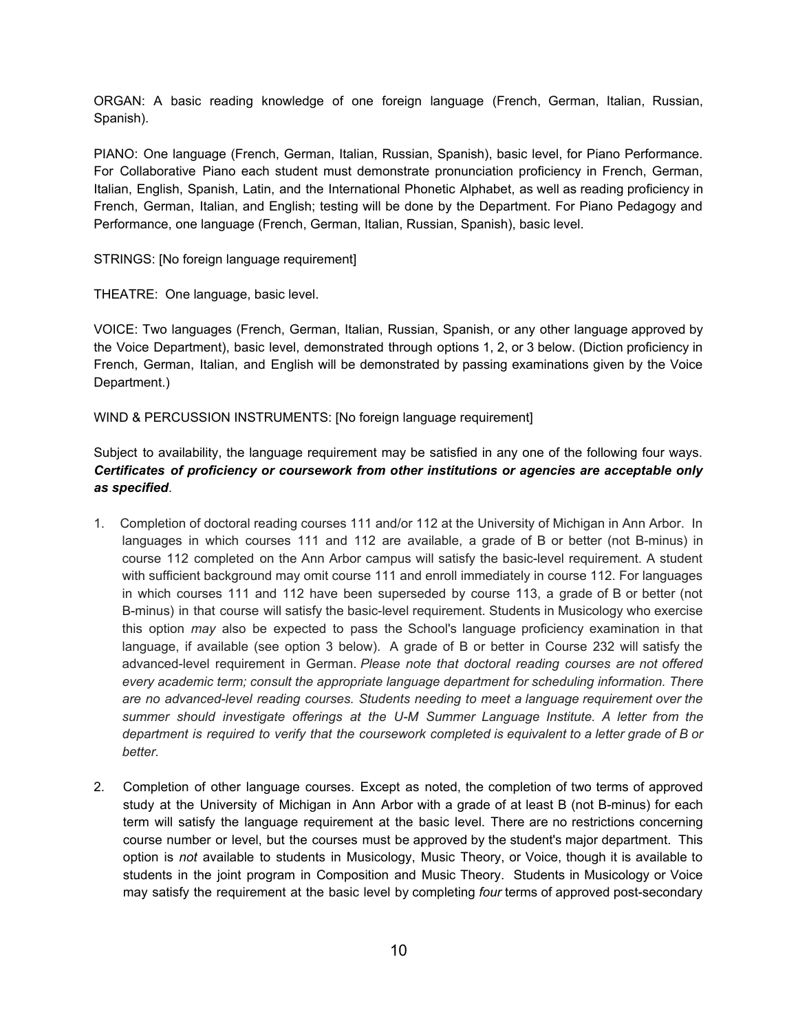ORGAN: A basic reading knowledge of one foreign language (French, German, Italian, Russian, Spanish).

PIANO: One language (French, German, Italian, Russian, Spanish), basic level, for Piano Performance. For Collaborative Piano each student must demonstrate pronunciation proficiency in French, German, Italian, English, Spanish, Latin, and the International Phonetic Alphabet, as well as reading proficiency in French, German, Italian, and English; testing will be done by the Department. For Piano Pedagogy and Performance, one language (French, German, Italian, Russian, Spanish), basic level.

STRINGS: [No foreign language requirement]

THEATRE: One language, basic level.

VOICE: Two languages (French, German, Italian, Russian, Spanish, or any other language approved by the Voice Department), basic level, demonstrated through options 1, 2, or 3 below. (Diction proficiency in French, German, Italian, and English will be demonstrated by passing examinations given by the Voice Department.)

WIND & PERCUSSION INSTRUMENTS: [No foreign language requirement]

Subject to availability, the language requirement may be satisfied in any one of the following four ways. ***Certificates of proficiency or coursework from other institutions or agencies are acceptable only as specified***.

1. Completion of doctoral reading courses 111 and/or 112 at the University of Michigan in Ann Arbor. In languages in which courses 111 and 112 are available, a grade of B or better (not B-minus) in course 112 completed on the Ann Arbor campus will satisfy the basic-level requirement. A student with sufficient background may omit course 111 and enroll immediately in course 112. For languages in which courses 111 and 112 have been superseded by course 113, a grade of B or better (not B-minus) in that course will satisfy the basic-level requirement. Students in Musicology who exercise this option *may* also be expected to pass the School's language proficiency examination in that language, if available (see option 3 below). A grade of B or better in Course 232 will satisfy the advanced-level requirement in German. *Please note that doctoral reading courses are not offered every academic term; consult the appropriate language department for scheduling information. There are no advanced-level reading courses. Students needing to meet a language requirement over the summer should investigate offerings at the U-M Summer Language Institute. A letter from the department is required to verify that the coursework completed is equivalent to a letter grade of B or better.*

2. Completion of other language courses. Except as noted, the completion of two terms of approved study at the University of Michigan in Ann Arbor with a grade of at least B (not B-minus) for each term will satisfy the language requirement at the basic level. There are no restrictions concerning course number or level, but the courses must be approved by the student's major department. This option is *not* available to students in Musicology, Music Theory, or Voice, though it is available to students in the joint program in Composition and Music Theory. Students in Musicology or Voice may satisfy the requirement at the basic level by completing *four* terms of approved post-secondary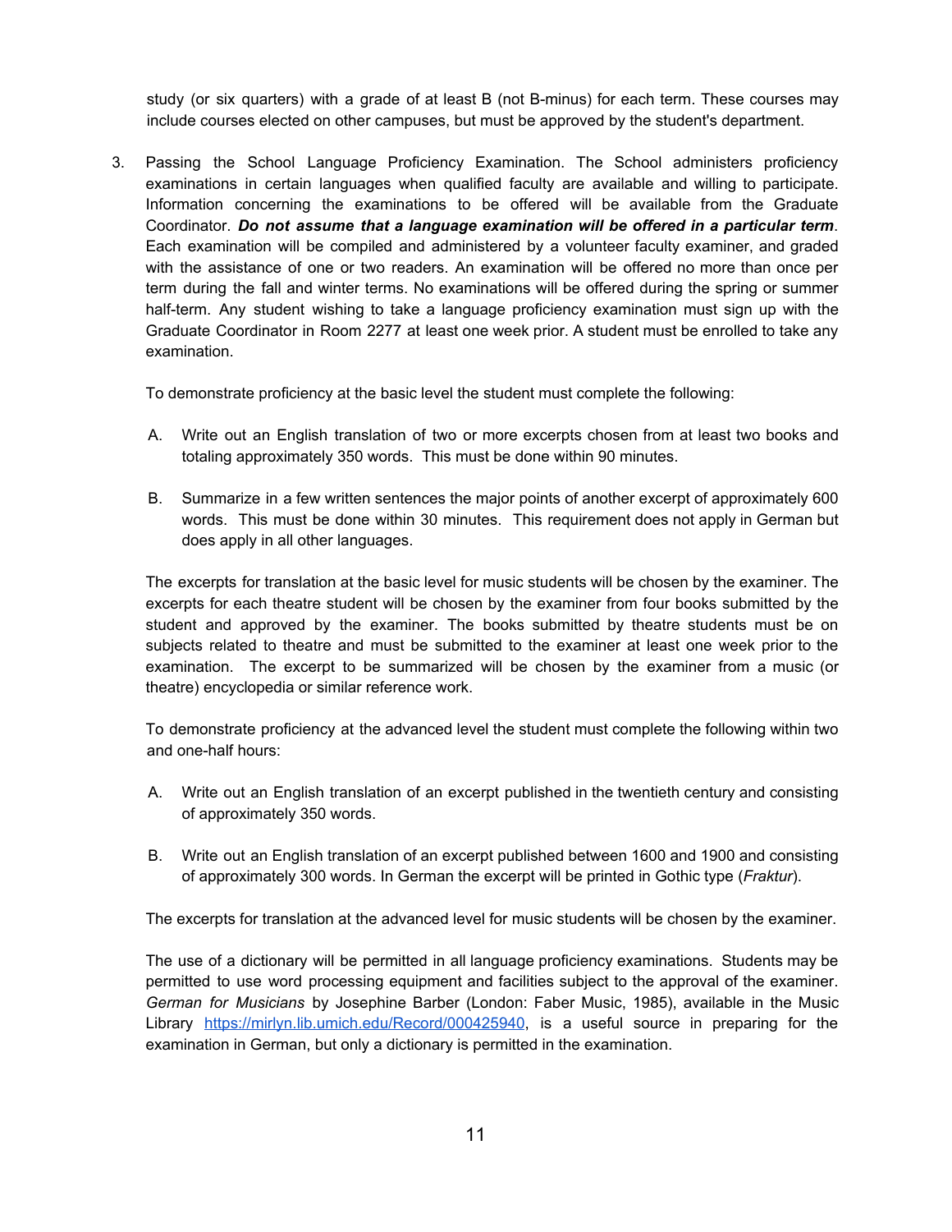study (or six quarters) with a grade of at least B (not B-minus) for each term. These courses may include courses elected on other campuses, but must be approved by the student's department.

3. Passing the School Language Proficiency Examination. The School administers proficiency examinations in certain languages when qualified faculty are available and willing to participate. Information concerning the examinations to be offered will be available from the Graduate Coordinator. ***Do not assume that a language examination will be offered in a particular term***. Each examination will be compiled and administered by a volunteer faculty examiner, and graded with the assistance of one or two readers. An examination will be offered no more than once per term during the fall and winter terms. No examinations will be offered during the spring or summer half-term. Any student wishing to take a language proficiency examination must sign up with the Graduate Coordinator in Room 2277 at least one week prior. A student must be enrolled to take any examination.

   To demonstrate proficiency at the basic level the student must complete the following:

   A. Write out an English translation of two or more excerpts chosen from at least two books and totaling approximately 350 words. This must be done within 90 minutes.

   B. Summarize in a few written sentences the major points of another excerpt of approximately 600 words. This must be done within 30 minutes. This requirement does not apply in German but does apply in all other languages.

   The excerpts for translation at the basic level for music students will be chosen by the examiner. The excerpts for each theatre student will be chosen by the examiner from four books submitted by the student and approved by the examiner. The books submitted by theatre students must be on subjects related to theatre and must be submitted to the examiner at least one week prior to the examination. The excerpt to be summarized will be chosen by the examiner from a music (or theatre) encyclopedia or similar reference work.

   To demonstrate proficiency at the advanced level the student must complete the following within two and one-half hours:

   A. Write out an English translation of an excerpt published in the twentieth century and consisting of approximately 350 words.

   B. Write out an English translation of an excerpt published between 1600 and 1900 and consisting of approximately 300 words. In German the excerpt will be printed in Gothic type (*Fraktur*).

   The excerpts for translation at the advanced level for music students will be chosen by the examiner.

   The use of a dictionary will be permitted in all language proficiency examinations. Students may be permitted to use word processing equipment and facilities subject to the approval of the examiner. *German for Musicians* by Josephine Barber (London: Faber Music, 1985), available in the Music Library [https://mirlyn.lib.umich.edu/Record/000425940](https://mirlyn.lib.umich.edu/Record/000425940), is a useful source in preparing for the examination in German, but only a dictionary is permitted in the examination.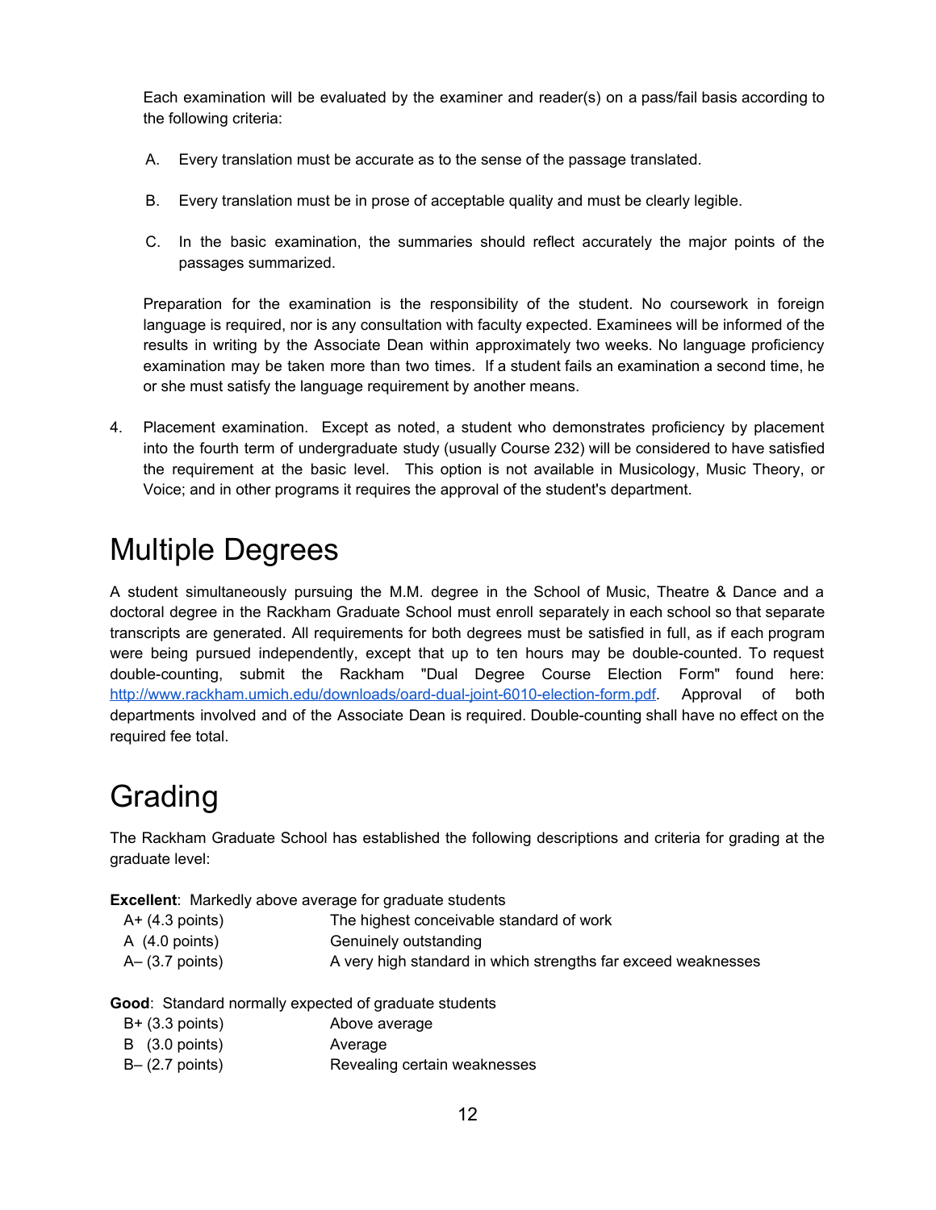Each examination will be evaluated by the examiner and reader(s) on a pass/fail basis according to the following criteria:

A. Every translation must be accurate as to the sense of the passage translated.

B. Every translation must be in prose of acceptable quality and must be clearly legible.

C. In the basic examination, the summaries should reflect accurately the major points of the passages summarized.

Preparation for the examination is the responsibility of the student. No coursework in foreign language is required, nor is any consultation with faculty expected. Examinees will be informed of the results in writing by the Associate Dean within approximately two weeks. No language proficiency examination may be taken more than two times. If a student fails an examination a second time, he or she must satisfy the language requirement by another means.

4. Placement examination. Except as noted, a student who demonstrates proficiency by placement into the fourth term of undergraduate study (usually Course 232) will be considered to have satisfied the requirement at the basic level. This option is not available in Musicology, Music Theory, or Voice; and in other programs it requires the approval of the student's department.

# Multiple Degrees

A student simultaneously pursuing the M.M. degree in the School of Music, Theatre & Dance and a doctoral degree in the Rackham Graduate School must enroll separately in each school so that separate transcripts are generated. All requirements for both degrees must be satisfied in full, as if each program were being pursued independently, except that up to ten hours may be double-counted. To request double-counting, submit the Rackham "Dual Degree Course Election Form" found here: [http://www.rackham.umich.edu/downloads/oard-dual-joint-6010-election-form.pdf](http://www.rackham.umich.edu/downloads/oard-dual-joint-6010-election-form.pdf). Approval of both departments involved and of the Associate Dean is required. Double-counting shall have no effect on the required fee total.

# Grading

The Rackham Graduate School has established the following descriptions and criteria for grading at the graduate level:

**Excellent**: Markedly above average for graduate students

| | |
|---|---|
| A+ (4.3 points) | The highest conceivable standard of work |
| A (4.0 points) | Genuinely outstanding |
| A– (3.7 points) | A very high standard in which strengths far exceed weaknesses |

**Good**: Standard normally expected of graduate students

| | |
|---|---|
| B+ (3.3 points) | Above average |
| B (3.0 points) | Average |
| B– (2.7 points) | Revealing certain weaknesses |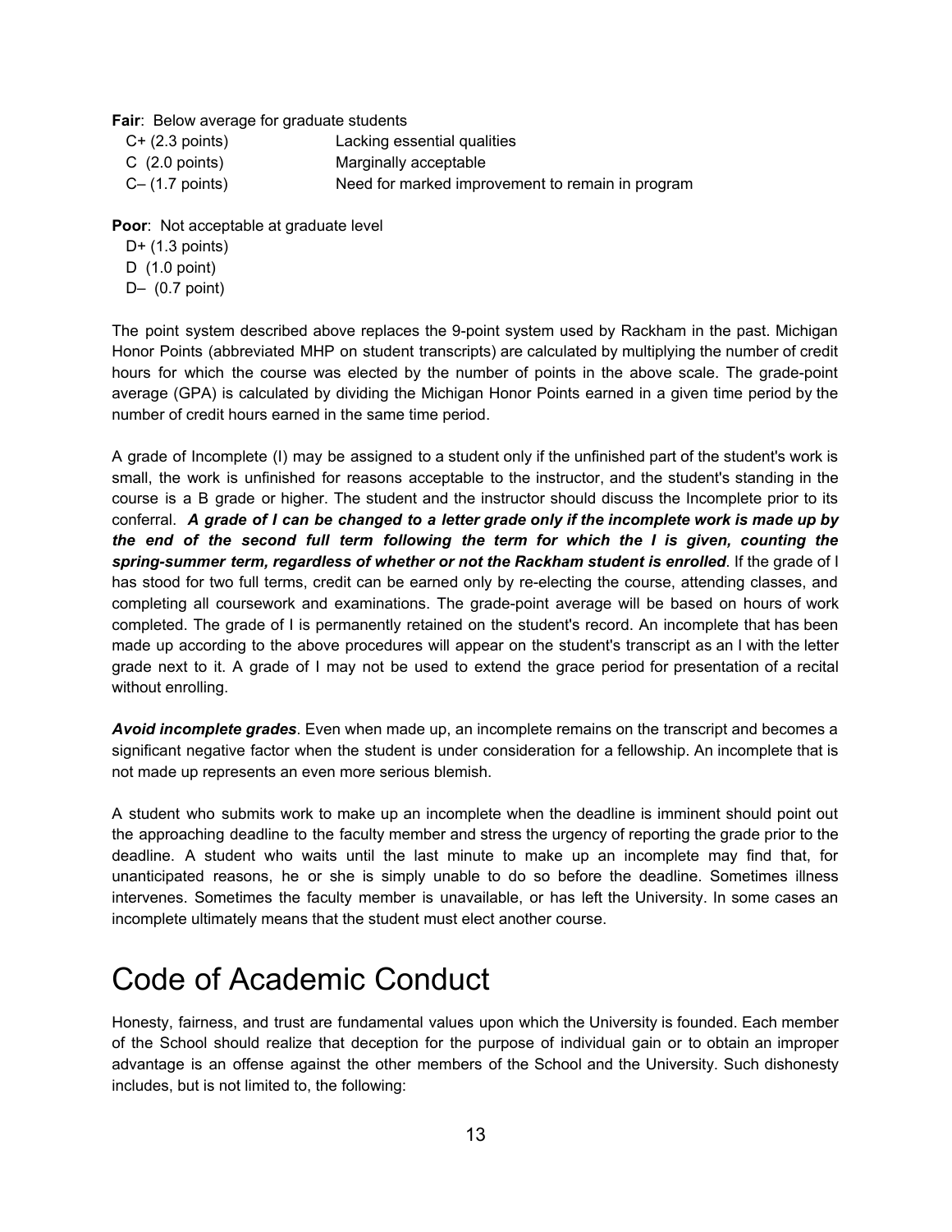**Fair**: Below average for graduate students

| | |
|---|---|
| C+ (2.3 points) | Lacking essential qualities |
| C (2.0 points) | Marginally acceptable |
| C– (1.7 points) | Need for marked improvement to remain in program |

**Poor**: Not acceptable at graduate level

D+ (1.3 points)
D (1.0 point)
D– (0.7 point)

The point system described above replaces the 9-point system used by Rackham in the past. Michigan Honor Points (abbreviated MHP on student transcripts) are calculated by multiplying the number of credit hours for which the course was elected by the number of points in the above scale. The grade-point average (GPA) is calculated by dividing the Michigan Honor Points earned in a given time period by the number of credit hours earned in the same time period.

A grade of Incomplete (I) may be assigned to a student only if the unfinished part of the student's work is small, the work is unfinished for reasons acceptable to the instructor, and the student's standing in the course is a B grade or higher. The student and the instructor should discuss the Incomplete prior to its conferral. ***A grade of I can be changed to a letter grade only if the incomplete work is made up by the end of the second full term following the term for which the I is given, counting the spring-summer term, regardless of whether or not the Rackham student is enrolled***. If the grade of I has stood for two full terms, credit can be earned only by re-electing the course, attending classes, and completing all coursework and examinations. The grade-point average will be based on hours of work completed. The grade of I is permanently retained on the student's record. An incomplete that has been made up according to the above procedures will appear on the student's transcript as an I with the letter grade next to it. A grade of I may not be used to extend the grace period for presentation of a recital without enrolling.

***Avoid incomplete grades***. Even when made up, an incomplete remains on the transcript and becomes a significant negative factor when the student is under consideration for a fellowship. An incomplete that is not made up represents an even more serious blemish.

A student who submits work to make up an incomplete when the deadline is imminent should point out the approaching deadline to the faculty member and stress the urgency of reporting the grade prior to the deadline. A student who waits until the last minute to make up an incomplete may find that, for unanticipated reasons, he or she is simply unable to do so before the deadline. Sometimes illness intervenes. Sometimes the faculty member is unavailable, or has left the University. In some cases an incomplete ultimately means that the student must elect another course.

# Code of Academic Conduct

Honesty, fairness, and trust are fundamental values upon which the University is founded. Each member of the School should realize that deception for the purpose of individual gain or to obtain an improper advantage is an offense against the other members of the School and the University. Such dishonesty includes, but is not limited to, the following: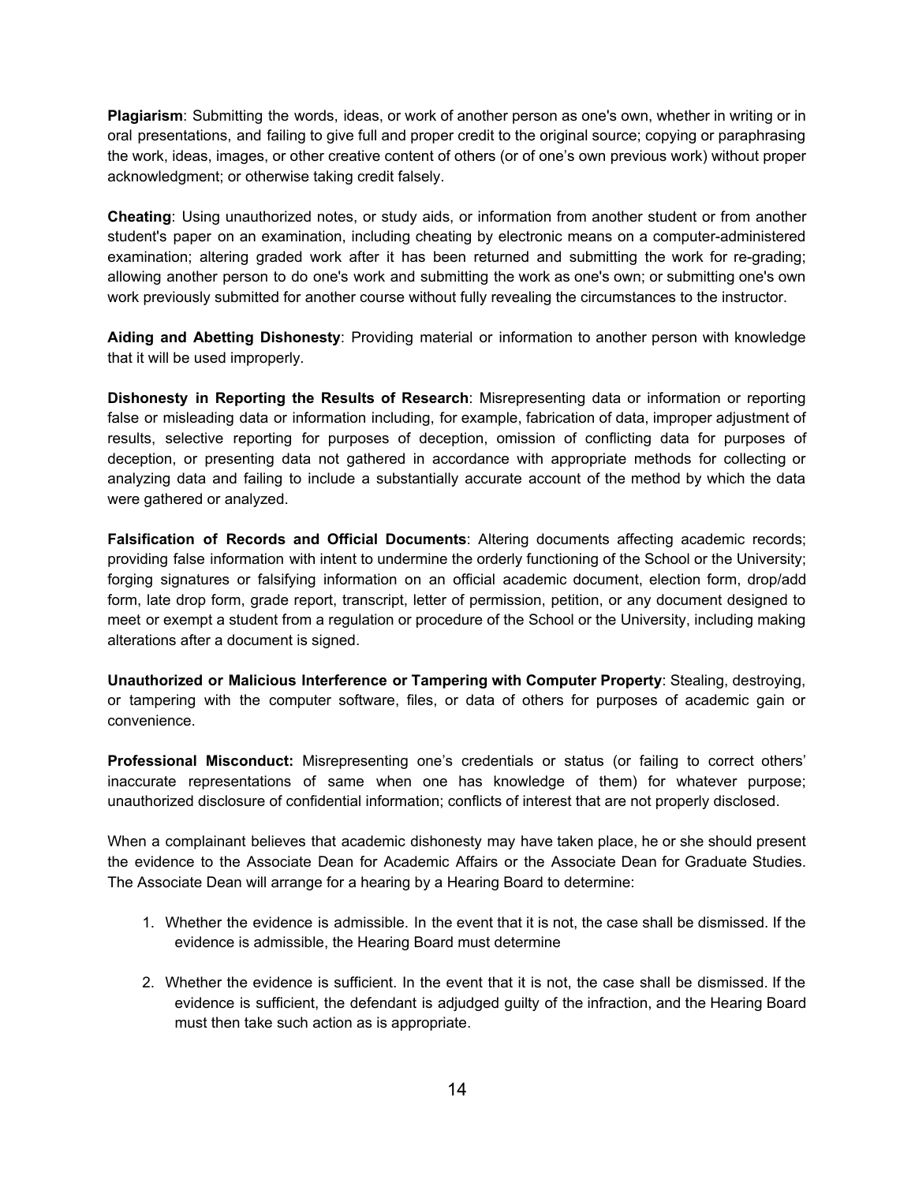**Plagiarism**: Submitting the words, ideas, or work of another person as one's own, whether in writing or in oral presentations, and failing to give full and proper credit to the original source; copying or paraphrasing the work, ideas, images, or other creative content of others (or of one's own previous work) without proper acknowledgment; or otherwise taking credit falsely.

**Cheating**: Using unauthorized notes, or study aids, or information from another student or from another student's paper on an examination, including cheating by electronic means on a computer-administered examination; altering graded work after it has been returned and submitting the work for re-grading; allowing another person to do one's work and submitting the work as one's own; or submitting one's own work previously submitted for another course without fully revealing the circumstances to the instructor.

**Aiding and Abetting Dishonesty**: Providing material or information to another person with knowledge that it will be used improperly.

**Dishonesty in Reporting the Results of Research**: Misrepresenting data or information or reporting false or misleading data or information including, for example, fabrication of data, improper adjustment of results, selective reporting for purposes of deception, omission of conflicting data for purposes of deception, or presenting data not gathered in accordance with appropriate methods for collecting or analyzing data and failing to include a substantially accurate account of the method by which the data were gathered or analyzed.

**Falsification of Records and Official Documents**: Altering documents affecting academic records; providing false information with intent to undermine the orderly functioning of the School or the University; forging signatures or falsifying information on an official academic document, election form, drop/add form, late drop form, grade report, transcript, letter of permission, petition, or any document designed to meet or exempt a student from a regulation or procedure of the School or the University, including making alterations after a document is signed.

**Unauthorized or Malicious Interference or Tampering with Computer Property**: Stealing, destroying, or tampering with the computer software, files, or data of others for purposes of academic gain or convenience.

**Professional Misconduct:** Misrepresenting one's credentials or status (or failing to correct others' inaccurate representations of same when one has knowledge of them) for whatever purpose; unauthorized disclosure of confidential information; conflicts of interest that are not properly disclosed.

When a complainant believes that academic dishonesty may have taken place, he or she should present the evidence to the Associate Dean for Academic Affairs or the Associate Dean for Graduate Studies. The Associate Dean will arrange for a hearing by a Hearing Board to determine:

1. Whether the evidence is admissible. In the event that it is not, the case shall be dismissed. If the evidence is admissible, the Hearing Board must determine
2. Whether the evidence is sufficient. In the event that it is not, the case shall be dismissed. If the evidence is sufficient, the defendant is adjudged guilty of the infraction, and the Hearing Board must then take such action as is appropriate.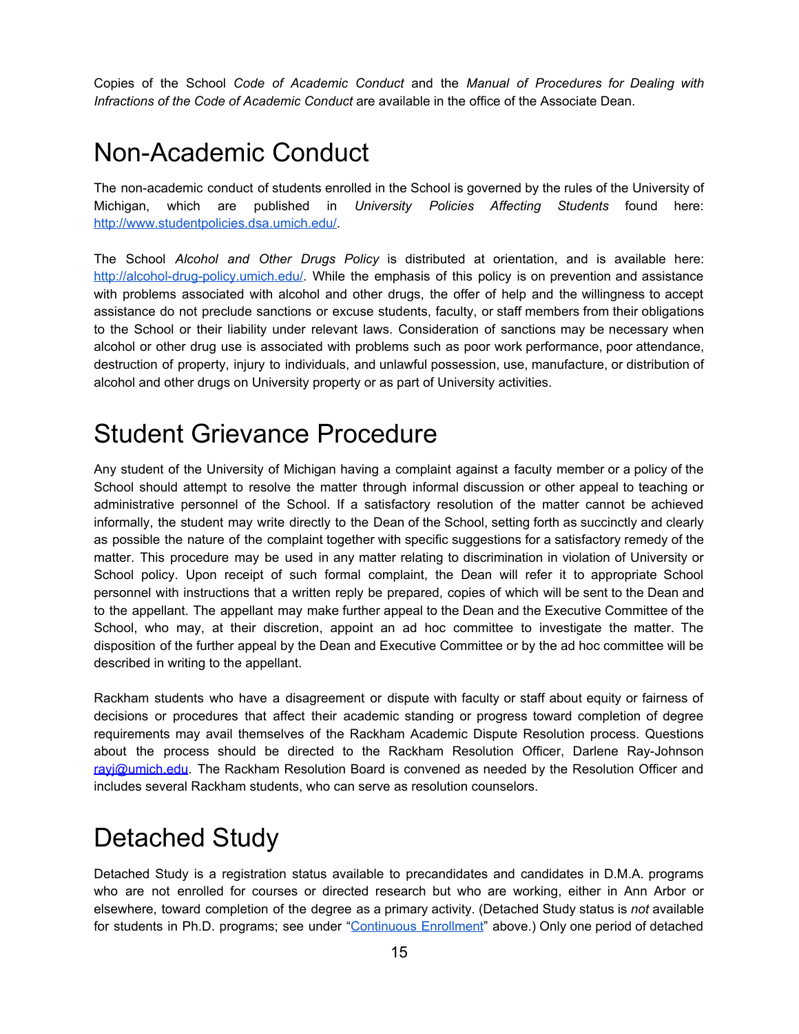Copies of the School *Code of Academic Conduct* and the *Manual of Procedures for Dealing with Infractions of the Code of Academic Conduct* are available in the office of the Associate Dean.

# Non-Academic Conduct

The non-academic conduct of students enrolled in the School is governed by the rules of the University of Michigan, which are published in *University Policies Affecting Students* found here: [http://www.studentpolicies.dsa.umich.edu/](http://www.studentpolicies.dsa.umich.edu/).

The School *Alcohol and Other Drugs Policy* is distributed at orientation, and is available here: [http://alcohol-drug-policy.umich.edu/](http://alcohol-drug-policy.umich.edu/). While the emphasis of this policy is on prevention and assistance with problems associated with alcohol and other drugs, the offer of help and the willingness to accept assistance do not preclude sanctions or excuse students, faculty, or staff members from their obligations to the School or their liability under relevant laws. Consideration of sanctions may be necessary when alcohol or other drug use is associated with problems such as poor work performance, poor attendance, destruction of property, injury to individuals, and unlawful possession, use, manufacture, or distribution of alcohol and other drugs on University property or as part of University activities.

# Student Grievance Procedure

Any student of the University of Michigan having a complaint against a faculty member or a policy of the School should attempt to resolve the matter through informal discussion or other appeal to teaching or administrative personnel of the School. If a satisfactory resolution of the matter cannot be achieved informally, the student may write directly to the Dean of the School, setting forth as succinctly and clearly as possible the nature of the complaint together with specific suggestions for a satisfactory remedy of the matter. This procedure may be used in any matter relating to discrimination in violation of University or School policy. Upon receipt of such formal complaint, the Dean will refer it to appropriate School personnel with instructions that a written reply be prepared, copies of which will be sent to the Dean and to the appellant. The appellant may make further appeal to the Dean and the Executive Committee of the School, who may, at their discretion, appoint an ad hoc committee to investigate the matter. The disposition of the further appeal by the Dean and Executive Committee or by the ad hoc committee will be described in writing to the appellant.

Rackham students who have a disagreement or dispute with faculty or staff about equity or fairness of decisions or procedures that affect their academic standing or progress toward completion of degree requirements may avail themselves of the Rackham Academic Dispute Resolution process. Questions about the process should be directed to the Rackham Resolution Officer, Darlene Ray-Johnson [rayj@umich.edu](mailto:rayj@umich.edu). The Rackham Resolution Board is convened as needed by the Resolution Officer and includes several Rackham students, who can serve as resolution counselors.

# Detached Study

Detached Study is a registration status available to precandidates and candidates in D.M.A. programs who are not enrolled for courses or directed research but who are working, either in Ann Arbor or elsewhere, toward completion of the degree as a primary activity. (Detached Study status is *not* available for students in Ph.D. programs; see under "Continuous Enrollment" above.) Only one period of detached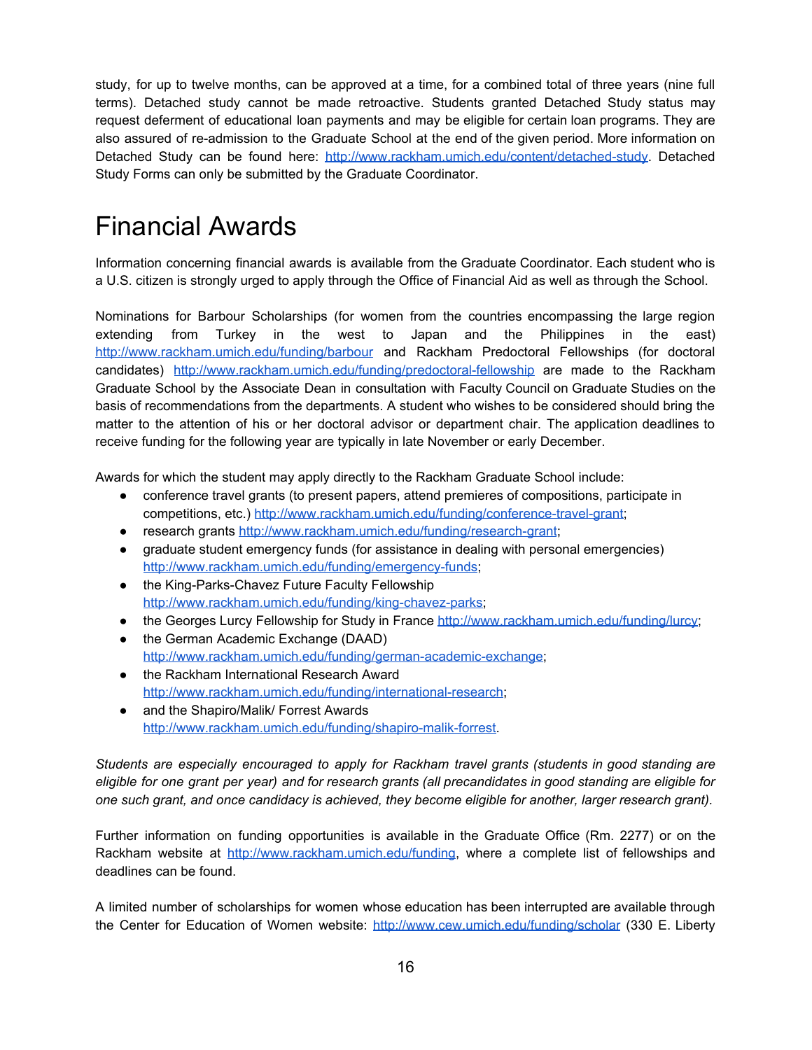study, for up to twelve months, can be approved at a time, for a combined total of three years (nine full terms). Detached study cannot be made retroactive. Students granted Detached Study status may request deferment of educational loan payments and may be eligible for certain loan programs. They are also assured of re-admission to the Graduate School at the end of the given period. More information on Detached Study can be found here: http://www.rackham.umich.edu/content/detached-study. Detached Study Forms can only be submitted by the Graduate Coordinator.

# Financial Awards

Information concerning financial awards is available from the Graduate Coordinator. Each student who is a U.S. citizen is strongly urged to apply through the Office of Financial Aid as well as through the School.

Nominations for Barbour Scholarships (for women from the countries encompassing the large region extending from Turkey in the west to Japan and the Philippines in the east) http://www.rackham.umich.edu/funding/barbour and Rackham Predoctoral Fellowships (for doctoral candidates) http://www.rackham.umich.edu/funding/predoctoral-fellowship are made to the Rackham Graduate School by the Associate Dean in consultation with Faculty Council on Graduate Studies on the basis of recommendations from the departments. A student who wishes to be considered should bring the matter to the attention of his or her doctoral advisor or department chair. The application deadlines to receive funding for the following year are typically in late November or early December.

Awards for which the student may apply directly to the Rackham Graduate School include:

- conference travel grants (to present papers, attend premieres of compositions, participate in competitions, etc.) http://www.rackham.umich.edu/funding/conference-travel-grant;
- research grants http://www.rackham.umich.edu/funding/research-grant;
- graduate student emergency funds (for assistance in dealing with personal emergencies) http://www.rackham.umich.edu/funding/emergency-funds;
- the King-Parks-Chavez Future Faculty Fellowship http://www.rackham.umich.edu/funding/king-chavez-parks;
- the Georges Lurcy Fellowship for Study in France http://www.rackham.umich.edu/funding/lurcy;
- the German Academic Exchange (DAAD) http://www.rackham.umich.edu/funding/german-academic-exchange;
- the Rackham International Research Award http://www.rackham.umich.edu/funding/international-research;
- and the Shapiro/Malik/ Forrest Awards http://www.rackham.umich.edu/funding/shapiro-malik-forrest.

*Students are especially encouraged to apply for Rackham travel grants (students in good standing are eligible for one grant per year) and for research grants (all precandidates in good standing are eligible for one such grant, and once candidacy is achieved, they become eligible for another, larger research grant).*

Further information on funding opportunities is available in the Graduate Office (Rm. 2277) or on the Rackham website at http://www.rackham.umich.edu/funding, where a complete list of fellowships and deadlines can be found.

A limited number of scholarships for women whose education has been interrupted are available through the Center for Education of Women website: http://www.cew.umich.edu/funding/scholar (330 E. Liberty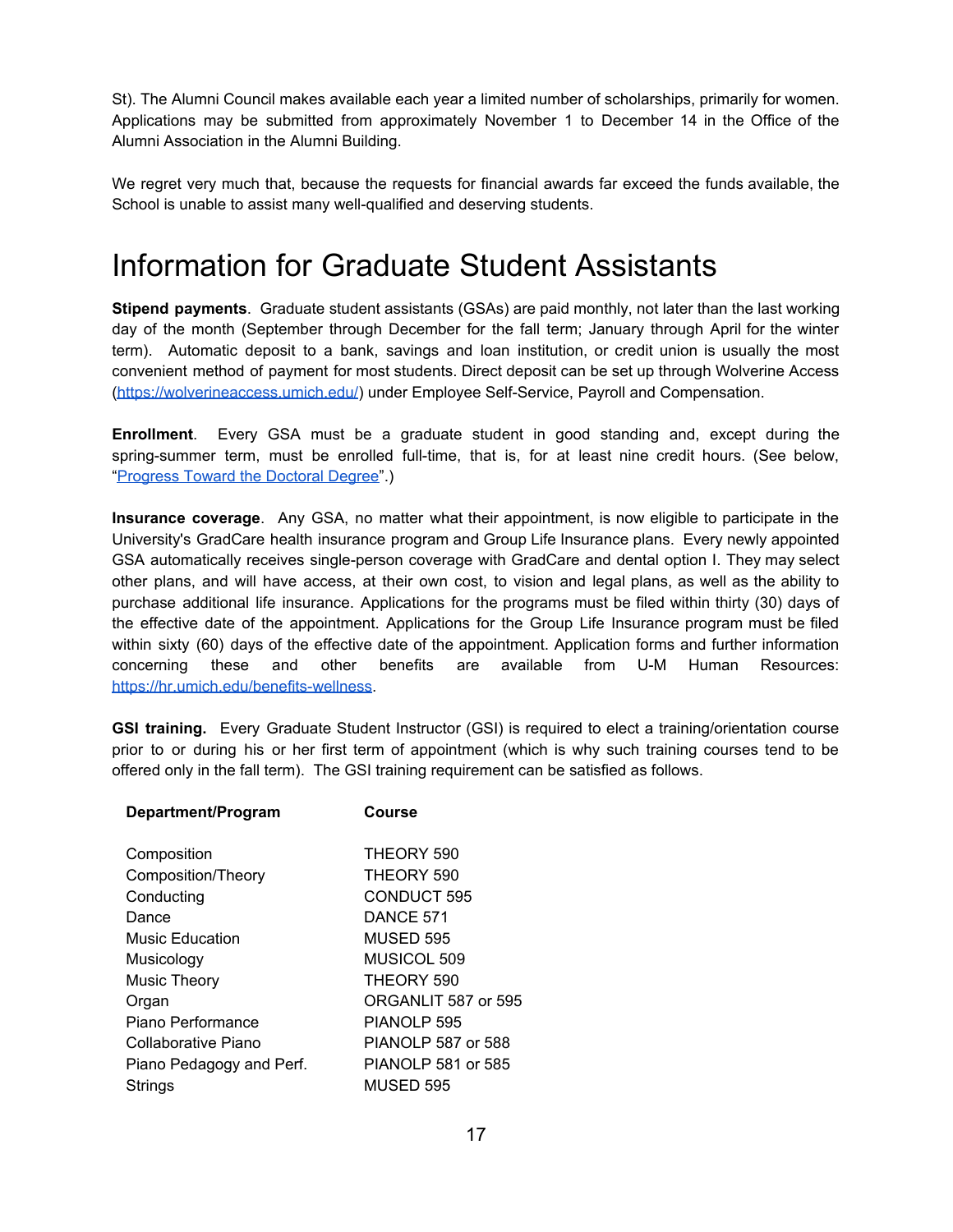St). The Alumni Council makes available each year a limited number of scholarships, primarily for women. Applications may be submitted from approximately November 1 to December 14 in the Office of the Alumni Association in the Alumni Building.

We regret very much that, because the requests for financial awards far exceed the funds available, the School is unable to assist many well-qualified and deserving students.

# Information for Graduate Student Assistants

**Stipend payments**. Graduate student assistants (GSAs) are paid monthly, not later than the last working day of the month (September through December for the fall term; January through April for the winter term). Automatic deposit to a bank, savings and loan institution, or credit union is usually the most convenient method of payment for most students. Direct deposit can be set up through Wolverine Access ([https://wolverineaccess.umich.edu/](https://wolverineaccess.umich.edu/)) under Employee Self-Service, Payroll and Compensation.

**Enrollment**. Every GSA must be a graduate student in good standing and, except during the spring-summer term, must be enrolled full-time, that is, for at least nine credit hours. (See below, "Progress Toward the Doctoral Degree".)

**Insurance coverage**. Any GSA, no matter what their appointment, is now eligible to participate in the University's GradCare health insurance program and Group Life Insurance plans. Every newly appointed GSA automatically receives single-person coverage with GradCare and dental option I. They may select other plans, and will have access, at their own cost, to vision and legal plans, as well as the ability to purchase additional life insurance. Applications for the programs must be filed within thirty (30) days of the effective date of the appointment. Applications for the Group Life Insurance program must be filed within sixty (60) days of the effective date of the appointment. Application forms and further information concerning these and other benefits are available from U-M Human Resources: [https://hr.umich.edu/benefits-wellness](https://hr.umich.edu/benefits-wellness).

**GSI training.** Every Graduate Student Instructor (GSI) is required to elect a training/orientation course prior to or during his or her first term of appointment (which is why such training courses tend to be offered only in the fall term). The GSI training requirement can be satisfied as follows.

| Department/Program | Course |
|---|---|
| Composition | THEORY 590 |
| Composition/Theory | THEORY 590 |
| Conducting | CONDUCT 595 |
| Dance | DANCE 571 |
| Music Education | MUSED 595 |
| Musicology | MUSICOL 509 |
| Music Theory | THEORY 590 |
| Organ | ORGANLIT 587 or 595 |
| Piano Performance | PIANOLP 595 |
| Collaborative Piano | PIANOLP 587 or 588 |
| Piano Pedagogy and Perf. | PIANOLP 581 or 585 |
| Strings | MUSED 595 |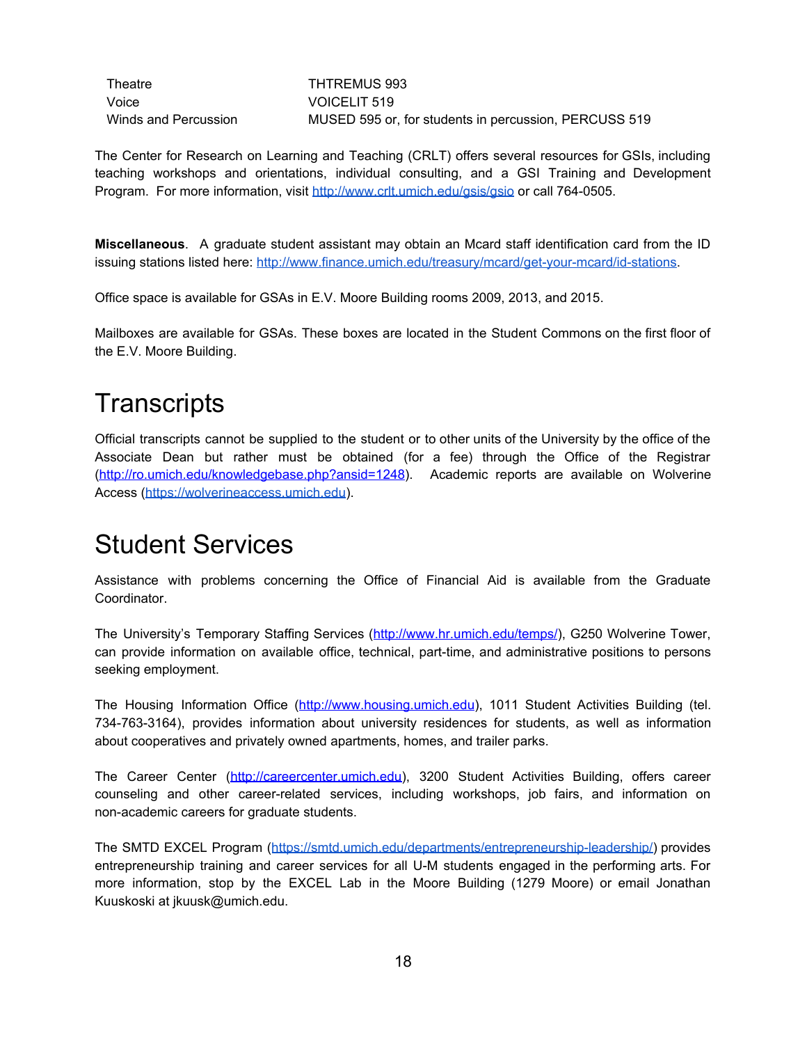| | |
|---|---|
| Theatre | THTREMUS 993 |
| Voice | VOICELIT 519 |
| Winds and Percussion | MUSED 595 or, for students in percussion, PERCUSS 519 |

The Center for Research on Learning and Teaching (CRLT) offers several resources for GSIs, including teaching workshops and orientations, individual consulting, and a GSI Training and Development Program. For more information, visit http://www.crlt.umich.edu/gsis/gsio or call 764-0505.

**Miscellaneous**. A graduate student assistant may obtain an Mcard staff identification card from the ID issuing stations listed here: http://www.finance.umich.edu/treasury/mcard/get-your-mcard/id-stations.

Office space is available for GSAs in E.V. Moore Building rooms 2009, 2013, and 2015.

Mailboxes are available for GSAs. These boxes are located in the Student Commons on the first floor of the E.V. Moore Building.

# Transcripts

Official transcripts cannot be supplied to the student or to other units of the University by the office of the Associate Dean but rather must be obtained (for a fee) through the Office of the Registrar (http://ro.umich.edu/knowledgebase.php?ansid=1248). Academic reports are available on Wolverine Access (https://wolverineaccess.umich.edu).

# Student Services

Assistance with problems concerning the Office of Financial Aid is available from the Graduate Coordinator.

The University's Temporary Staffing Services (http://www.hr.umich.edu/temps/), G250 Wolverine Tower, can provide information on available office, technical, part-time, and administrative positions to persons seeking employment.

The Housing Information Office (http://www.housing.umich.edu), 1011 Student Activities Building (tel. 734-763-3164), provides information about university residences for students, as well as information about cooperatives and privately owned apartments, homes, and trailer parks.

The Career Center (http://careercenter.umich.edu), 3200 Student Activities Building, offers career counseling and other career-related services, including workshops, job fairs, and information on non-academic careers for graduate students.

The SMTD EXCEL Program (https://smtd.umich.edu/departments/entrepreneurship-leadership/) provides entrepreneurship training and career services for all U-M students engaged in the performing arts. For more information, stop by the EXCEL Lab in the Moore Building (1279 Moore) or email Jonathan Kuuskoski at jkuusk@umich.edu.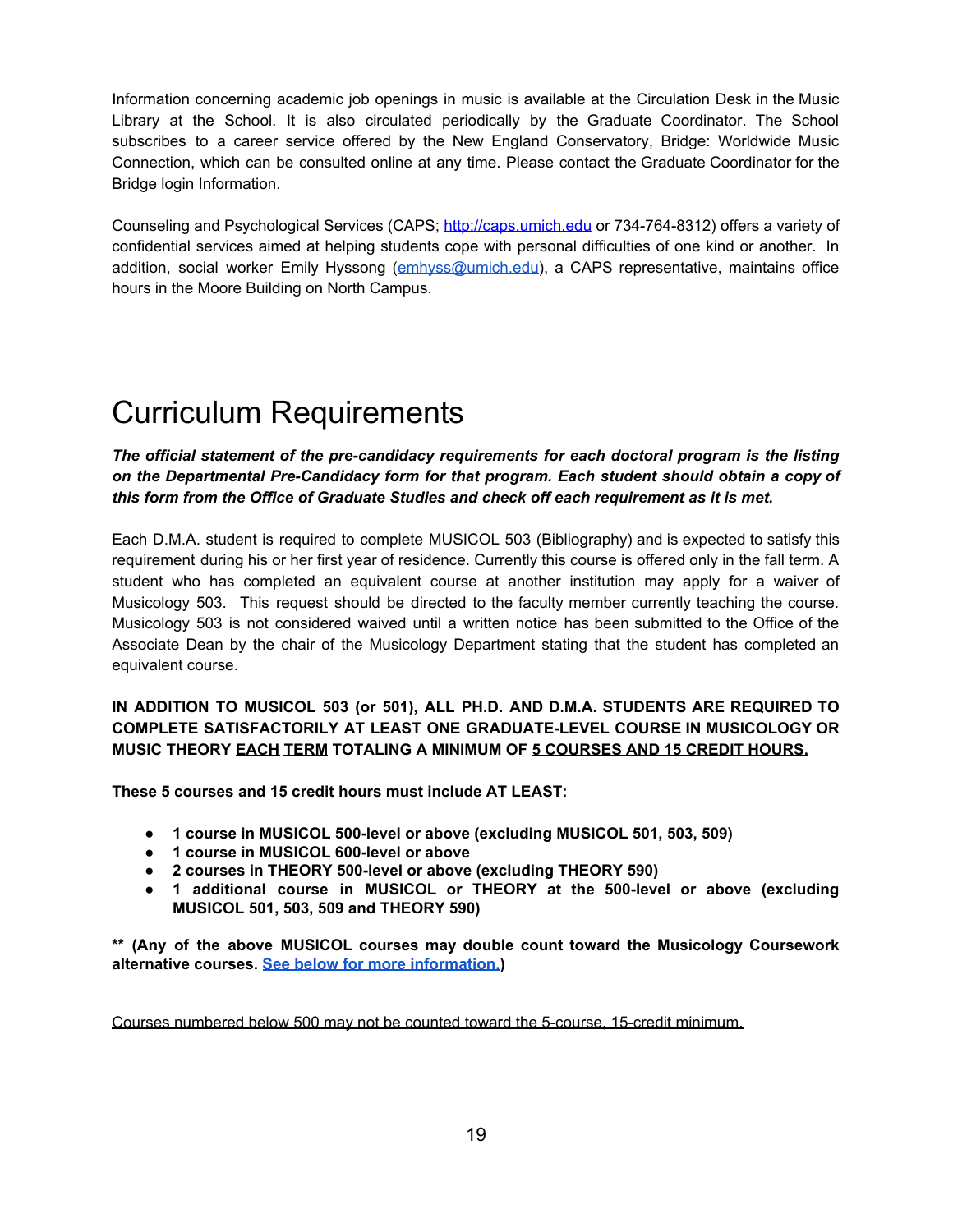Information concerning academic job openings in music is available at the Circulation Desk in the Music Library at the School. It is also circulated periodically by the Graduate Coordinator. The School subscribes to a career service offered by the New England Conservatory, Bridge: Worldwide Music Connection, which can be consulted online at any time. Please contact the Graduate Coordinator for the Bridge login Information.

Counseling and Psychological Services (CAPS; [http://caps.umich.edu](http://caps.umich.edu) or 734-764-8312) offers a variety of confidential services aimed at helping students cope with personal difficulties of one kind or another. In addition, social worker Emily Hyssong ([emhyss@umich.edu](mailto:emhyss@umich.edu)), a CAPS representative, maintains office hours in the Moore Building on North Campus.

# Curriculum Requirements

***The official statement of the pre-candidacy requirements for each doctoral program is the listing on the Departmental Pre-Candidacy form for that program. Each student should obtain a copy of this form from the Office of Graduate Studies and check off each requirement as it is met.***

Each D.M.A. student is required to complete MUSICOL 503 (Bibliography) and is expected to satisfy this requirement during his or her first year of residence. Currently this course is offered only in the fall term. A student who has completed an equivalent course at another institution may apply for a waiver of Musicology 503. This request should be directed to the faculty member currently teaching the course. Musicology 503 is not considered waived until a written notice has been submitted to the Office of the Associate Dean by the chair of the Musicology Department stating that the student has completed an equivalent course.

**IN ADDITION TO MUSICOL 503 (or 501), ALL PH.D. AND D.M.A. STUDENTS ARE REQUIRED TO COMPLETE SATISFACTORILY AT LEAST ONE GRADUATE-LEVEL COURSE IN MUSICOLOGY OR MUSIC THEORY <u>EACH TERM</u> TOTALING A MINIMUM OF <u>5 COURSES AND 15 CREDIT HOURS.</u>**

**These 5 courses and 15 credit hours must include AT LEAST:**

- **1 course in MUSICOL 500-level or above (excluding MUSICOL 501, 503, 509)**
- **1 course in MUSICOL 600-level or above**
- **2 courses in THEORY 500-level or above (excluding THEORY 590)**
- **1 additional course in MUSICOL or THEORY at the 500-level or above (excluding MUSICOL 501, 503, 509 and THEORY 590)**

**** (Any of the above MUSICOL courses may double count toward the Musicology Coursework alternative courses. <u>See below for more information.</u>)**

<u>Courses numbered below 500 may not be counted toward the 5-course, 15-credit minimum.</u>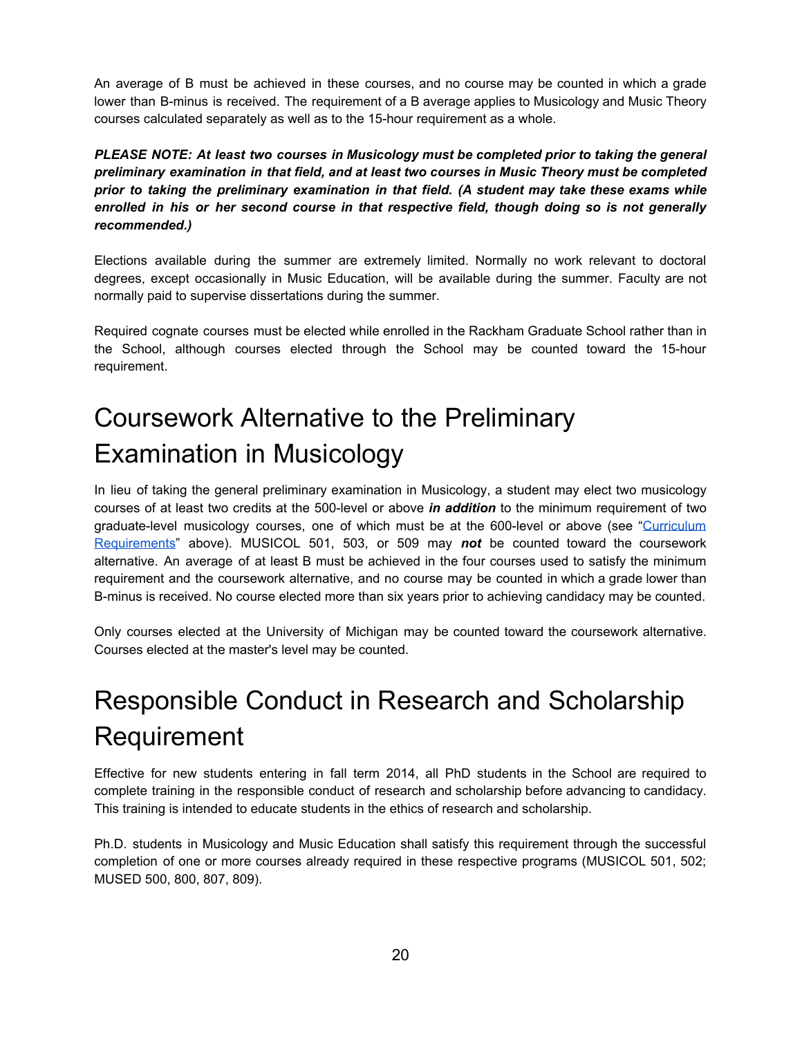An average of B must be achieved in these courses, and no course may be counted in which a grade lower than B-minus is received. The requirement of a B average applies to Musicology and Music Theory courses calculated separately as well as to the 15-hour requirement as a whole.

***PLEASE NOTE: At least two courses in Musicology must be completed prior to taking the general preliminary examination in that field, and at least two courses in Music Theory must be completed prior to taking the preliminary examination in that field. (A student may take these exams while enrolled in his or her second course in that respective field, though doing so is not generally recommended.)***

Elections available during the summer are extremely limited. Normally no work relevant to doctoral degrees, except occasionally in Music Education, will be available during the summer. Faculty are not normally paid to supervise dissertations during the summer.

Required cognate courses must be elected while enrolled in the Rackham Graduate School rather than in the School, although courses elected through the School may be counted toward the 15-hour requirement.

# Coursework Alternative to the Preliminary Examination in Musicology

In lieu of taking the general preliminary examination in Musicology, a student may elect two musicology courses of at least two credits at the 500-level or above ***in addition*** to the minimum requirement of two graduate-level musicology courses, one of which must be at the 600-level or above (see "Curriculum Requirements" above). MUSICOL 501, 503, or 509 may ***not*** be counted toward the coursework alternative. An average of at least B must be achieved in the four courses used to satisfy the minimum requirement and the coursework alternative, and no course may be counted in which a grade lower than B-minus is received. No course elected more than six years prior to achieving candidacy may be counted.

Only courses elected at the University of Michigan may be counted toward the coursework alternative. Courses elected at the master's level may be counted.

# Responsible Conduct in Research and Scholarship Requirement

Effective for new students entering in fall term 2014, all PhD students in the School are required to complete training in the responsible conduct of research and scholarship before advancing to candidacy. This training is intended to educate students in the ethics of research and scholarship.

Ph.D. students in Musicology and Music Education shall satisfy this requirement through the successful completion of one or more courses already required in these respective programs (MUSICOL 501, 502; MUSED 500, 800, 807, 809).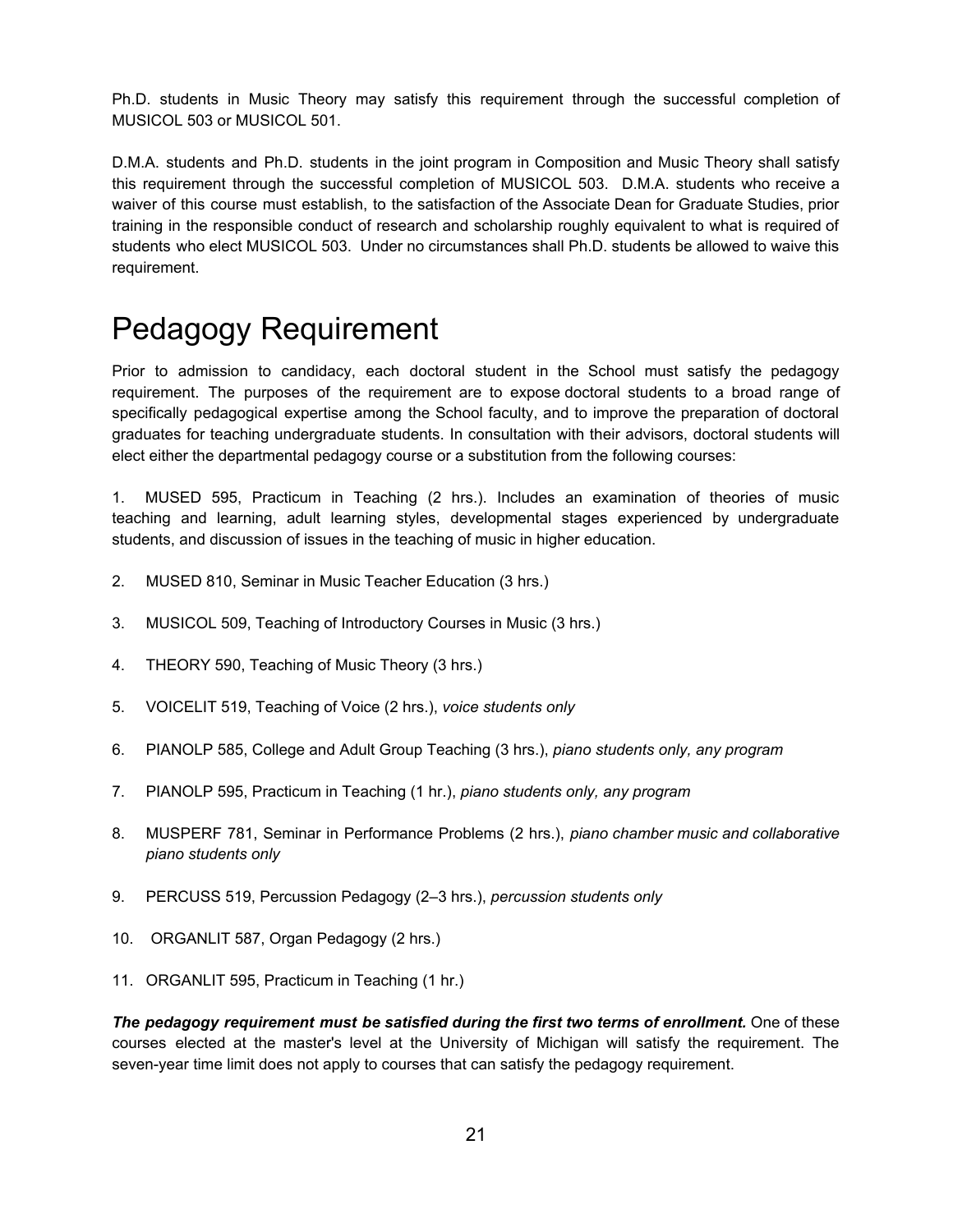Ph.D. students in Music Theory may satisfy this requirement through the successful completion of MUSICOL 503 or MUSICOL 501.

D.M.A. students and Ph.D. students in the joint program in Composition and Music Theory shall satisfy this requirement through the successful completion of MUSICOL 503. D.M.A. students who receive a waiver of this course must establish, to the satisfaction of the Associate Dean for Graduate Studies, prior training in the responsible conduct of research and scholarship roughly equivalent to what is required of students who elect MUSICOL 503. Under no circumstances shall Ph.D. students be allowed to waive this requirement.

# Pedagogy Requirement

Prior to admission to candidacy, each doctoral student in the School must satisfy the pedagogy requirement. The purposes of the requirement are to expose doctoral students to a broad range of specifically pedagogical expertise among the School faculty, and to improve the preparation of doctoral graduates for teaching undergraduate students. In consultation with their advisors, doctoral students will elect either the departmental pedagogy course or a substitution from the following courses:

1. MUSED 595, Practicum in Teaching (2 hrs.). Includes an examination of theories of music teaching and learning, adult learning styles, developmental stages experienced by undergraduate students, and discussion of issues in the teaching of music in higher education.
2. MUSED 810, Seminar in Music Teacher Education (3 hrs.)
3. MUSICOL 509, Teaching of Introductory Courses in Music (3 hrs.)
4. THEORY 590, Teaching of Music Theory (3 hrs.)
5. VOICELIT 519, Teaching of Voice (2 hrs.), *voice students only*
6. PIANOLP 585, College and Adult Group Teaching (3 hrs.), *piano students only, any program*
7. PIANOLP 595, Practicum in Teaching (1 hr.), *piano students only, any program*
8. MUSPERF 781, Seminar in Performance Problems (2 hrs.), *piano chamber music and collaborative piano students only*
9. PERCUSS 519, Percussion Pedagogy (2–3 hrs.), *percussion students only*
10. ORGANLIT 587, Organ Pedagogy (2 hrs.)
11. ORGANLIT 595, Practicum in Teaching (1 hr.)

***The pedagogy requirement must be satisfied during the first two terms of enrollment.*** One of these courses elected at the master's level at the University of Michigan will satisfy the requirement. The seven-year time limit does not apply to courses that can satisfy the pedagogy requirement.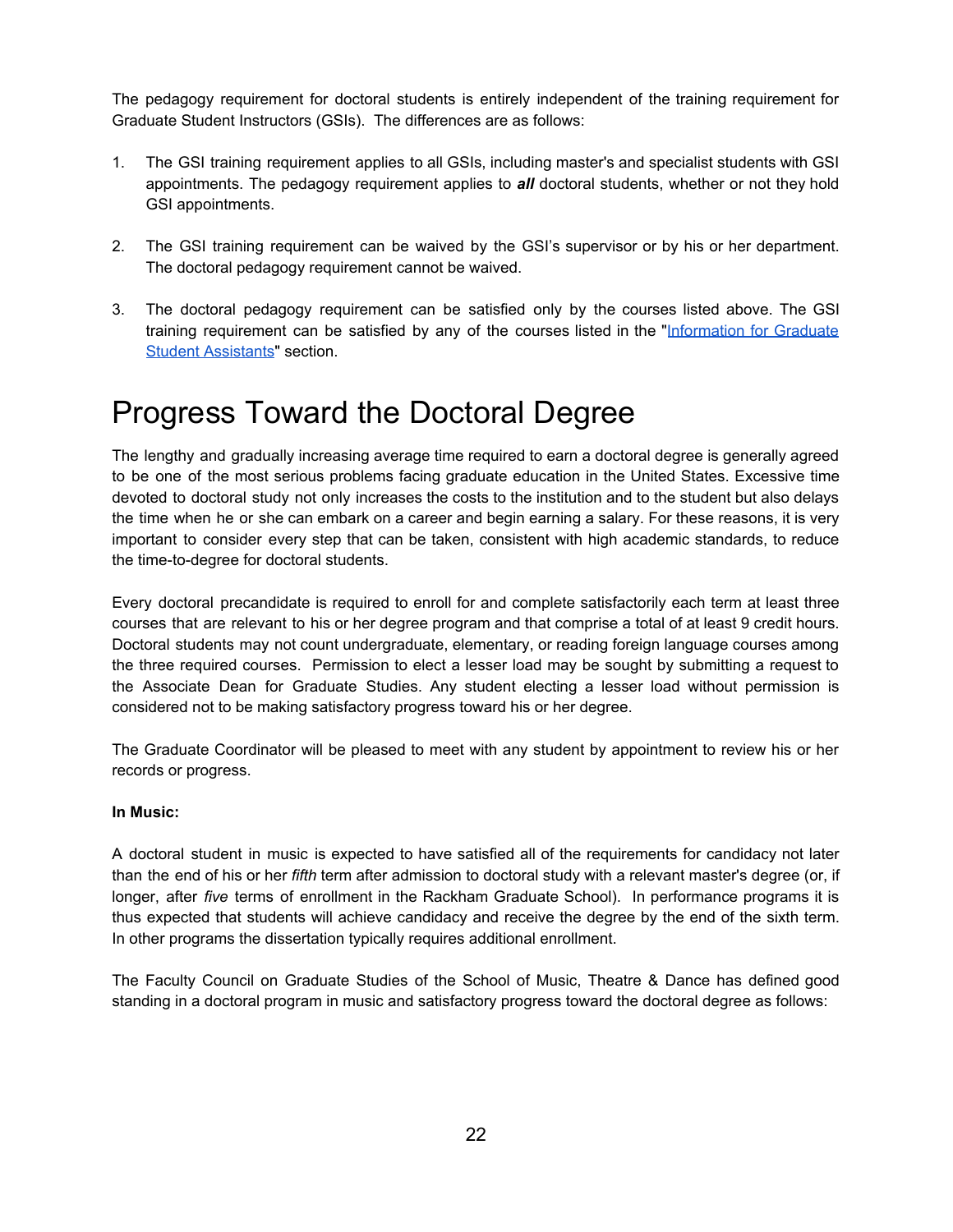The pedagogy requirement for doctoral students is entirely independent of the training requirement for Graduate Student Instructors (GSIs). The differences are as follows:

1. The GSI training requirement applies to all GSIs, including master's and specialist students with GSI appointments. The pedagogy requirement applies to ***all*** doctoral students, whether or not they hold GSI appointments.

2. The GSI training requirement can be waived by the GSI's supervisor or by his or her department. The doctoral pedagogy requirement cannot be waived.

3. The doctoral pedagogy requirement can be satisfied only by the courses listed above. The GSI training requirement can be satisfied by any of the courses listed in the "Information for Graduate Student Assistants" section.

# Progress Toward the Doctoral Degree

The lengthy and gradually increasing average time required to earn a doctoral degree is generally agreed to be one of the most serious problems facing graduate education in the United States. Excessive time devoted to doctoral study not only increases the costs to the institution and to the student but also delays the time when he or she can embark on a career and begin earning a salary. For these reasons, it is very important to consider every step that can be taken, consistent with high academic standards, to reduce the time-to-degree for doctoral students.

Every doctoral precandidate is required to enroll for and complete satisfactorily each term at least three courses that are relevant to his or her degree program and that comprise a total of at least 9 credit hours. Doctoral students may not count undergraduate, elementary, or reading foreign language courses among the three required courses. Permission to elect a lesser load may be sought by submitting a request to the Associate Dean for Graduate Studies. Any student electing a lesser load without permission is considered not to be making satisfactory progress toward his or her degree.

The Graduate Coordinator will be pleased to meet with any student by appointment to review his or her records or progress.

**In Music:**

A doctoral student in music is expected to have satisfied all of the requirements for candidacy not later than the end of his or her *fifth* term after admission to doctoral study with a relevant master's degree (or, if longer, after *five* terms of enrollment in the Rackham Graduate School). In performance programs it is thus expected that students will achieve candidacy and receive the degree by the end of the sixth term. In other programs the dissertation typically requires additional enrollment.

The Faculty Council on Graduate Studies of the School of Music, Theatre & Dance has defined good standing in a doctoral program in music and satisfactory progress toward the doctoral degree as follows: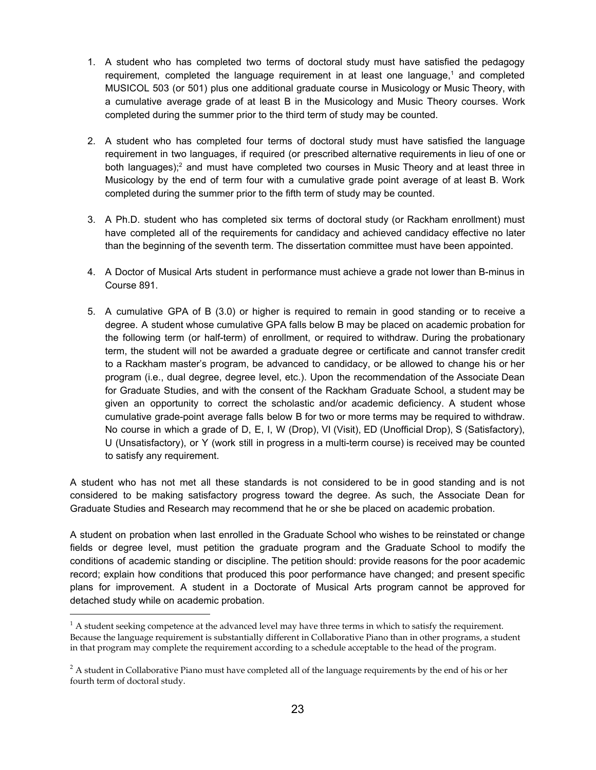1. A student who has completed two terms of doctoral study must have satisfied the pedagogy requirement, completed the language requirement in at least one language,[1] and completed MUSICOL 503 (or 501) plus one additional graduate course in Musicology or Music Theory, with a cumulative average grade of at least B in the Musicology and Music Theory courses. Work completed during the summer prior to the third term of study may be counted.

2. A student who has completed four terms of doctoral study must have satisfied the language requirement in two languages, if required (or prescribed alternative requirements in lieu of one or both languages);[2] and must have completed two courses in Music Theory and at least three in Musicology by the end of term four with a cumulative grade point average of at least B. Work completed during the summer prior to the fifth term of study may be counted.

3. A Ph.D. student who has completed six terms of doctoral study (or Rackham enrollment) must have completed all of the requirements for candidacy and achieved candidacy effective no later than the beginning of the seventh term. The dissertation committee must have been appointed.

4. A Doctor of Musical Arts student in performance must achieve a grade not lower than B-minus in Course 891.

5. A cumulative GPA of B (3.0) or higher is required to remain in good standing or to receive a degree. A student whose cumulative GPA falls below B may be placed on academic probation for the following term (or half-term) of enrollment, or required to withdraw. During the probationary term, the student will not be awarded a graduate degree or certificate and cannot transfer credit to a Rackham master's program, be advanced to candidacy, or be allowed to change his or her program (i.e., dual degree, degree level, etc.). Upon the recommendation of the Associate Dean for Graduate Studies, and with the consent of the Rackham Graduate School, a student may be given an opportunity to correct the scholastic and/or academic deficiency. A student whose cumulative grade-point average falls below B for two or more terms may be required to withdraw. No course in which a grade of D, E, I, W (Drop), VI (Visit), ED (Unofficial Drop), S (Satisfactory), U (Unsatisfactory), or Y (work still in progress in a multi-term course) is received may be counted to satisfy any requirement.

A student who has not met all these standards is not considered to be in good standing and is not considered to be making satisfactory progress toward the degree. As such, the Associate Dean for Graduate Studies and Research may recommend that he or she be placed on academic probation.

A student on probation when last enrolled in the Graduate School who wishes to be reinstated or change fields or degree level, must petition the graduate program and the Graduate School to modify the conditions of academic standing or discipline. The petition should: provide reasons for the poor academic record; explain how conditions that produced this poor performance have changed; and present specific plans for improvement. A student in a Doctorate of Musical Arts program cannot be approved for detached study while on academic probation.

---

[1] A student seeking competence at the advanced level may have three terms in which to satisfy the requirement. Because the language requirement is substantially different in Collaborative Piano than in other programs, a student in that program may complete the requirement according to a schedule acceptable to the head of the program.

[2] A student in Collaborative Piano must have completed all of the language requirements by the end of his or her fourth term of doctoral study.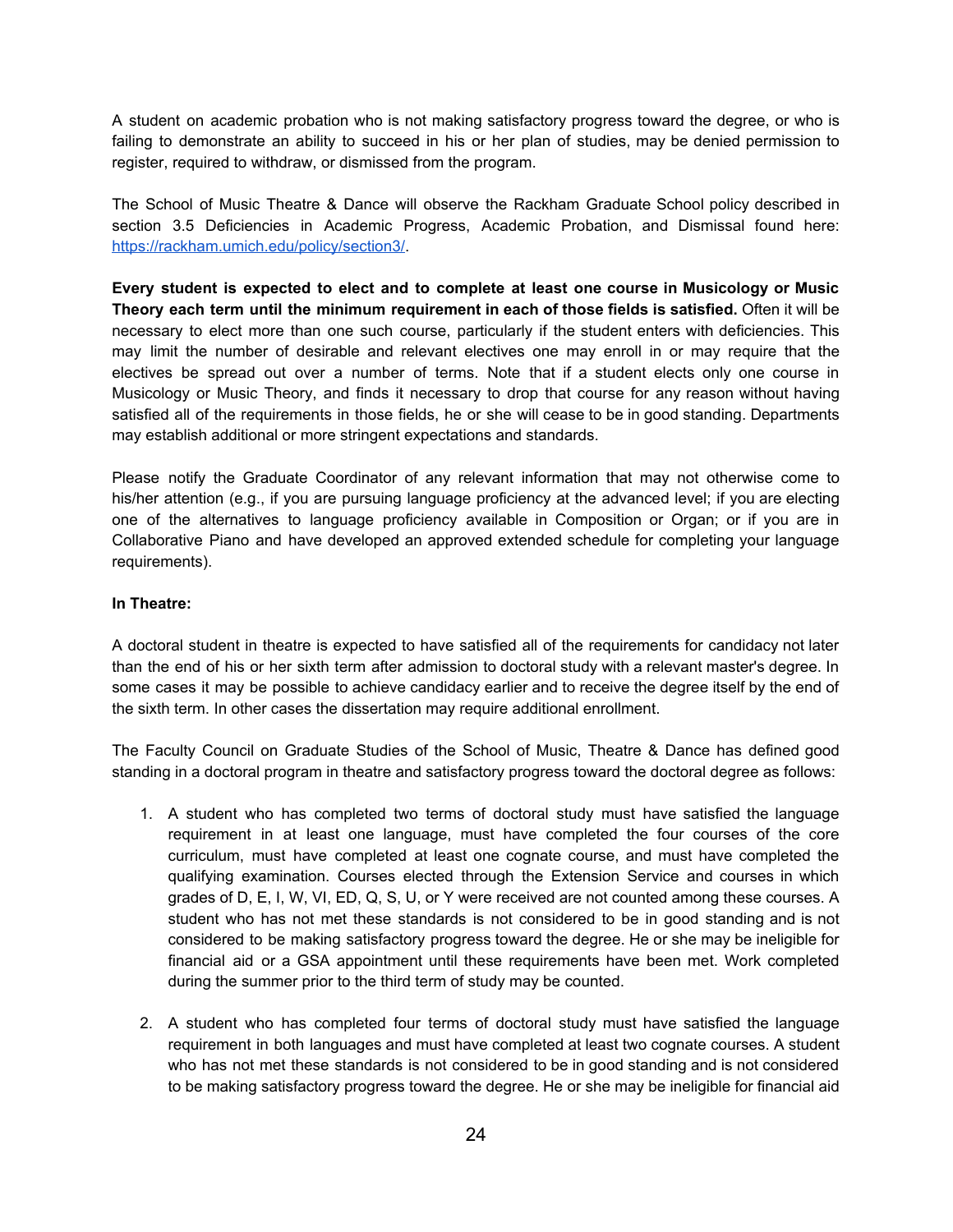A student on academic probation who is not making satisfactory progress toward the degree, or who is failing to demonstrate an ability to succeed in his or her plan of studies, may be denied permission to register, required to withdraw, or dismissed from the program.

The School of Music Theatre & Dance will observe the Rackham Graduate School policy described in section 3.5 Deficiencies in Academic Progress, Academic Probation, and Dismissal found here: [https://rackham.umich.edu/policy/section3/](https://rackham.umich.edu/policy/section3/).

**Every student is expected to elect and to complete at least one course in Musicology or Music Theory each term until the minimum requirement in each of those fields is satisfied.** Often it will be necessary to elect more than one such course, particularly if the student enters with deficiencies. This may limit the number of desirable and relevant electives one may enroll in or may require that the electives be spread out over a number of terms. Note that if a student elects only one course in Musicology or Music Theory, and finds it necessary to drop that course for any reason without having satisfied all of the requirements in those fields, he or she will cease to be in good standing. Departments may establish additional or more stringent expectations and standards.

Please notify the Graduate Coordinator of any relevant information that may not otherwise come to his/her attention (e.g., if you are pursuing language proficiency at the advanced level; if you are electing one of the alternatives to language proficiency available in Composition or Organ; or if you are in Collaborative Piano and have developed an approved extended schedule for completing your language requirements).

**In Theatre:**

A doctoral student in theatre is expected to have satisfied all of the requirements for candidacy not later than the end of his or her sixth term after admission to doctoral study with a relevant master's degree. In some cases it may be possible to achieve candidacy earlier and to receive the degree itself by the end of the sixth term. In other cases the dissertation may require additional enrollment.

The Faculty Council on Graduate Studies of the School of Music, Theatre & Dance has defined good standing in a doctoral program in theatre and satisfactory progress toward the doctoral degree as follows:

1. A student who has completed two terms of doctoral study must have satisfied the language requirement in at least one language, must have completed the four courses of the core curriculum, must have completed at least one cognate course, and must have completed the qualifying examination. Courses elected through the Extension Service and courses in which grades of D, E, I, W, VI, ED, Q, S, U, or Y were received are not counted among these courses. A student who has not met these standards is not considered to be in good standing and is not considered to be making satisfactory progress toward the degree. He or she may be ineligible for financial aid or a GSA appointment until these requirements have been met. Work completed during the summer prior to the third term of study may be counted.

2. A student who has completed four terms of doctoral study must have satisfied the language requirement in both languages and must have completed at least two cognate courses. A student who has not met these standards is not considered to be in good standing and is not considered to be making satisfactory progress toward the degree. He or she may be ineligible for financial aid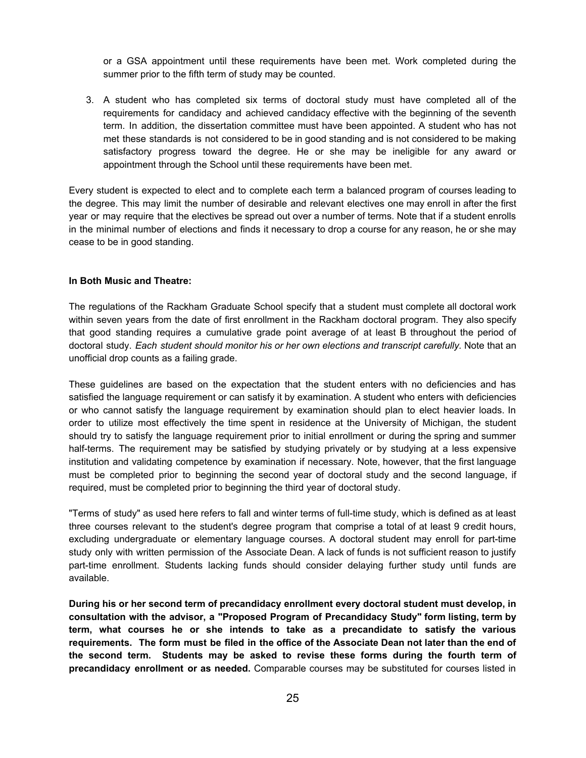or a GSA appointment until these requirements have been met. Work completed during the summer prior to the fifth term of study may be counted.

3. A student who has completed six terms of doctoral study must have completed all of the requirements for candidacy and achieved candidacy effective with the beginning of the seventh term. In addition, the dissertation committee must have been appointed. A student who has not met these standards is not considered to be in good standing and is not considered to be making satisfactory progress toward the degree. He or she may be ineligible for any award or appointment through the School until these requirements have been met.

Every student is expected to elect and to complete each term a balanced program of courses leading to the degree. This may limit the number of desirable and relevant electives one may enroll in after the first year or may require that the electives be spread out over a number of terms. Note that if a student enrolls in the minimal number of elections and finds it necessary to drop a course for any reason, he or she may cease to be in good standing.

**In Both Music and Theatre:**

The regulations of the Rackham Graduate School specify that a student must complete all doctoral work within seven years from the date of first enrollment in the Rackham doctoral program. They also specify that good standing requires a cumulative grade point average of at least B throughout the period of doctoral study. *Each student should monitor his or her own elections and transcript carefully.* Note that an unofficial drop counts as a failing grade.

These guidelines are based on the expectation that the student enters with no deficiencies and has satisfied the language requirement or can satisfy it by examination. A student who enters with deficiencies or who cannot satisfy the language requirement by examination should plan to elect heavier loads. In order to utilize most effectively the time spent in residence at the University of Michigan, the student should try to satisfy the language requirement prior to initial enrollment or during the spring and summer half-terms. The requirement may be satisfied by studying privately or by studying at a less expensive institution and validating competence by examination if necessary. Note, however, that the first language must be completed prior to beginning the second year of doctoral study and the second language, if required, must be completed prior to beginning the third year of doctoral study.

"Terms of study" as used here refers to fall and winter terms of full-time study, which is defined as at least three courses relevant to the student's degree program that comprise a total of at least 9 credit hours, excluding undergraduate or elementary language courses. A doctoral student may enroll for part-time study only with written permission of the Associate Dean. A lack of funds is not sufficient reason to justify part-time enrollment. Students lacking funds should consider delaying further study until funds are available.

**During his or her second term of precandidacy enrollment every doctoral student must develop, in consultation with the advisor, a "Proposed Program of Precandidacy Study" form listing, term by term, what courses he or she intends to take as a precandidate to satisfy the various requirements. The form must be filed in the office of the Associate Dean not later than the end of the second term. Students may be asked to revise these forms during the fourth term of precandidacy enrollment or as needed.** Comparable courses may be substituted for courses listed in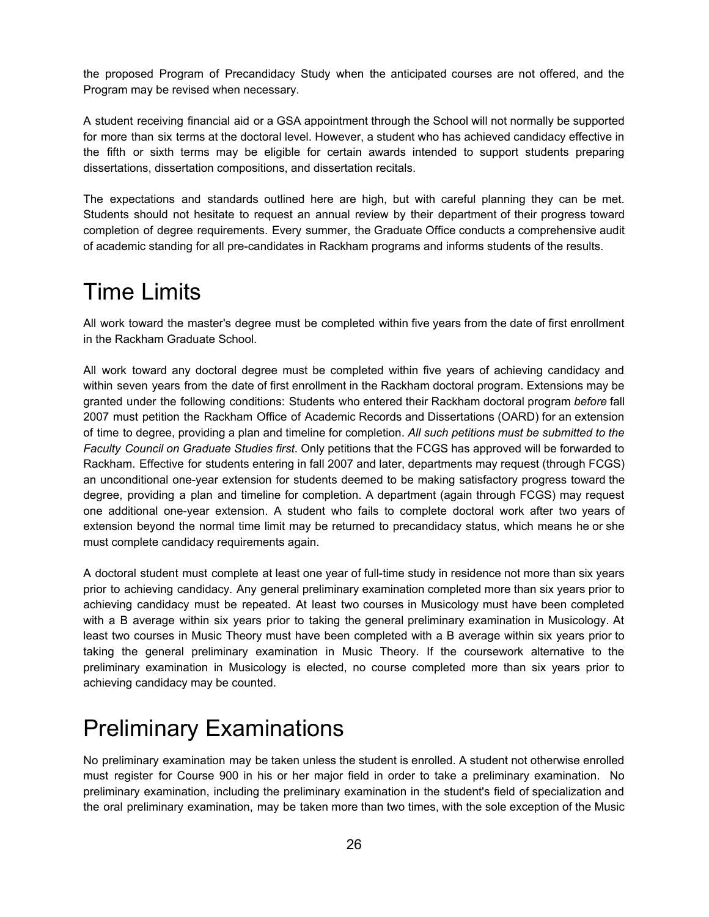the proposed Program of Precandidacy Study when the anticipated courses are not offered, and the Program may be revised when necessary.

A student receiving financial aid or a GSA appointment through the School will not normally be supported for more than six terms at the doctoral level. However, a student who has achieved candidacy effective in the fifth or sixth terms may be eligible for certain awards intended to support students preparing dissertations, dissertation compositions, and dissertation recitals.

The expectations and standards outlined here are high, but with careful planning they can be met. Students should not hesitate to request an annual review by their department of their progress toward completion of degree requirements. Every summer, the Graduate Office conducts a comprehensive audit of academic standing for all pre-candidates in Rackham programs and informs students of the results.

# Time Limits

All work toward the master's degree must be completed within five years from the date of first enrollment in the Rackham Graduate School.

All work toward any doctoral degree must be completed within five years of achieving candidacy and within seven years from the date of first enrollment in the Rackham doctoral program. Extensions may be granted under the following conditions: Students who entered their Rackham doctoral program *before* fall 2007 must petition the Rackham Office of Academic Records and Dissertations (OARD) for an extension of time to degree, providing a plan and timeline for completion. *All such petitions must be submitted to the Faculty Council on Graduate Studies first*. Only petitions that the FCGS has approved will be forwarded to Rackham. Effective for students entering in fall 2007 and later, departments may request (through FCGS) an unconditional one-year extension for students deemed to be making satisfactory progress toward the degree, providing a plan and timeline for completion. A department (again through FCGS) may request one additional one-year extension. A student who fails to complete doctoral work after two years of extension beyond the normal time limit may be returned to precandidacy status, which means he or she must complete candidacy requirements again.

A doctoral student must complete at least one year of full-time study in residence not more than six years prior to achieving candidacy. Any general preliminary examination completed more than six years prior to achieving candidacy must be repeated. At least two courses in Musicology must have been completed with a B average within six years prior to taking the general preliminary examination in Musicology. At least two courses in Music Theory must have been completed with a B average within six years prior to taking the general preliminary examination in Music Theory. If the coursework alternative to the preliminary examination in Musicology is elected, no course completed more than six years prior to achieving candidacy may be counted.

# Preliminary Examinations

No preliminary examination may be taken unless the student is enrolled. A student not otherwise enrolled must register for Course 900 in his or her major field in order to take a preliminary examination. No preliminary examination, including the preliminary examination in the student's field of specialization and the oral preliminary examination, may be taken more than two times, with the sole exception of the Music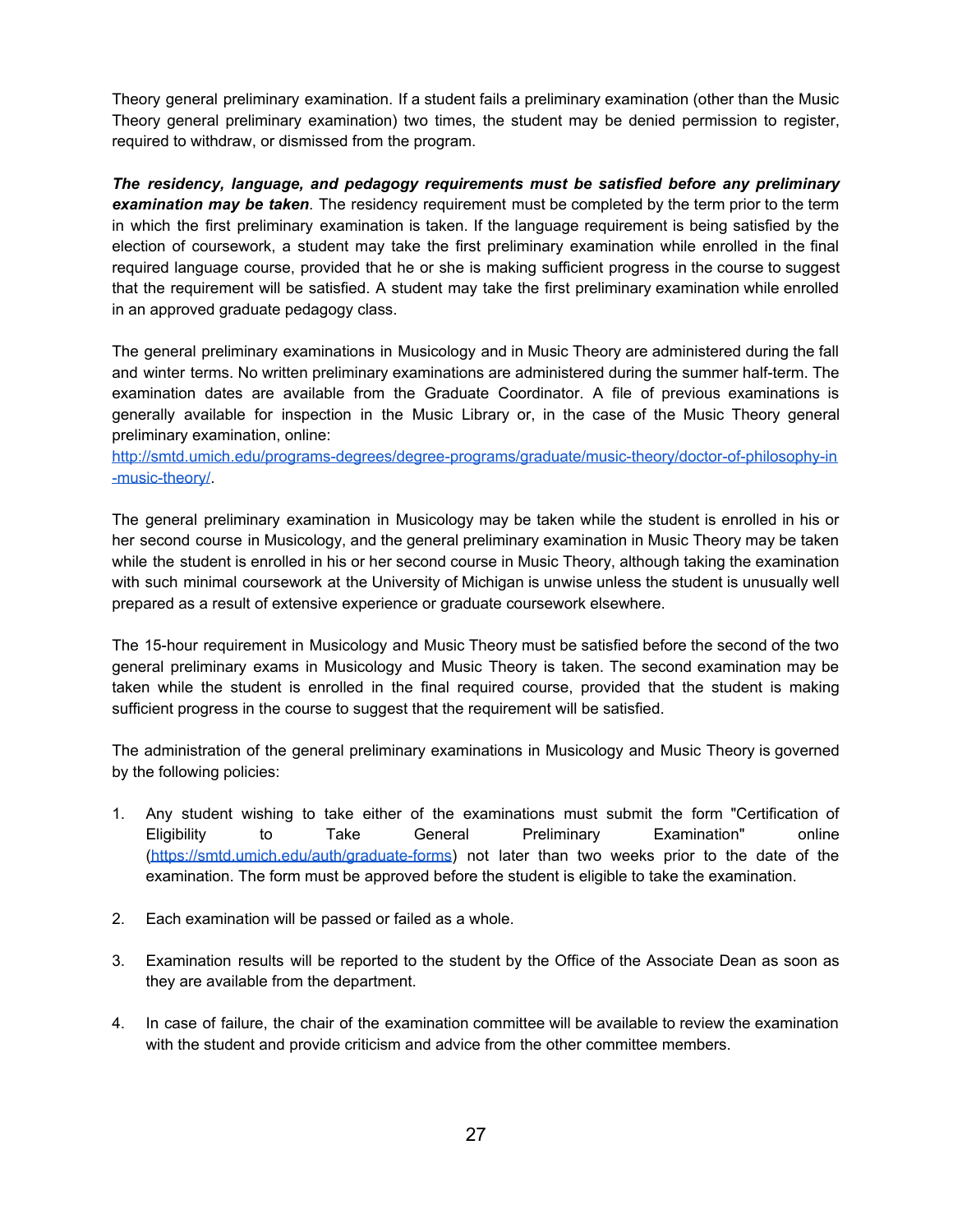Theory general preliminary examination. If a student fails a preliminary examination (other than the Music Theory general preliminary examination) two times, the student may be denied permission to register, required to withdraw, or dismissed from the program.

***The residency, language, and pedagogy requirements must be satisfied before any preliminary examination may be taken***. The residency requirement must be completed by the term prior to the term in which the first preliminary examination is taken. If the language requirement is being satisfied by the election of coursework, a student may take the first preliminary examination while enrolled in the final required language course, provided that he or she is making sufficient progress in the course to suggest that the requirement will be satisfied. A student may take the first preliminary examination while enrolled in an approved graduate pedagogy class.

The general preliminary examinations in Musicology and in Music Theory are administered during the fall and winter terms. No written preliminary examinations are administered during the summer half-term. The examination dates are available from the Graduate Coordinator. A file of previous examinations is generally available for inspection in the Music Library or, in the case of the Music Theory general preliminary examination, online: [http://smtd.umich.edu/programs-degrees/degree-programs/graduate/music-theory/doctor-of-philosophy-in-music-theory/](http://smtd.umich.edu/programs-degrees/degree-programs/graduate/music-theory/doctor-of-philosophy-in-music-theory/).

The general preliminary examination in Musicology may be taken while the student is enrolled in his or her second course in Musicology, and the general preliminary examination in Music Theory may be taken while the student is enrolled in his or her second course in Music Theory, although taking the examination with such minimal coursework at the University of Michigan is unwise unless the student is unusually well prepared as a result of extensive experience or graduate coursework elsewhere.

The 15-hour requirement in Musicology and Music Theory must be satisfied before the second of the two general preliminary exams in Musicology and Music Theory is taken. The second examination may be taken while the student is enrolled in the final required course, provided that the student is making sufficient progress in the course to suggest that the requirement will be satisfied.

The administration of the general preliminary examinations in Musicology and Music Theory is governed by the following policies:

1. Any student wishing to take either of the examinations must submit the form "Certification of Eligibility to Take General Preliminary Examination" online ([https://smtd.umich.edu/auth/graduate-forms](https://smtd.umich.edu/auth/graduate-forms)) not later than two weeks prior to the date of the examination. The form must be approved before the student is eligible to take the examination.

2. Each examination will be passed or failed as a whole.

3. Examination results will be reported to the student by the Office of the Associate Dean as soon as they are available from the department.

4. In case of failure, the chair of the examination committee will be available to review the examination with the student and provide criticism and advice from the other committee members.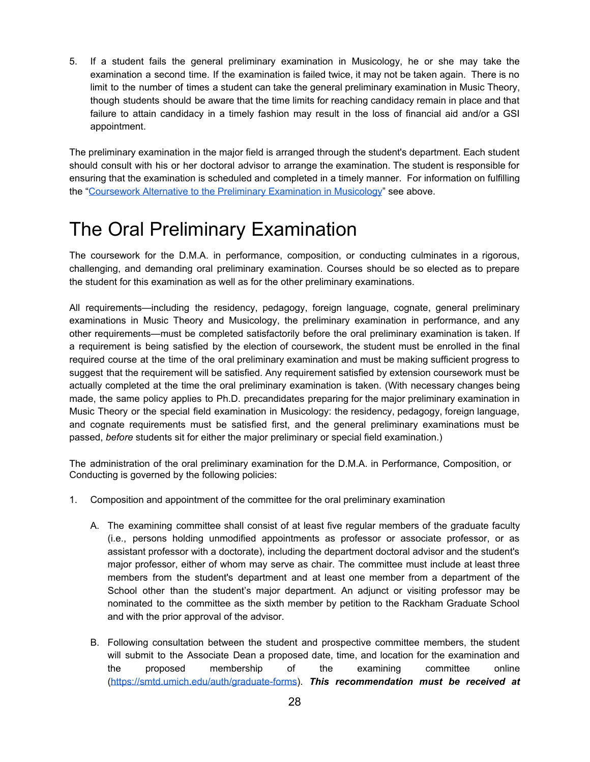5. If a student fails the general preliminary examination in Musicology, he or she may take the examination a second time. If the examination is failed twice, it may not be taken again. There is no limit to the number of times a student can take the general preliminary examination in Music Theory, though students should be aware that the time limits for reaching candidacy remain in place and that failure to attain candidacy in a timely fashion may result in the loss of financial aid and/or a GSI appointment.

The preliminary examination in the major field is arranged through the student's department. Each student should consult with his or her doctoral advisor to arrange the examination. The student is responsible for ensuring that the examination is scheduled and completed in a timely manner. For information on fulfilling the "[Coursework Alternative to the Preliminary Examination in Musicology]" see above.

# The Oral Preliminary Examination

The coursework for the D.M.A. in performance, composition, or conducting culminates in a rigorous, challenging, and demanding oral preliminary examination. Courses should be so elected as to prepare the student for this examination as well as for the other preliminary examinations.

All requirements—including the residency, pedagogy, foreign language, cognate, general preliminary examinations in Music Theory and Musicology, the preliminary examination in performance, and any other requirements—must be completed satisfactorily before the oral preliminary examination is taken. If a requirement is being satisfied by the election of coursework, the student must be enrolled in the final required course at the time of the oral preliminary examination and must be making sufficient progress to suggest that the requirement will be satisfied. Any requirement satisfied by extension coursework must be actually completed at the time the oral preliminary examination is taken. (With necessary changes being made, the same policy applies to Ph.D. precandidates preparing for the major preliminary examination in Music Theory or the special field examination in Musicology: the residency, pedagogy, foreign language, and cognate requirements must be satisfied first, and the general preliminary examinations must be passed, *before* students sit for either the major preliminary or special field examination.)

The administration of the oral preliminary examination for the D.M.A. in Performance, Composition, or Conducting is governed by the following policies:

1. Composition and appointment of the committee for the oral preliminary examination

   A. The examining committee shall consist of at least five regular members of the graduate faculty (i.e., persons holding unmodified appointments as professor or associate professor, or as assistant professor with a doctorate), including the department doctoral advisor and the student's major professor, either of whom may serve as chair. The committee must include at least three members from the student's department and at least one member from a department of the School other than the student's major department. An adjunct or visiting professor may be nominated to the committee as the sixth member by petition to the Rackham Graduate School and with the prior approval of the advisor.

   B. Following consultation between the student and prospective committee members, the student will submit to the Associate Dean a proposed date, time, and location for the examination and the proposed membership of the examining committee online (https://smtd.umich.edu/auth/graduate-forms). ***This recommendation must be received at***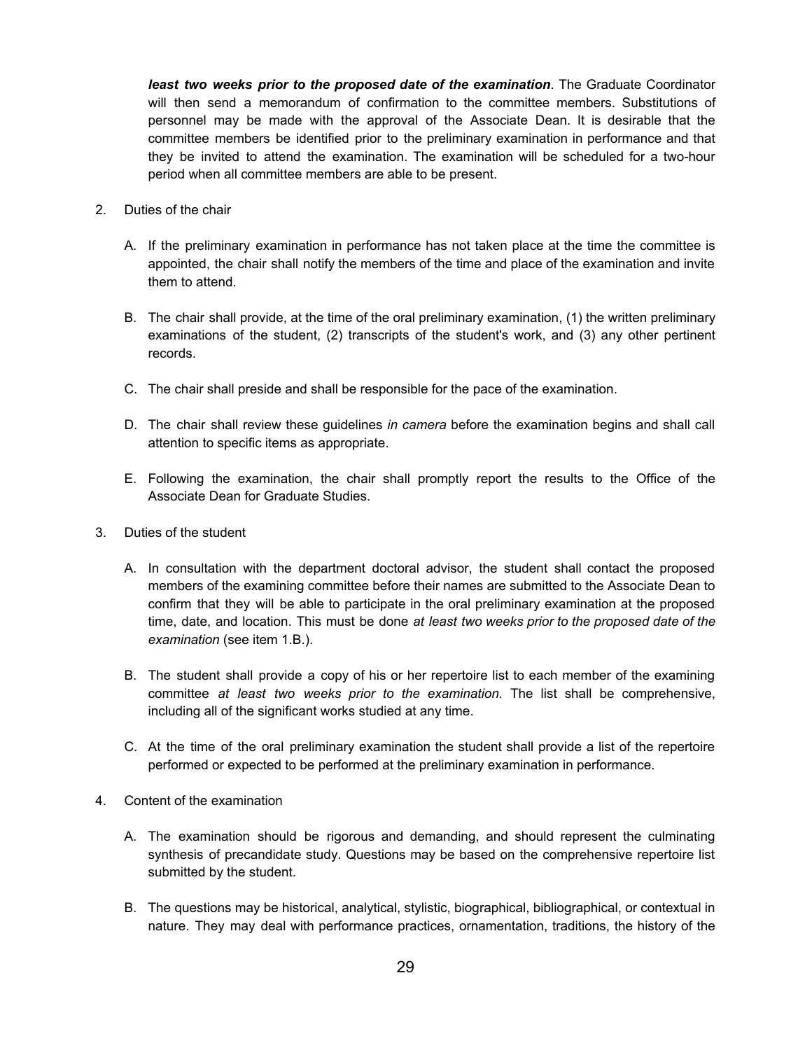***least two weeks prior to the proposed date of the examination***. The Graduate Coordinator will then send a memorandum of confirmation to the committee members. Substitutions of personnel may be made with the approval of the Associate Dean. It is desirable that the committee members be identified prior to the preliminary examination in performance and that they be invited to attend the examination. The examination will be scheduled for a two-hour period when all committee members are able to be present.

2. Duties of the chair

   A. If the preliminary examination in performance has not taken place at the time the committee is appointed, the chair shall notify the members of the time and place of the examination and invite them to attend.

   B. The chair shall provide, at the time of the oral preliminary examination, (1) the written preliminary examinations of the student, (2) transcripts of the student's work, and (3) any other pertinent records.

   C. The chair shall preside and shall be responsible for the pace of the examination.

   D. The chair shall review these guidelines *in camera* before the examination begins and shall call attention to specific items as appropriate.

   E. Following the examination, the chair shall promptly report the results to the Office of the Associate Dean for Graduate Studies.

3. Duties of the student

   A. In consultation with the department doctoral advisor, the student shall contact the proposed members of the examining committee before their names are submitted to the Associate Dean to confirm that they will be able to participate in the oral preliminary examination at the proposed time, date, and location. This must be done *at least two weeks prior to the proposed date of the examination* (see item 1.B.).

   B. The student shall provide a copy of his or her repertoire list to each member of the examining committee *at least two weeks prior to the examination.* The list shall be comprehensive, including all of the significant works studied at any time.

   C. At the time of the oral preliminary examination the student shall provide a list of the repertoire performed or expected to be performed at the preliminary examination in performance.

4. Content of the examination

   A. The examination should be rigorous and demanding, and should represent the culminating synthesis of precandidate study. Questions may be based on the comprehensive repertoire list submitted by the student.

   B. The questions may be historical, analytical, stylistic, biographical, bibliographical, or contextual in nature. They may deal with performance practices, ornamentation, traditions, the history of the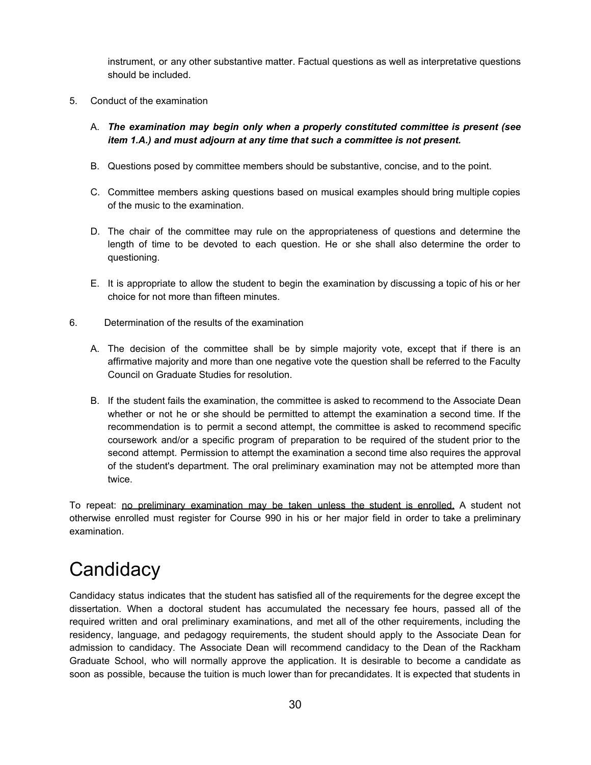instrument, or any other substantive matter. Factual questions as well as interpretative questions should be included.

5. Conduct of the examination

   A. ***The examination may begin only when a properly constituted committee is present (see item 1.A.) and must adjourn at any time that such a committee is not present.***

   B. Questions posed by committee members should be substantive, concise, and to the point.

   C. Committee members asking questions based on musical examples should bring multiple copies of the music to the examination.

   D. The chair of the committee may rule on the appropriateness of questions and determine the length of time to be devoted to each question. He or she shall also determine the order to questioning.

   E. It is appropriate to allow the student to begin the examination by discussing a topic of his or her choice for not more than fifteen minutes.

6. Determination of the results of the examination

   A. The decision of the committee shall be by simple majority vote, except that if there is an affirmative majority and more than one negative vote the question shall be referred to the Faculty Council on Graduate Studies for resolution.

   B. If the student fails the examination, the committee is asked to recommend to the Associate Dean whether or not he or she should be permitted to attempt the examination a second time. If the recommendation is to permit a second attempt, the committee is asked to recommend specific coursework and/or a specific program of preparation to be required of the student prior to the second attempt. Permission to attempt the examination a second time also requires the approval of the student's department. The oral preliminary examination may not be attempted more than twice.

To repeat: <u>no preliminary examination may be taken unless the student is enrolled.</u> A student not otherwise enrolled must register for Course 990 in his or her major field in order to take a preliminary examination.

# Candidacy

Candidacy status indicates that the student has satisfied all of the requirements for the degree except the dissertation. When a doctoral student has accumulated the necessary fee hours, passed all of the required written and oral preliminary examinations, and met all of the other requirements, including the residency, language, and pedagogy requirements, the student should apply to the Associate Dean for admission to candidacy. The Associate Dean will recommend candidacy to the Dean of the Rackham Graduate School, who will normally approve the application. It is desirable to become a candidate as soon as possible, because the tuition is much lower than for precandidates. It is expected that students in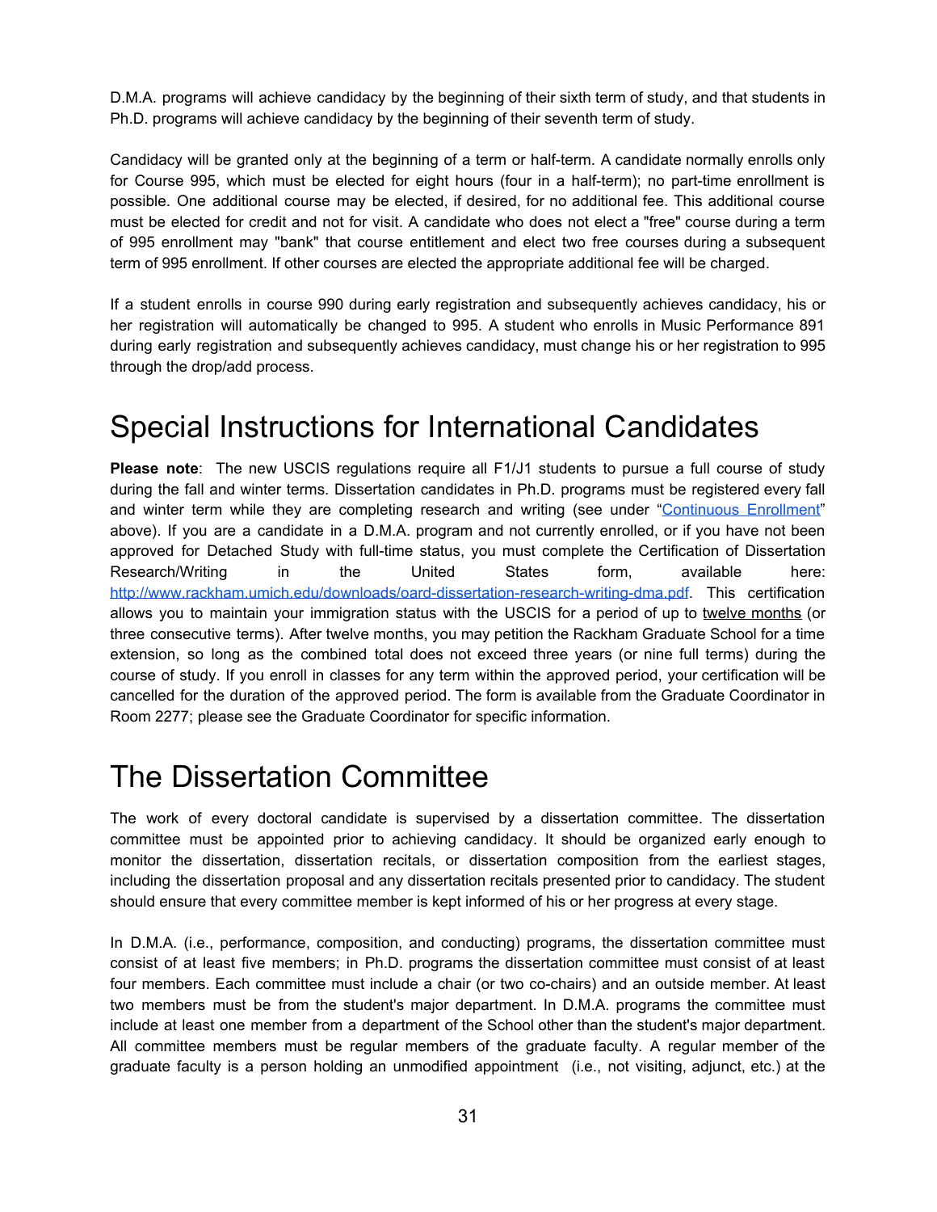D.M.A. programs will achieve candidacy by the beginning of their sixth term of study, and that students in Ph.D. programs will achieve candidacy by the beginning of their seventh term of study.

Candidacy will be granted only at the beginning of a term or half-term. A candidate normally enrolls only for Course 995, which must be elected for eight hours (four in a half-term); no part-time enrollment is possible. One additional course may be elected, if desired, for no additional fee. This additional course must be elected for credit and not for visit. A candidate who does not elect a "free" course during a term of 995 enrollment may "bank" that course entitlement and elect two free courses during a subsequent term of 995 enrollment. If other courses are elected the appropriate additional fee will be charged.

If a student enrolls in course 990 during early registration and subsequently achieves candidacy, his or her registration will automatically be changed to 995. A student who enrolls in Music Performance 891 during early registration and subsequently achieves candidacy, must change his or her registration to 995 through the drop/add process.

# Special Instructions for International Candidates

**Please note**: The new USCIS regulations require all F1/J1 students to pursue a full course of study during the fall and winter terms. Dissertation candidates in Ph.D. programs must be registered every fall and winter term while they are completing research and writing (see under "Continuous Enrollment" above). If you are a candidate in a D.M.A. program and not currently enrolled, or if you have not been approved for Detached Study with full-time status, you must complete the Certification of Dissertation Research/Writing in the United States form, available here: http://www.rackham.umich.edu/downloads/oard-dissertation-research-writing-dma.pdf. This certification allows you to maintain your immigration status with the USCIS for a period of up to twelve months (or three consecutive terms). After twelve months, you may petition the Rackham Graduate School for a time extension, so long as the combined total does not exceed three years (or nine full terms) during the course of study. If you enroll in classes for any term within the approved period, your certification will be cancelled for the duration of the approved period. The form is available from the Graduate Coordinator in Room 2277; please see the Graduate Coordinator for specific information.

# The Dissertation Committee

The work of every doctoral candidate is supervised by a dissertation committee. The dissertation committee must be appointed prior to achieving candidacy. It should be organized early enough to monitor the dissertation, dissertation recitals, or dissertation composition from the earliest stages, including the dissertation proposal and any dissertation recitals presented prior to candidacy. The student should ensure that every committee member is kept informed of his or her progress at every stage.

In D.M.A. (i.e., performance, composition, and conducting) programs, the dissertation committee must consist of at least five members; in Ph.D. programs the dissertation committee must consist of at least four members. Each committee must include a chair (or two co-chairs) and an outside member. At least two members must be from the student's major department. In D.M.A. programs the committee must include at least one member from a department of the School other than the student's major department. All committee members must be regular members of the graduate faculty. A regular member of the graduate faculty is a person holding an unmodified appointment (i.e., not visiting, adjunct, etc.) at the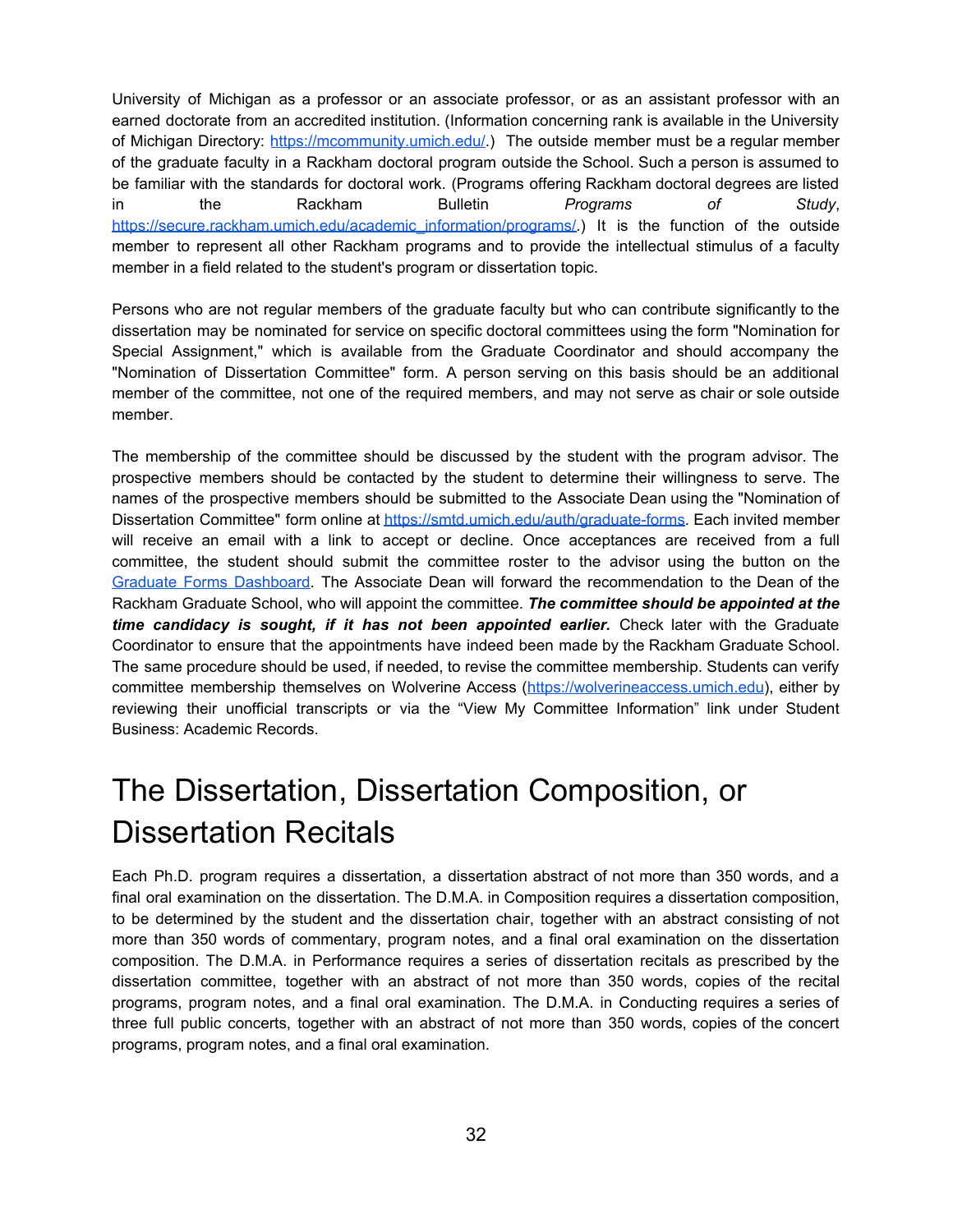University of Michigan as a professor or an associate professor, or as an assistant professor with an earned doctorate from an accredited institution. (Information concerning rank is available in the University of Michigan Directory: https://mcommunity.umich.edu/.) The outside member must be a regular member of the graduate faculty in a Rackham doctoral program outside the School. Such a person is assumed to be familiar with the standards for doctoral work. (Programs offering Rackham doctoral degrees are listed in the Rackham Bulletin *Programs of Study*, https://secure.rackham.umich.edu/academic_information/programs/.) It is the function of the outside member to represent all other Rackham programs and to provide the intellectual stimulus of a faculty member in a field related to the student's program or dissertation topic.

Persons who are not regular members of the graduate faculty but who can contribute significantly to the dissertation may be nominated for service on specific doctoral committees using the form "Nomination for Special Assignment," which is available from the Graduate Coordinator and should accompany the "Nomination of Dissertation Committee" form. A person serving on this basis should be an additional member of the committee, not one of the required members, and may not serve as chair or sole outside member.

The membership of the committee should be discussed by the student with the program advisor. The prospective members should be contacted by the student to determine their willingness to serve. The names of the prospective members should be submitted to the Associate Dean using the "Nomination of Dissertation Committee" form online at https://smtd.umich.edu/auth/graduate-forms. Each invited member will receive an email with a link to accept or decline. Once acceptances are received from a full committee, the student should submit the committee roster to the advisor using the button on the Graduate Forms Dashboard. The Associate Dean will forward the recommendation to the Dean of the Rackham Graduate School, who will appoint the committee. ***The committee should be appointed at the time candidacy is sought, if it has not been appointed earlier.*** Check later with the Graduate Coordinator to ensure that the appointments have indeed been made by the Rackham Graduate School. The same procedure should be used, if needed, to revise the committee membership. Students can verify committee membership themselves on Wolverine Access (https://wolverineaccess.umich.edu), either by reviewing their unofficial transcripts or via the "View My Committee Information" link under Student Business: Academic Records.

# The Dissertation, Dissertation Composition, or Dissertation Recitals

Each Ph.D. program requires a dissertation, a dissertation abstract of not more than 350 words, and a final oral examination on the dissertation. The D.M.A. in Composition requires a dissertation composition, to be determined by the student and the dissertation chair, together with an abstract consisting of not more than 350 words of commentary, program notes, and a final oral examination on the dissertation composition. The D.M.A. in Performance requires a series of dissertation recitals as prescribed by the dissertation committee, together with an abstract of not more than 350 words, copies of the recital programs, program notes, and a final oral examination. The D.M.A. in Conducting requires a series of three full public concerts, together with an abstract of not more than 350 words, copies of the concert programs, program notes, and a final oral examination.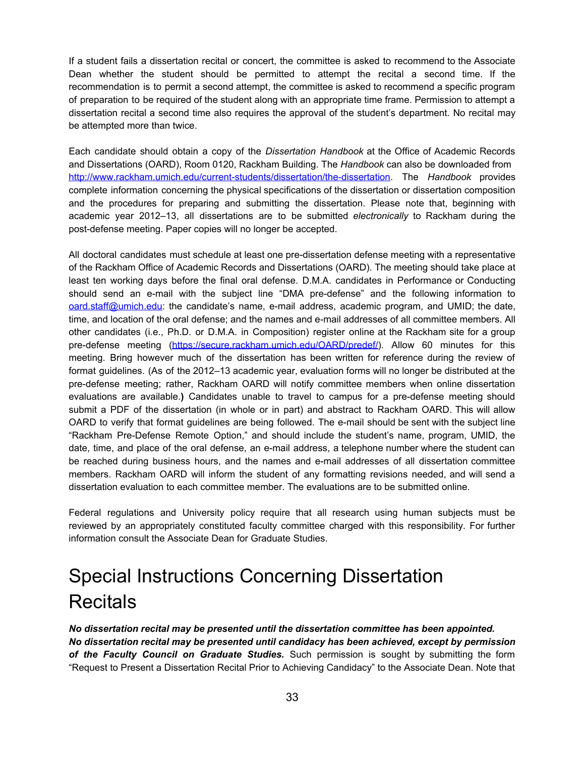If a student fails a dissertation recital or concert, the committee is asked to recommend to the Associate Dean whether the student should be permitted to attempt the recital a second time. If the recommendation is to permit a second attempt, the committee is asked to recommend a specific program of preparation to be required of the student along with an appropriate time frame. Permission to attempt a dissertation recital a second time also requires the approval of the student's department. No recital may be attempted more than twice.

Each candidate should obtain a copy of the *Dissertation Handbook* at the Office of Academic Records and Dissertations (OARD), Room 0120, Rackham Building. The *Handbook* can also be downloaded from [http://www.rackham.umich.edu/current-students/dissertation/the-dissertation](http://www.rackham.umich.edu/current-students/dissertation/the-dissertation). The *Handbook* provides complete information concerning the physical specifications of the dissertation or dissertation composition and the procedures for preparing and submitting the dissertation. Please note that, beginning with academic year 2012–13, all dissertations are to be submitted *electronically* to Rackham during the post-defense meeting. Paper copies will no longer be accepted.

All doctoral candidates must schedule at least one pre-dissertation defense meeting with a representative of the Rackham Office of Academic Records and Dissertations (OARD). The meeting should take place at least ten working days before the final oral defense. D.M.A. candidates in Performance or Conducting should send an e-mail with the subject line "DMA pre-defense" and the following information to [oard.staff@umich.edu](mailto:oard.staff@umich.edu): the candidate's name, e-mail address, academic program, and UMID; the date, time, and location of the oral defense; and the names and e-mail addresses of all committee members. All other candidates (i.e., Ph.D. or D.M.A. in Composition) register online at the Rackham site for a group pre-defense meeting ([https://secure.rackham.umich.edu/OARD/predef/](https://secure.rackham.umich.edu/OARD/predef/)). Allow 60 minutes for this meeting. Bring however much of the dissertation has been written for reference during the review of format guidelines. (As of the 2012–13 academic year, evaluation forms will no longer be distributed at the pre-defense meeting; rather, Rackham OARD will notify committee members when online dissertation evaluations are available.**)** Candidates unable to travel to campus for a pre-defense meeting should submit a PDF of the dissertation (in whole or in part) and abstract to Rackham OARD. This will allow OARD to verify that format guidelines are being followed. The e-mail should be sent with the subject line "Rackham Pre-Defense Remote Option," and should include the student's name, program, UMID, the date, time, and place of the oral defense, an e-mail address, a telephone number where the student can be reached during business hours, and the names and e-mail addresses of all dissertation committee members. Rackham OARD will inform the student of any formatting revisions needed, and will send a dissertation evaluation to each committee member. The evaluations are to be submitted online.

Federal regulations and University policy require that all research using human subjects must be reviewed by an appropriately constituted faculty committee charged with this responsibility. For further information consult the Associate Dean for Graduate Studies.

# Special Instructions Concerning Dissertation Recitals

***No dissertation recital may be presented until the dissertation committee has been appointed.***
***No dissertation recital may be presented until candidacy has been achieved, except by permission of the Faculty Council on Graduate Studies.*** Such permission is sought by submitting the form "Request to Present a Dissertation Recital Prior to Achieving Candidacy" to the Associate Dean. Note that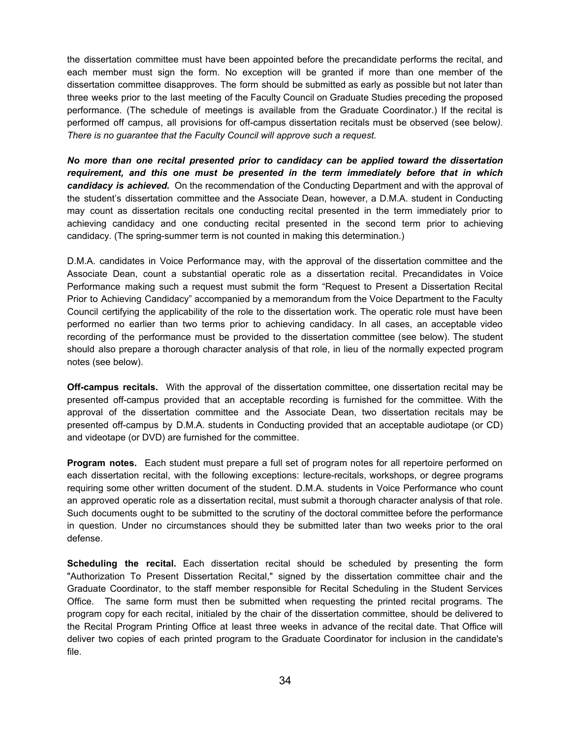the dissertation committee must have been appointed before the precandidate performs the recital, and each member must sign the form. No exception will be granted if more than one member of the dissertation committee disapproves. The form should be submitted as early as possible but not later than three weeks prior to the last meeting of the Faculty Council on Graduate Studies preceding the proposed performance. (The schedule of meetings is available from the Graduate Coordinator.) If the recital is performed off campus, all provisions for off-campus dissertation recitals must be observed (see below*). There is no guarantee that the Faculty Council will approve such a request.*

***No more than one recital presented prior to candidacy can be applied toward the dissertation requirement, and this one must be presented in the term immediately before that in which candidacy is achieved.*** On the recommendation of the Conducting Department and with the approval of the student's dissertation committee and the Associate Dean, however, a D.M.A. student in Conducting may count as dissertation recitals one conducting recital presented in the term immediately prior to achieving candidacy and one conducting recital presented in the second term prior to achieving candidacy. (The spring-summer term is not counted in making this determination.)

D.M.A. candidates in Voice Performance may, with the approval of the dissertation committee and the Associate Dean, count a substantial operatic role as a dissertation recital. Precandidates in Voice Performance making such a request must submit the form "Request to Present a Dissertation Recital Prior to Achieving Candidacy" accompanied by a memorandum from the Voice Department to the Faculty Council certifying the applicability of the role to the dissertation work. The operatic role must have been performed no earlier than two terms prior to achieving candidacy. In all cases, an acceptable video recording of the performance must be provided to the dissertation committee (see below). The student should also prepare a thorough character analysis of that role, in lieu of the normally expected program notes (see below).

**Off-campus recitals.** With the approval of the dissertation committee, one dissertation recital may be presented off-campus provided that an acceptable recording is furnished for the committee. With the approval of the dissertation committee and the Associate Dean, two dissertation recitals may be presented off-campus by D.M.A. students in Conducting provided that an acceptable audiotape (or CD) and videotape (or DVD) are furnished for the committee.

**Program notes.** Each student must prepare a full set of program notes for all repertoire performed on each dissertation recital, with the following exceptions: lecture-recitals, workshops, or degree programs requiring some other written document of the student. D.M.A. students in Voice Performance who count an approved operatic role as a dissertation recital, must submit a thorough character analysis of that role. Such documents ought to be submitted to the scrutiny of the doctoral committee before the performance in question. Under no circumstances should they be submitted later than two weeks prior to the oral defense.

**Scheduling the recital.** Each dissertation recital should be scheduled by presenting the form "Authorization To Present Dissertation Recital," signed by the dissertation committee chair and the Graduate Coordinator, to the staff member responsible for Recital Scheduling in the Student Services Office. The same form must then be submitted when requesting the printed recital programs. The program copy for each recital, initialed by the chair of the dissertation committee, should be delivered to the Recital Program Printing Office at least three weeks in advance of the recital date. That Office will deliver two copies of each printed program to the Graduate Coordinator for inclusion in the candidate's file.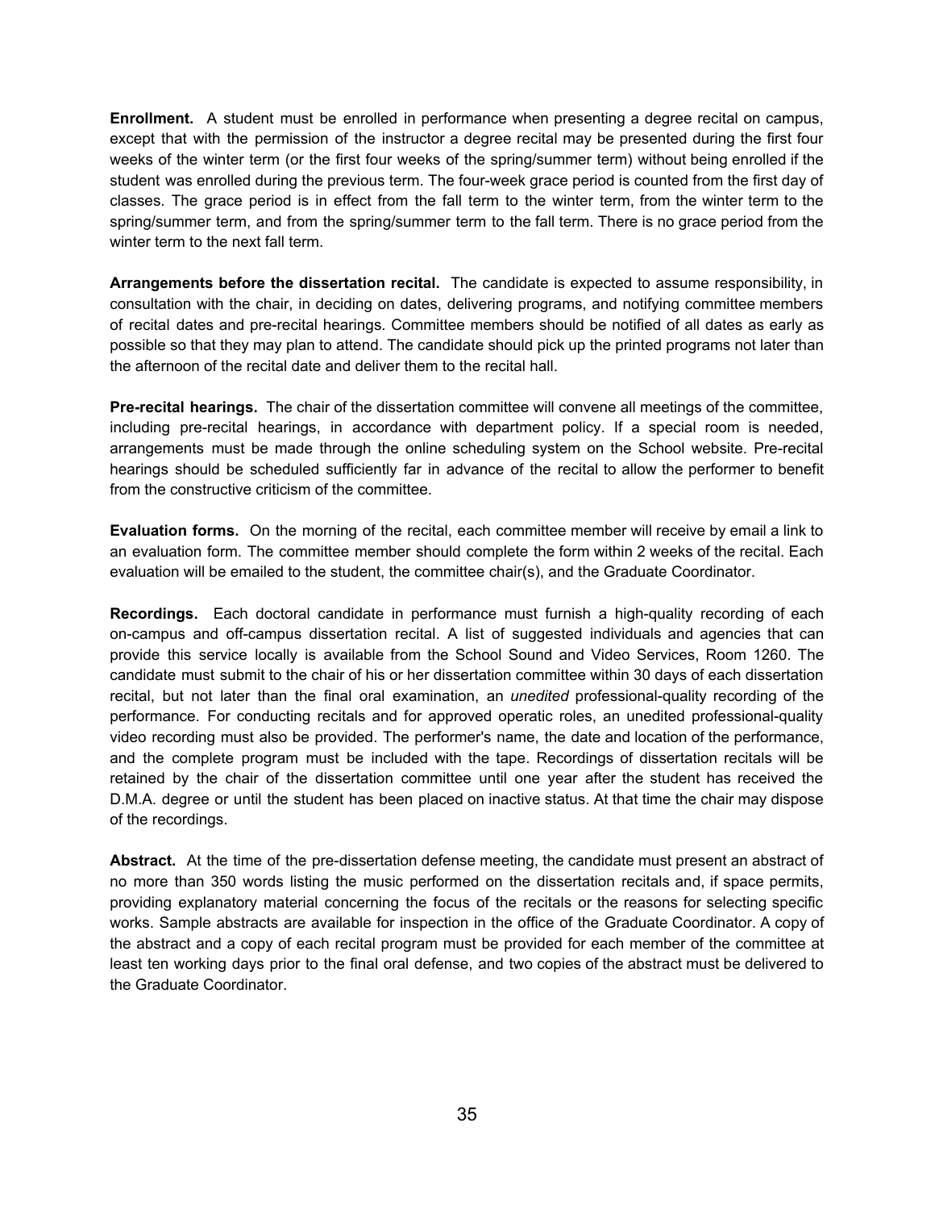**Enrollment.** A student must be enrolled in performance when presenting a degree recital on campus, except that with the permission of the instructor a degree recital may be presented during the first four weeks of the winter term (or the first four weeks of the spring/summer term) without being enrolled if the student was enrolled during the previous term. The four-week grace period is counted from the first day of classes. The grace period is in effect from the fall term to the winter term, from the winter term to the spring/summer term, and from the spring/summer term to the fall term. There is no grace period from the winter term to the next fall term.

**Arrangements before the dissertation recital.** The candidate is expected to assume responsibility, in consultation with the chair, in deciding on dates, delivering programs, and notifying committee members of recital dates and pre-recital hearings. Committee members should be notified of all dates as early as possible so that they may plan to attend. The candidate should pick up the printed programs not later than the afternoon of the recital date and deliver them to the recital hall.

**Pre-recital hearings.** The chair of the dissertation committee will convene all meetings of the committee, including pre-recital hearings, in accordance with department policy. If a special room is needed, arrangements must be made through the online scheduling system on the School website. Pre-recital hearings should be scheduled sufficiently far in advance of the recital to allow the performer to benefit from the constructive criticism of the committee.

**Evaluation forms.** On the morning of the recital, each committee member will receive by email a link to an evaluation form. The committee member should complete the form within 2 weeks of the recital. Each evaluation will be emailed to the student, the committee chair(s), and the Graduate Coordinator.

**Recordings.** Each doctoral candidate in performance must furnish a high-quality recording of each on-campus and off-campus dissertation recital. A list of suggested individuals and agencies that can provide this service locally is available from the School Sound and Video Services, Room 1260. The candidate must submit to the chair of his or her dissertation committee within 30 days of each dissertation recital, but not later than the final oral examination, an *unedited* professional-quality recording of the performance. For conducting recitals and for approved operatic roles, an unedited professional-quality video recording must also be provided. The performer's name, the date and location of the performance, and the complete program must be included with the tape. Recordings of dissertation recitals will be retained by the chair of the dissertation committee until one year after the student has received the D.M.A. degree or until the student has been placed on inactive status. At that time the chair may dispose of the recordings.

**Abstract.** At the time of the pre-dissertation defense meeting, the candidate must present an abstract of no more than 350 words listing the music performed on the dissertation recitals and, if space permits, providing explanatory material concerning the focus of the recitals or the reasons for selecting specific works. Sample abstracts are available for inspection in the office of the Graduate Coordinator. A copy of the abstract and a copy of each recital program must be provided for each member of the committee at least ten working days prior to the final oral defense, and two copies of the abstract must be delivered to the Graduate Coordinator.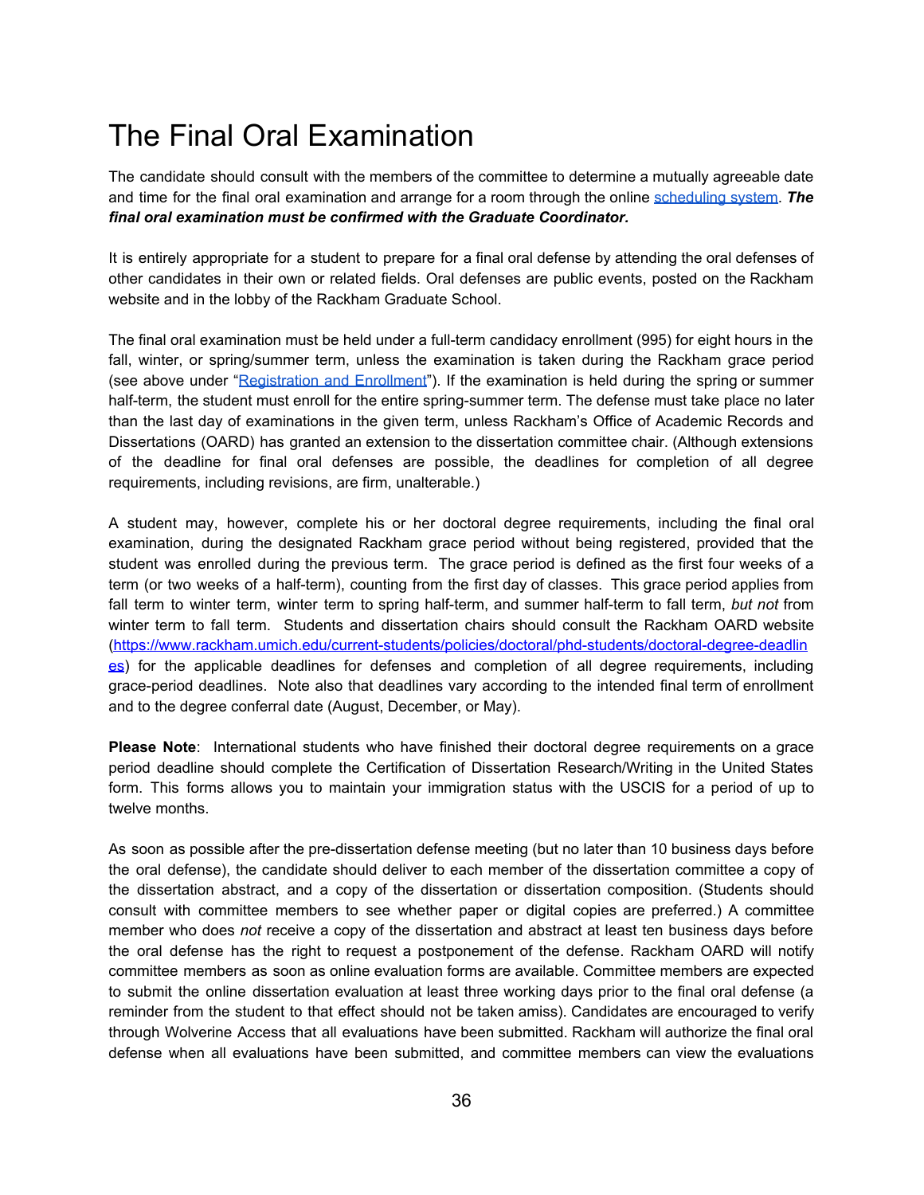# The Final Oral Examination

The candidate should consult with the members of the committee to determine a mutually agreeable date and time for the final oral examination and arrange for a room through the online [scheduling system](). ***The final oral examination must be confirmed with the Graduate Coordinator.***

It is entirely appropriate for a student to prepare for a final oral defense by attending the oral defenses of other candidates in their own or related fields. Oral defenses are public events, posted on the Rackham website and in the lobby of the Rackham Graduate School.

The final oral examination must be held under a full-term candidacy enrollment (995) for eight hours in the fall, winter, or spring/summer term, unless the examination is taken during the Rackham grace period (see above under "[Registration and Enrollment]()"). If the examination is held during the spring or summer half-term, the student must enroll for the entire spring-summer term. The defense must take place no later than the last day of examinations in the given term, unless Rackham's Office of Academic Records and Dissertations (OARD) has granted an extension to the dissertation committee chair. (Although extensions of the deadline for final oral defenses are possible, the deadlines for completion of all degree requirements, including revisions, are firm, unalterable.)

A student may, however, complete his or her doctoral degree requirements, including the final oral examination, during the designated Rackham grace period without being registered, provided that the student was enrolled during the previous term. The grace period is defined as the first four weeks of a term (or two weeks of a half-term), counting from the first day of classes. This grace period applies from fall term to winter term, winter term to spring half-term, and summer half-term to fall term, *but not* from winter term to fall term. Students and dissertation chairs should consult the Rackham OARD website ([https://www.rackham.umich.edu/current-students/policies/doctoral/phd-students/doctoral-degree-deadlines](https://www.rackham.umich.edu/current-students/policies/doctoral/phd-students/doctoral-degree-deadlines)) for the applicable deadlines for defenses and completion of all degree requirements, including grace-period deadlines. Note also that deadlines vary according to the intended final term of enrollment and to the degree conferral date (August, December, or May).

**Please Note**: International students who have finished their doctoral degree requirements on a grace period deadline should complete the Certification of Dissertation Research/Writing in the United States form. This forms allows you to maintain your immigration status with the USCIS for a period of up to twelve months.

As soon as possible after the pre-dissertation defense meeting (but no later than 10 business days before the oral defense), the candidate should deliver to each member of the dissertation committee a copy of the dissertation abstract, and a copy of the dissertation or dissertation composition. (Students should consult with committee members to see whether paper or digital copies are preferred.) A committee member who does *not* receive a copy of the dissertation and abstract at least ten business days before the oral defense has the right to request a postponement of the defense. Rackham OARD will notify committee members as soon as online evaluation forms are available. Committee members are expected to submit the online dissertation evaluation at least three working days prior to the final oral defense (a reminder from the student to that effect should not be taken amiss). Candidates are encouraged to verify through Wolverine Access that all evaluations have been submitted. Rackham will authorize the final oral defense when all evaluations have been submitted, and committee members can view the evaluations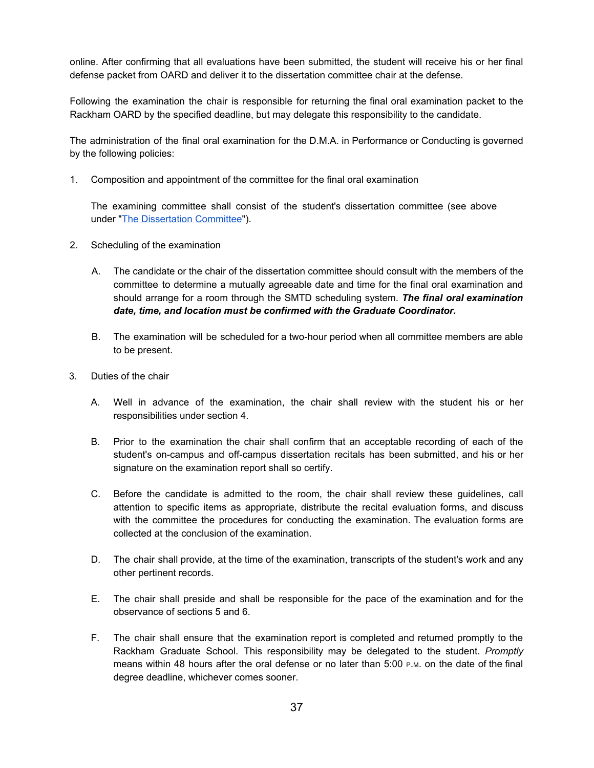online. After confirming that all evaluations have been submitted, the student will receive his or her final defense packet from OARD and deliver it to the dissertation committee chair at the defense.

Following the examination the chair is responsible for returning the final oral examination packet to the Rackham OARD by the specified deadline, but may delegate this responsibility to the candidate.

The administration of the final oral examination for the D.M.A. in Performance or Conducting is governed by the following policies:

1. Composition and appointment of the committee for the final oral examination

   The examining committee shall consist of the student's dissertation committee (see above under "[The Dissertation Committee]").

2. Scheduling of the examination

   A. The candidate or the chair of the dissertation committee should consult with the members of the committee to determine a mutually agreeable date and time for the final oral examination and should arrange for a room through the SMTD scheduling system. ***The final oral examination date, time, and location must be confirmed with the Graduate Coordinator.***

   B. The examination will be scheduled for a two-hour period when all committee members are able to be present.

3. Duties of the chair

   A. Well in advance of the examination, the chair shall review with the student his or her responsibilities under section 4.

   B. Prior to the examination the chair shall confirm that an acceptable recording of each of the student's on-campus and off-campus dissertation recitals has been submitted, and his or her signature on the examination report shall so certify.

   C. Before the candidate is admitted to the room, the chair shall review these guidelines, call attention to specific items as appropriate, distribute the recital evaluation forms, and discuss with the committee the procedures for conducting the examination. The evaluation forms are collected at the conclusion of the examination.

   D. The chair shall provide, at the time of the examination, transcripts of the student's work and any other pertinent records.

   E. The chair shall preside and shall be responsible for the pace of the examination and for the observance of sections 5 and 6.

   F. The chair shall ensure that the examination report is completed and returned promptly to the Rackham Graduate School. This responsibility may be delegated to the student. *Promptly* means within 48 hours after the oral defense or no later than 5:00 P.M. on the date of the final degree deadline, whichever comes sooner.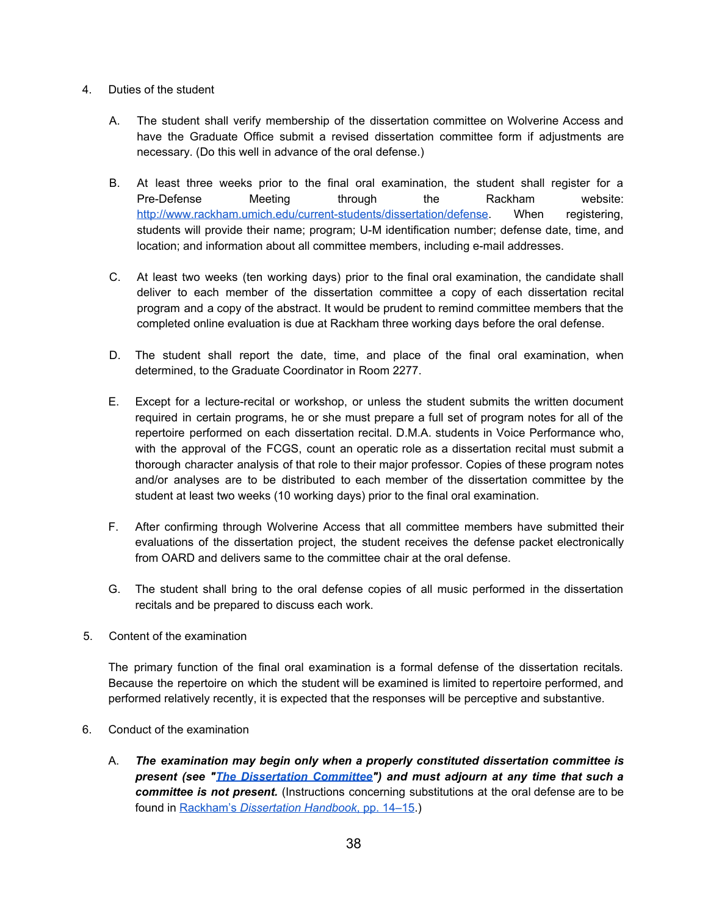4. Duties of the student

   A. The student shall verify membership of the dissertation committee on Wolverine Access and have the Graduate Office submit a revised dissertation committee form if adjustments are necessary. (Do this well in advance of the oral defense.)

   B. At least three weeks prior to the final oral examination, the student shall register for a Pre-Defense Meeting through the Rackham website: [http://www.rackham.umich.edu/current-students/dissertation/defense](http://www.rackham.umich.edu/current-students/dissertation/defense). When registering, students will provide their name; program; U-M identification number; defense date, time, and location; and information about all committee members, including e-mail addresses.

   C. At least two weeks (ten working days) prior to the final oral examination, the candidate shall deliver to each member of the dissertation committee a copy of each dissertation recital program and a copy of the abstract. It would be prudent to remind committee members that the completed online evaluation is due at Rackham three working days before the oral defense.

   D. The student shall report the date, time, and place of the final oral examination, when determined, to the Graduate Coordinator in Room 2277.

   E. Except for a lecture-recital or workshop, or unless the student submits the written document required in certain programs, he or she must prepare a full set of program notes for all of the repertoire performed on each dissertation recital. D.M.A. students in Voice Performance who, with the approval of the FCGS, count an operatic role as a dissertation recital must submit a thorough character analysis of that role to their major professor. Copies of these program notes and/or analyses are to be distributed to each member of the dissertation committee by the student at least two weeks (10 working days) prior to the final oral examination.

   F. After confirming through Wolverine Access that all committee members have submitted their evaluations of the dissertation project, the student receives the defense packet electronically from OARD and delivers same to the committee chair at the oral defense.

   G. The student shall bring to the oral defense copies of all music performed in the dissertation recitals and be prepared to discuss each work.

5. Content of the examination

   The primary function of the final oral examination is a formal defense of the dissertation recitals. Because the repertoire on which the student will be examined is limited to repertoire performed, and performed relatively recently, it is expected that the responses will be perceptive and substantive.

6. Conduct of the examination

   A. ***The examination may begin only when a properly constituted dissertation committee is present (see "[The Dissertation Committee](#)") and must adjourn at any time that such a committee is not present.*** (Instructions concerning substitutions at the oral defense are to be found in [Rackham's *Dissertation Handbook*, pp. 14–15](#).)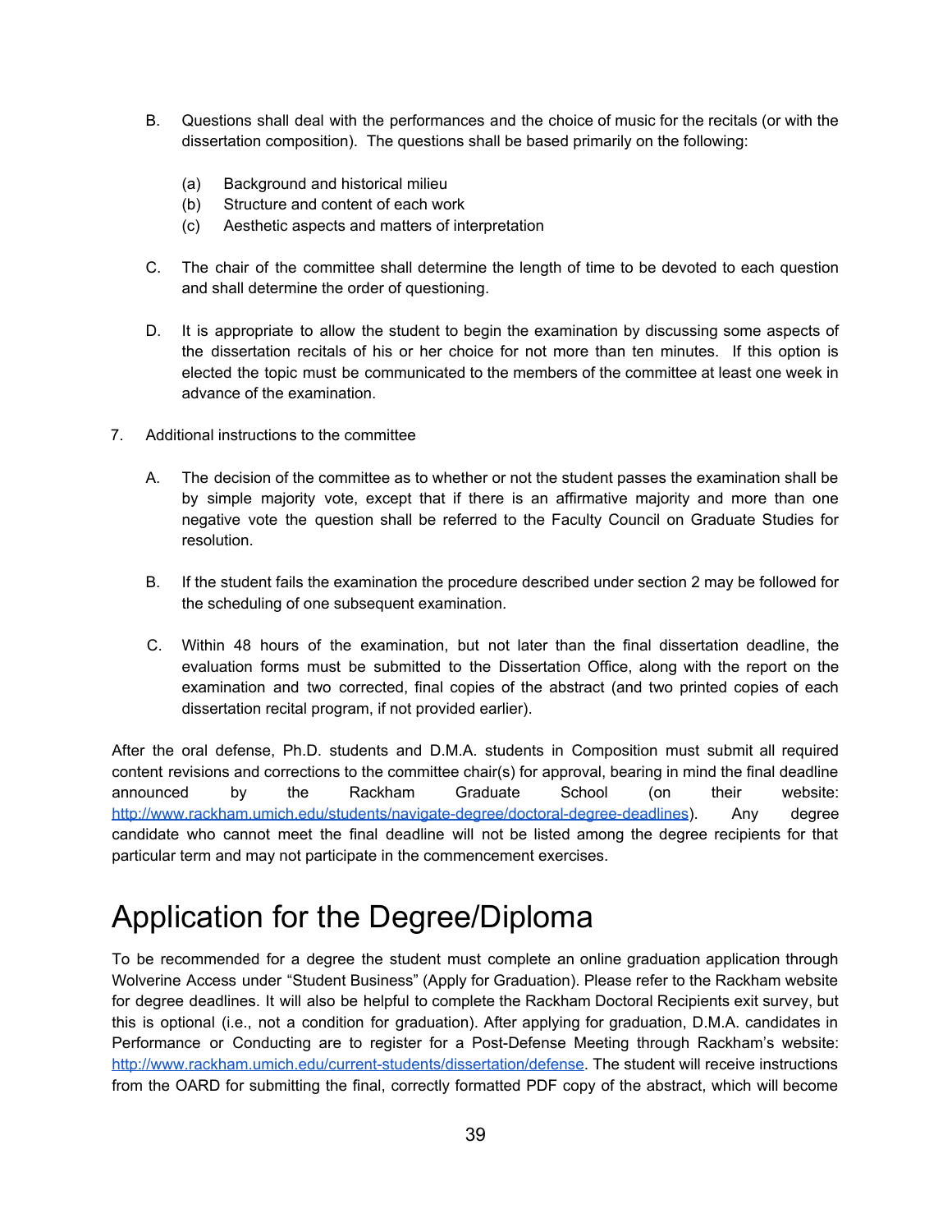B. Questions shall deal with the performances and the choice of music for the recitals (or with the dissertation composition). The questions shall be based primarily on the following:

   (a) Background and historical milieu
   (b) Structure and content of each work
   (c) Aesthetic aspects and matters of interpretation

C. The chair of the committee shall determine the length of time to be devoted to each question and shall determine the order of questioning.

D. It is appropriate to allow the student to begin the examination by discussing some aspects of the dissertation recitals of his or her choice for not more than ten minutes. If this option is elected the topic must be communicated to the members of the committee at least one week in advance of the examination.

7. Additional instructions to the committee

   A. The decision of the committee as to whether or not the student passes the examination shall be by simple majority vote, except that if there is an affirmative majority and more than one negative vote the question shall be referred to the Faculty Council on Graduate Studies for resolution.

   B. If the student fails the examination the procedure described under section 2 may be followed for the scheduling of one subsequent examination.

   C. Within 48 hours of the examination, but not later than the final dissertation deadline, the evaluation forms must be submitted to the Dissertation Office, along with the report on the examination and two corrected, final copies of the abstract (and two printed copies of each dissertation recital program, if not provided earlier).

After the oral defense, Ph.D. students and D.M.A. students in Composition must submit all required content revisions and corrections to the committee chair(s) for approval, bearing in mind the final deadline announced by the Rackham Graduate School (on their website: http://www.rackham.umich.edu/students/navigate-degree/doctoral-degree-deadlines). Any degree candidate who cannot meet the final deadline will not be listed among the degree recipients for that particular term and may not participate in the commencement exercises.

# Application for the Degree/Diploma

To be recommended for a degree the student must complete an online graduation application through Wolverine Access under "Student Business" (Apply for Graduation). Please refer to the Rackham website for degree deadlines. It will also be helpful to complete the Rackham Doctoral Recipients exit survey, but this is optional (i.e., not a condition for graduation). After applying for graduation, D.M.A. candidates in Performance or Conducting are to register for a Post-Defense Meeting through Rackham's website: http://www.rackham.umich.edu/current-students/dissertation/defense. The student will receive instructions from the OARD for submitting the final, correctly formatted PDF copy of the abstract, which will become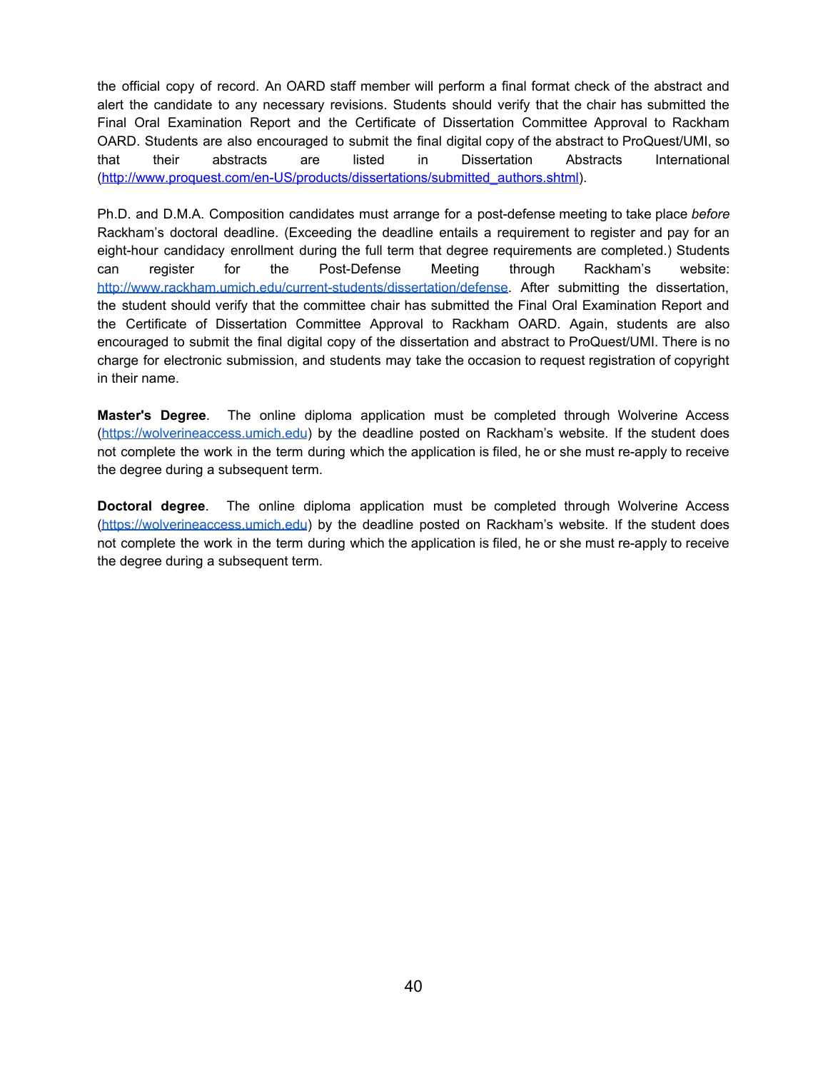the official copy of record. An OARD staff member will perform a final format check of the abstract and alert the candidate to any necessary revisions. Students should verify that the chair has submitted the Final Oral Examination Report and the Certificate of Dissertation Committee Approval to Rackham OARD. Students are also encouraged to submit the final digital copy of the abstract to ProQuest/UMI, so that their abstracts are listed in Dissertation Abstracts International (http://www.proquest.com/en-US/products/dissertations/submitted_authors.shtml).

Ph.D. and D.M.A. Composition candidates must arrange for a post-defense meeting to take place *before* Rackham's doctoral deadline. (Exceeding the deadline entails a requirement to register and pay for an eight-hour candidacy enrollment during the full term that degree requirements are completed.) Students can register for the Post-Defense Meeting through Rackham's website: http://www.rackham.umich.edu/current-students/dissertation/defense. After submitting the dissertation, the student should verify that the committee chair has submitted the Final Oral Examination Report and the Certificate of Dissertation Committee Approval to Rackham OARD. Again, students are also encouraged to submit the final digital copy of the dissertation and abstract to ProQuest/UMI. There is no charge for electronic submission, and students may take the occasion to request registration of copyright in their name.

**Master's Degree**. The online diploma application must be completed through Wolverine Access (https://wolverineaccess.umich.edu) by the deadline posted on Rackham's website. If the student does not complete the work in the term during which the application is filed, he or she must re-apply to receive the degree during a subsequent term.

**Doctoral degree**. The online diploma application must be completed through Wolverine Access (https://wolverineaccess.umich.edu) by the deadline posted on Rackham's website. If the student does not complete the work in the term during which the application is filed, he or she must re-apply to receive the degree during a subsequent term.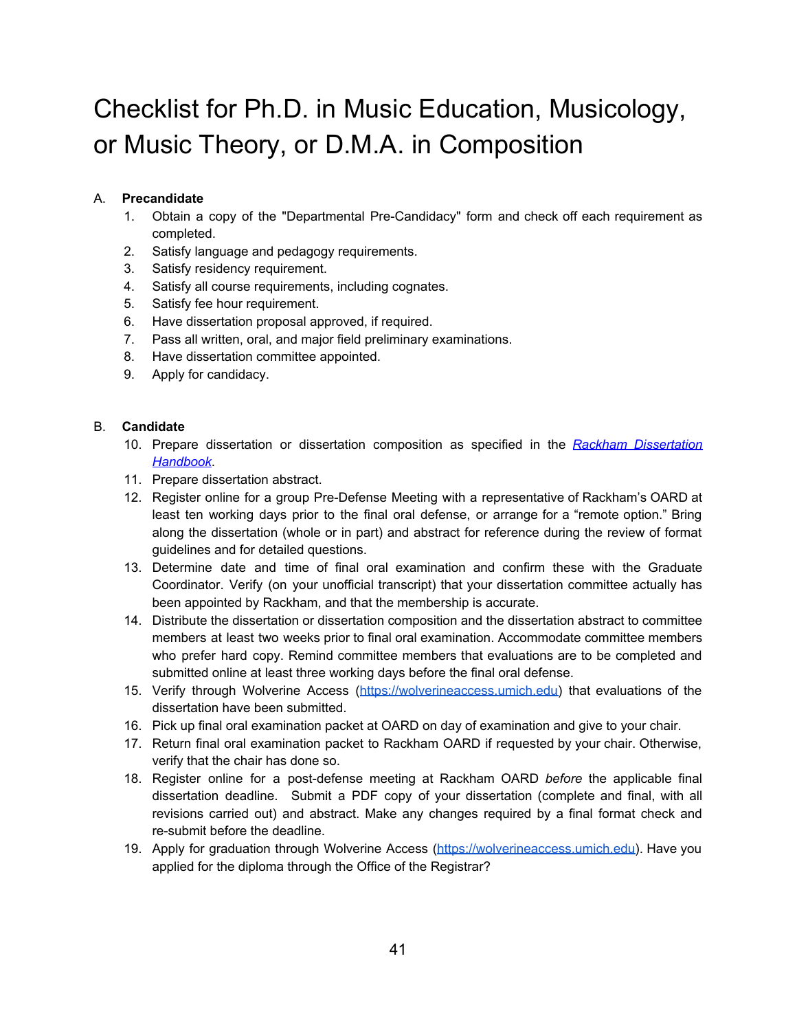# Checklist for Ph.D. in Music Education, Musicology, or Music Theory, or D.M.A. in Composition

A. **Precandidate**

1. Obtain a copy of the "Departmental Pre-Candidacy" form and check off each requirement as completed.
2. Satisfy language and pedagogy requirements.
3. Satisfy residency requirement.
4. Satisfy all course requirements, including cognates.
5. Satisfy fee hour requirement.
6. Have dissertation proposal approved, if required.
7. Pass all written, oral, and major field preliminary examinations.
8. Have dissertation committee appointed.
9. Apply for candidacy.

B. **Candidate**

10. Prepare dissertation or dissertation composition as specified in the [*Rackham Dissertation Handbook*](#).
11. Prepare dissertation abstract.
12. Register online for a group Pre-Defense Meeting with a representative of Rackham's OARD at least ten working days prior to the final oral defense, or arrange for a "remote option." Bring along the dissertation (whole or in part) and abstract for reference during the review of format guidelines and for detailed questions.
13. Determine date and time of final oral examination and confirm these with the Graduate Coordinator. Verify (on your unofficial transcript) that your dissertation committee actually has been appointed by Rackham, and that the membership is accurate.
14. Distribute the dissertation or dissertation composition and the dissertation abstract to committee members at least two weeks prior to final oral examination. Accommodate committee members who prefer hard copy. Remind committee members that evaluations are to be completed and submitted online at least three working days before the final oral defense.
15. Verify through Wolverine Access (https://wolverineaccess.umich.edu) that evaluations of the dissertation have been submitted.
16. Pick up final oral examination packet at OARD on day of examination and give to your chair.
17. Return final oral examination packet to Rackham OARD if requested by your chair. Otherwise, verify that the chair has done so.
18. Register online for a post-defense meeting at Rackham OARD *before* the applicable final dissertation deadline. Submit a PDF copy of your dissertation (complete and final, with all revisions carried out) and abstract. Make any changes required by a final format check and re-submit before the deadline.
19. Apply for graduation through Wolverine Access (https://wolverineaccess.umich.edu). Have you applied for the diploma through the Office of the Registrar?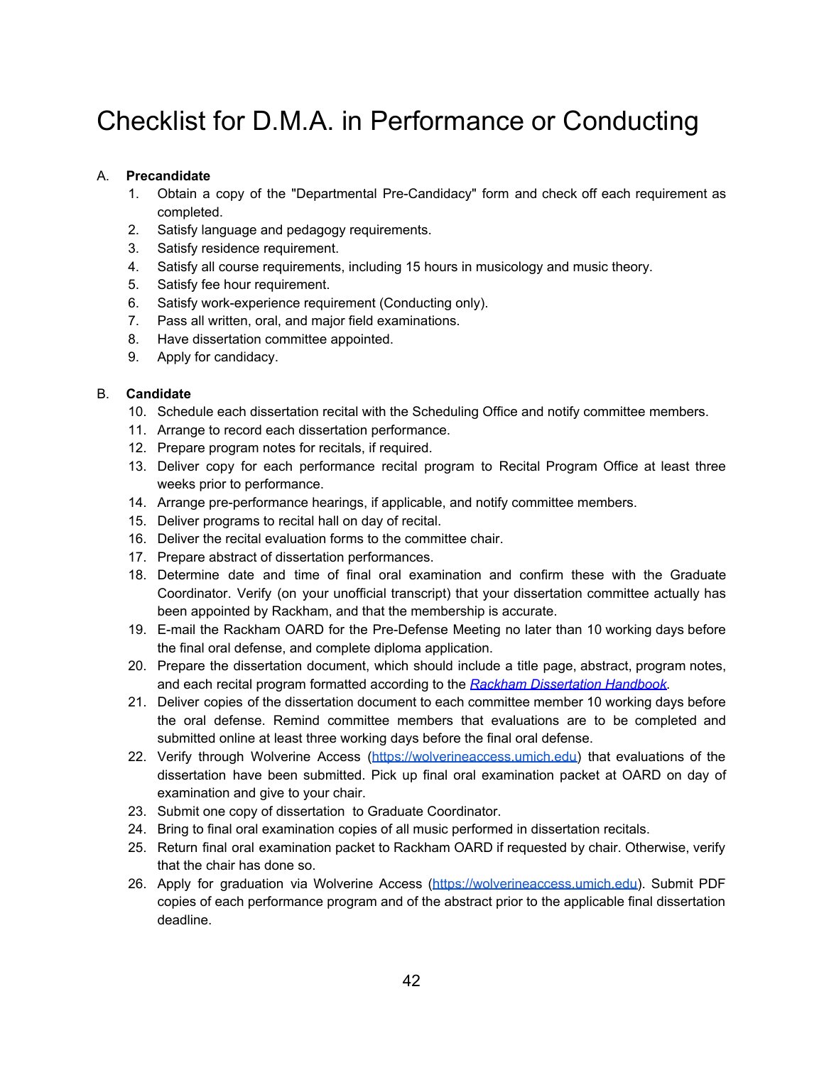# Checklist for D.M.A. in Performance or Conducting

A. **Precandidate**

1. Obtain a copy of the "Departmental Pre-Candidacy" form and check off each requirement as completed.
2. Satisfy language and pedagogy requirements.
3. Satisfy residence requirement.
4. Satisfy all course requirements, including 15 hours in musicology and music theory.
5. Satisfy fee hour requirement.
6. Satisfy work-experience requirement (Conducting only).
7. Pass all written, oral, and major field examinations.
8. Have dissertation committee appointed.
9. Apply for candidacy.

B. **Candidate**

10. Schedule each dissertation recital with the Scheduling Office and notify committee members.
11. Arrange to record each dissertation performance.
12. Prepare program notes for recitals, if required.
13. Deliver copy for each performance recital program to Recital Program Office at least three weeks prior to performance.
14. Arrange pre-performance hearings, if applicable, and notify committee members.
15. Deliver programs to recital hall on day of recital.
16. Deliver the recital evaluation forms to the committee chair.
17. Prepare abstract of dissertation performances.
18. Determine date and time of final oral examination and confirm these with the Graduate Coordinator. Verify (on your unofficial transcript) that your dissertation committee actually has been appointed by Rackham, and that the membership is accurate.
19. E-mail the Rackham OARD for the Pre-Defense Meeting no later than 10 working days before the final oral defense, and complete diploma application.
20. Prepare the dissertation document, which should include a title page, abstract, program notes, and each recital program formatted according to the [*Rackham Dissertation Handbook*](#).
21. Deliver copies of the dissertation document to each committee member 10 working days before the oral defense. Remind committee members that evaluations are to be completed and submitted online at least three working days before the final oral defense.
22. Verify through Wolverine Access (https://wolverineaccess.umich.edu) that evaluations of the dissertation have been submitted. Pick up final oral examination packet at OARD on day of examination and give to your chair.
23. Submit one copy of dissertation to Graduate Coordinator.
24. Bring to final oral examination copies of all music performed in dissertation recitals.
25. Return final oral examination packet to Rackham OARD if requested by chair. Otherwise, verify that the chair has done so.
26. Apply for graduation via Wolverine Access (https://wolverineaccess.umich.edu). Submit PDF copies of each performance program and of the abstract prior to the applicable final dissertation deadline.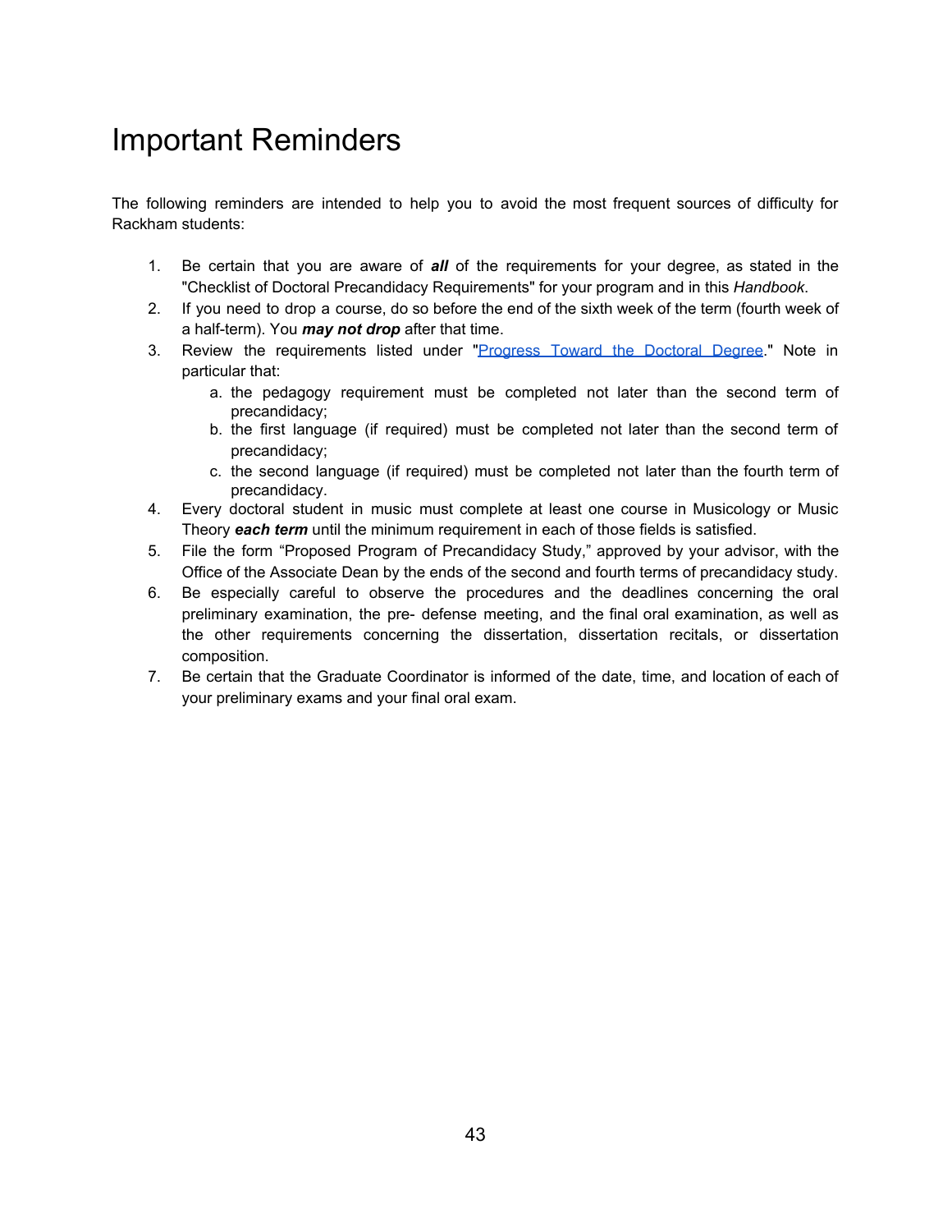# Important Reminders

The following reminders are intended to help you to avoid the most frequent sources of difficulty for Rackham students:

1. Be certain that you are aware of ***all*** of the requirements for your degree, as stated in the "Checklist of Doctoral Precandidacy Requirements" for your program and in this *Handbook*.
2. If you need to drop a course, do so before the end of the sixth week of the term (fourth week of a half-term). You ***may not drop*** after that time.
3. Review the requirements listed under "[Progress Toward the Doctoral Degree](#)." Note in particular that:
   a. the pedagogy requirement must be completed not later than the second term of precandidacy;
   b. the first language (if required) must be completed not later than the second term of precandidacy;
   c. the second language (if required) must be completed not later than the fourth term of precandidacy.
4. Every doctoral student in music must complete at least one course in Musicology or Music Theory ***each term*** until the minimum requirement in each of those fields is satisfied.
5. File the form "Proposed Program of Precandidacy Study," approved by your advisor, with the Office of the Associate Dean by the ends of the second and fourth terms of precandidacy study.
6. Be especially careful to observe the procedures and the deadlines concerning the oral preliminary examination, the pre- defense meeting, and the final oral examination, as well as the other requirements concerning the dissertation, dissertation recitals, or dissertation composition.
7. Be certain that the Graduate Coordinator is informed of the date, time, and location of each of your preliminary exams and your final oral exam.